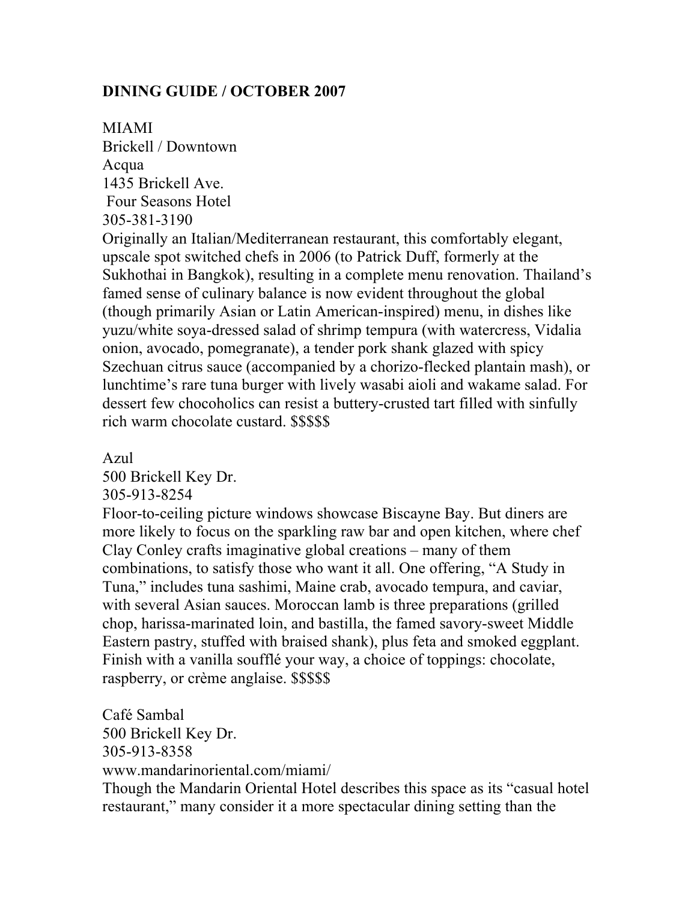**DINING GUIDE / OCTOBER 2007**

MIAMI

Brickell / Downtown

Acqua
1435 Brickell Ave.
Four Seasons Hotel
305-381-3190
Originally an Italian/Mediterranean restaurant, this comfortably elegant, upscale spot switched chefs in 2006 (to Patrick Duff, formerly at the Sukhothai in Bangkok), resulting in a complete menu renovation. Thailand's famed sense of culinary balance is now evident throughout the global (though primarily Asian or Latin American-inspired) menu, in dishes like yuzu/white soya-dressed salad of shrimp tempura (with watercress, Vidalia onion, avocado, pomegranate), a tender pork shank glazed with spicy Szechuan citrus sauce (accompanied by a chorizo-flecked plantain mash), or lunchtime's rare tuna burger with lively wasabi aioli and wakame salad. For dessert few chocoholics can resist a buttery-crusted tart filled with sinfully rich warm chocolate custard. $$$$$

Azul
500 Brickell Key Dr.
305-913-8254
Floor-to-ceiling picture windows showcase Biscayne Bay. But diners are more likely to focus on the sparkling raw bar and open kitchen, where chef Clay Conley crafts imaginative global creations – many of them combinations, to satisfy those who want it all. One offering, "A Study in Tuna," includes tuna sashimi, Maine crab, avocado tempura, and caviar, with several Asian sauces. Moroccan lamb is three preparations (grilled chop, harissa-marinated loin, and bastilla, the famed savory-sweet Middle Eastern pastry, stuffed with braised shank), plus feta and smoked eggplant. Finish with a vanilla soufflé your way, a choice of toppings: chocolate, raspberry, or crème anglaise. $$$$$

Café Sambal
500 Brickell Key Dr.
305-913-8358
www.mandarinoriental.com/miami/
Though the Mandarin Oriental Hotel describes this space as its "casual hotel restaurant," many consider it a more spectacular dining setting than the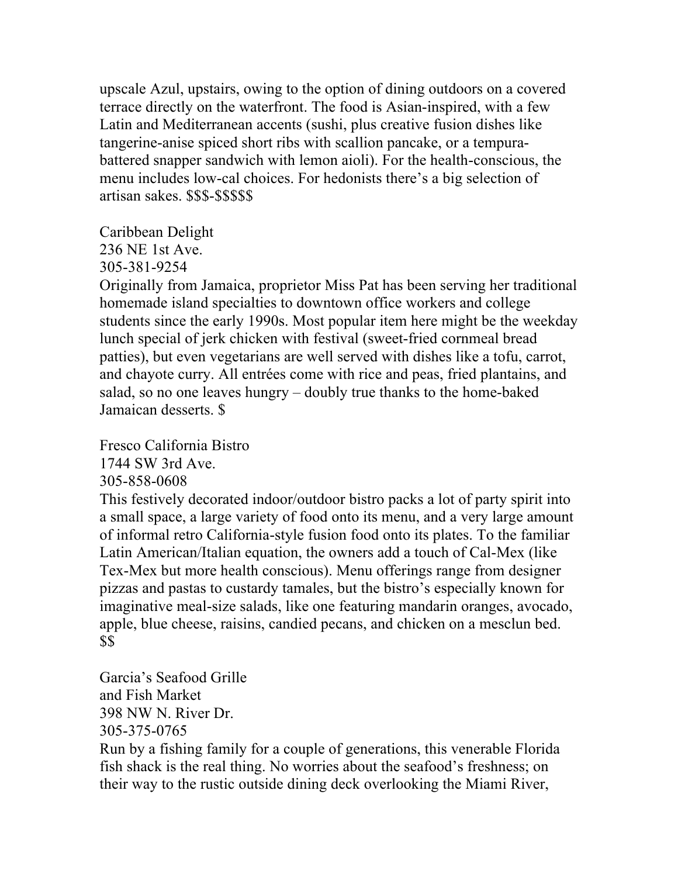upscale Azul, upstairs, owing to the option of dining outdoors on a covered terrace directly on the waterfront. The food is Asian-inspired, with a few Latin and Mediterranean accents (sushi, plus creative fusion dishes like tangerine-anise spiced short ribs with scallion pancake, or a tempura-battered snapper sandwich with lemon aioli). For the health-conscious, the menu includes low-cal choices. For hedonists there's a big selection of artisan sakes. $$$-$$$$$

Caribbean Delight
236 NE 1st Ave.
305-381-9254
Originally from Jamaica, proprietor Miss Pat has been serving her traditional homemade island specialties to downtown office workers and college students since the early 1990s. Most popular item here might be the weekday lunch special of jerk chicken with festival (sweet-fried cornmeal bread patties), but even vegetarians are well served with dishes like a tofu, carrot, and chayote curry. All entrées come with rice and peas, fried plantains, and salad, so no one leaves hungry – doubly true thanks to the home-baked Jamaican desserts. $

Fresco California Bistro
1744 SW 3rd Ave.
305-858-0608
This festively decorated indoor/outdoor bistro packs a lot of party spirit into a small space, a large variety of food onto its menu, and a very large amount of informal retro California-style fusion food onto its plates. To the familiar Latin American/Italian equation, the owners add a touch of Cal-Mex (like Tex-Mex but more health conscious). Menu offerings range from designer pizzas and pastas to custardy tamales, but the bistro's especially known for imaginative meal-size salads, like one featuring mandarin oranges, avocado, apple, blue cheese, raisins, candied pecans, and chicken on a mesclun bed. $$

Garcia's Seafood Grille
and Fish Market
398 NW N. River Dr.
305-375-0765
Run by a fishing family for a couple of generations, this venerable Florida fish shack is the real thing. No worries about the seafood's freshness; on their way to the rustic outside dining deck overlooking the Miami River,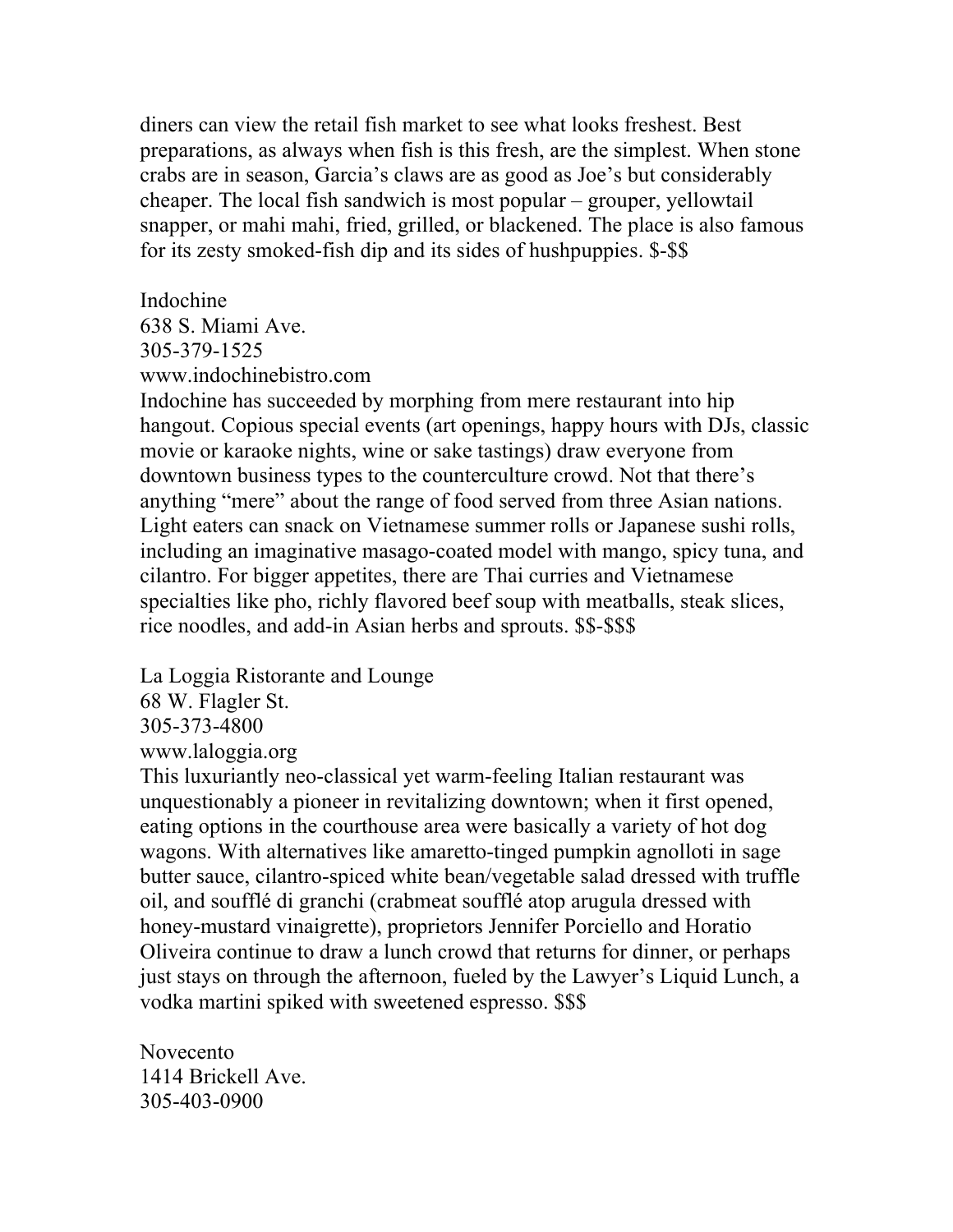diners can view the retail fish market to see what looks freshest. Best preparations, as always when fish is this fresh, are the simplest. When stone crabs are in season, Garcia's claws are as good as Joe's but considerably cheaper. The local fish sandwich is most popular – grouper, yellowtail snapper, or mahi mahi, fried, grilled, or blackened. The place is also famous for its zesty smoked-fish dip and its sides of hushpuppies. $-$$

Indochine
638 S. Miami Ave.
305-379-1525
www.indochinebistro.com
Indochine has succeeded by morphing from mere restaurant into hip hangout. Copious special events (art openings, happy hours with DJs, classic movie or karaoke nights, wine or sake tastings) draw everyone from downtown business types to the counterculture crowd. Not that there's anything "mere" about the range of food served from three Asian nations. Light eaters can snack on Vietnamese summer rolls or Japanese sushi rolls, including an imaginative masago-coated model with mango, spicy tuna, and cilantro. For bigger appetites, there are Thai curries and Vietnamese specialties like pho, richly flavored beef soup with meatballs, steak slices, rice noodles, and add-in Asian herbs and sprouts. $$-$$$

La Loggia Ristorante and Lounge
68 W. Flagler St.
305-373-4800
www.laloggia.org
This luxuriantly neo-classical yet warm-feeling Italian restaurant was unquestionably a pioneer in revitalizing downtown; when it first opened, eating options in the courthouse area were basically a variety of hot dog wagons. With alternatives like amaretto-tinged pumpkin agnolloti in sage butter sauce, cilantro-spiced white bean/vegetable salad dressed with truffle oil, and soufflé di granchi (crabmeat soufflé atop arugula dressed with honey-mustard vinaigrette), proprietors Jennifer Porciello and Horatio Oliveira continue to draw a lunch crowd that returns for dinner, or perhaps just stays on through the afternoon, fueled by the Lawyer's Liquid Lunch, a vodka martini spiked with sweetened espresso. $$$

Novecento
1414 Brickell Ave.
305-403-0900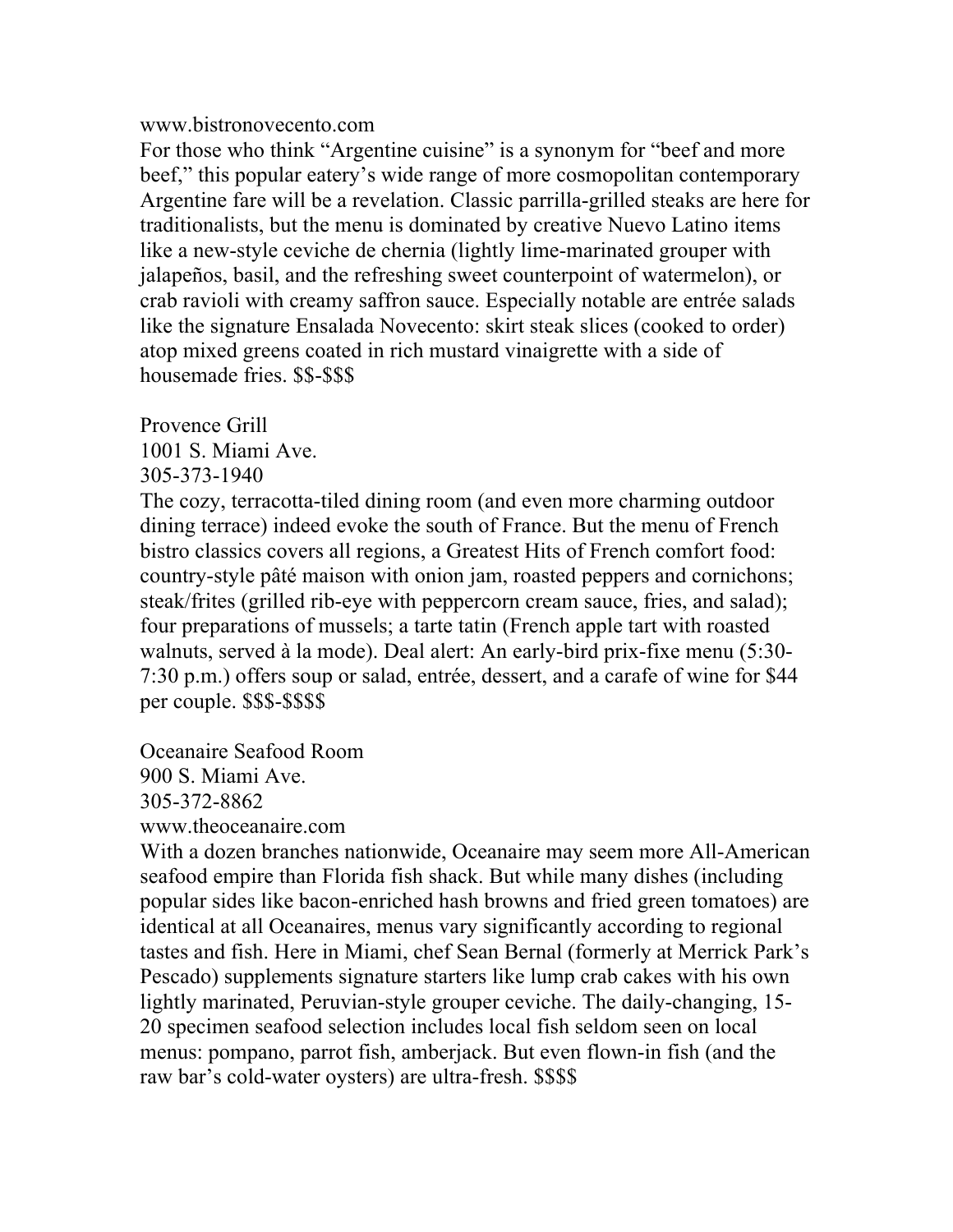www.bistronovecento.com

For those who think “Argentine cuisine” is a synonym for “beef and more beef,” this popular eatery’s wide range of more cosmopolitan contemporary Argentine fare will be a revelation. Classic parrilla-grilled steaks are here for traditionalists, but the menu is dominated by creative Nuevo Latino items like a new-style ceviche de chernia (lightly lime-marinated grouper with jalapeños, basil, and the refreshing sweet counterpoint of watermelon), or crab ravioli with creamy saffron sauce. Especially notable are entrée salads like the signature Ensalada Novecento: skirt steak slices (cooked to order) atop mixed greens coated in rich mustard vinaigrette with a side of housemade fries. $$-$$$

Provence Grill
1001 S. Miami Ave.
305-373-1940

The cozy, terracotta-tiled dining room (and even more charming outdoor dining terrace) indeed evoke the south of France. But the menu of French bistro classics covers all regions, a Greatest Hits of French comfort food: country-style pâté maison with onion jam, roasted peppers and cornichons; steak/frites (grilled rib-eye with peppercorn cream sauce, fries, and salad); four preparations of mussels; a tarte tatin (French apple tart with roasted walnuts, served à la mode). Deal alert: An early-bird prix-fixe menu (5:30-7:30 p.m.) offers soup or salad, entrée, dessert, and a carafe of wine for $44 per couple. $$$-$$$$

Oceanaire Seafood Room
900 S. Miami Ave.
305-372-8862
www.theoceanaire.com

With a dozen branches nationwide, Oceanaire may seem more All-American seafood empire than Florida fish shack. But while many dishes (including popular sides like bacon-enriched hash browns and fried green tomatoes) are identical at all Oceanaires, menus vary significantly according to regional tastes and fish. Here in Miami, chef Sean Bernal (formerly at Merrick Park’s Pescado) supplements signature starters like lump crab cakes with his own lightly marinated, Peruvian-style grouper ceviche. The daily-changing, 15-20 specimen seafood selection includes local fish seldom seen on local menus: pompano, parrot fish, amberjack. But even flown-in fish (and the raw bar’s cold-water oysters) are ultra-fresh. $$$$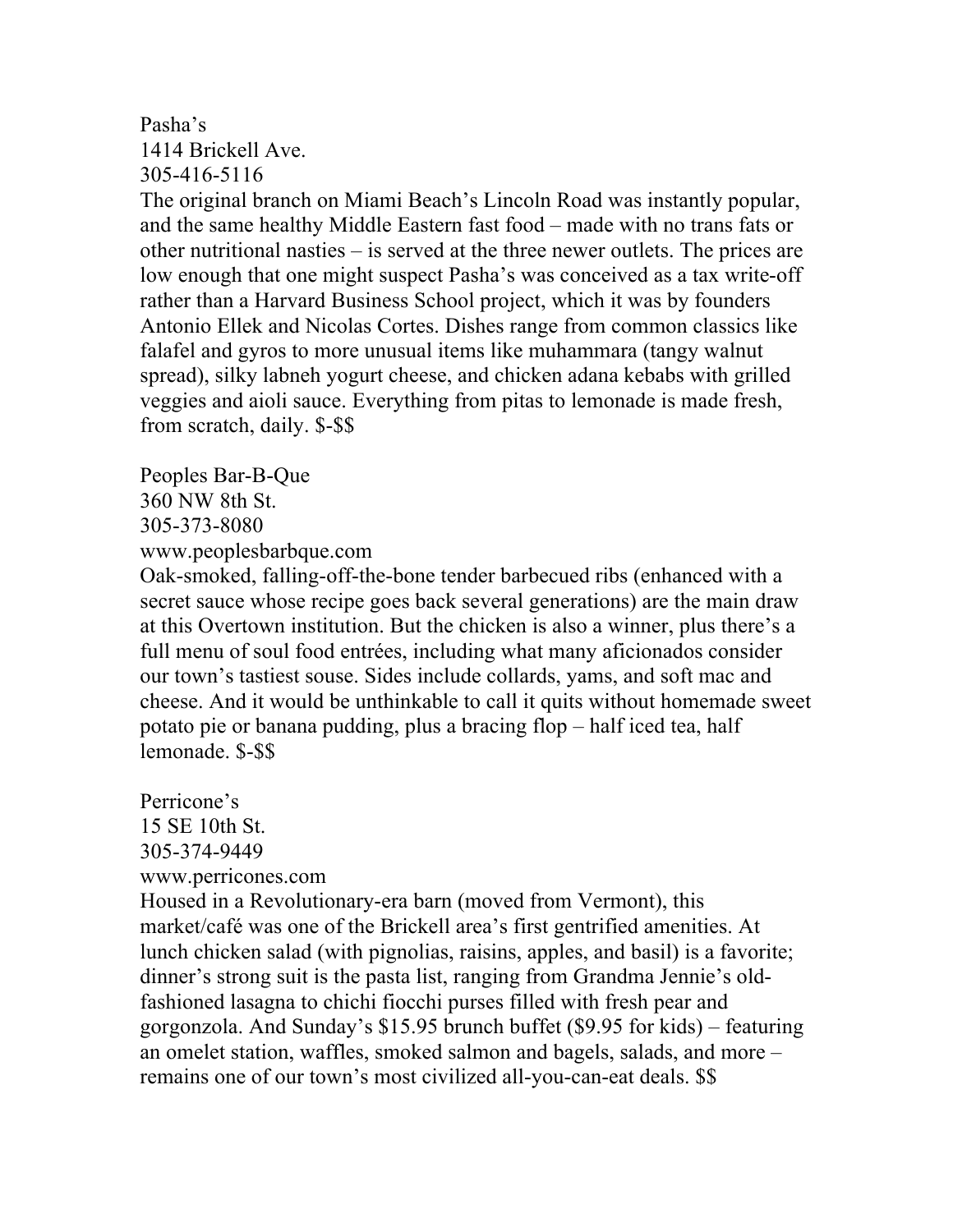Pasha's
1414 Brickell Ave.
305-416-5116
The original branch on Miami Beach's Lincoln Road was instantly popular, and the same healthy Middle Eastern fast food – made with no trans fats or other nutritional nasties – is served at the three newer outlets. The prices are low enough that one might suspect Pasha's was conceived as a tax write-off rather than a Harvard Business School project, which it was by founders Antonio Ellek and Nicolas Cortes. Dishes range from common classics like falafel and gyros to more unusual items like muhammara (tangy walnut spread), silky labneh yogurt cheese, and chicken adana kebabs with grilled veggies and aioli sauce. Everything from pitas to lemonade is made fresh, from scratch, daily. $-$$

Peoples Bar-B-Que
360 NW 8th St.
305-373-8080
www.peoplesbarbque.com
Oak-smoked, falling-off-the-bone tender barbecued ribs (enhanced with a secret sauce whose recipe goes back several generations) are the main draw at this Overtown institution. But the chicken is also a winner, plus there's a full menu of soul food entrées, including what many aficionados consider our town's tastiest souse. Sides include collards, yams, and soft mac and cheese. And it would be unthinkable to call it quits without homemade sweet potato pie or banana pudding, plus a bracing flop – half iced tea, half lemonade. $-$$

Perricone's
15 SE 10th St.
305-374-9449
www.perricones.com
Housed in a Revolutionary-era barn (moved from Vermont), this market/café was one of the Brickell area's first gentrified amenities. At lunch chicken salad (with pignolias, raisins, apples, and basil) is a favorite; dinner's strong suit is the pasta list, ranging from Grandma Jennie's old-fashioned lasagna to chichi fiocchi purses filled with fresh pear and gorgonzola. And Sunday's $15.95 brunch buffet ($9.95 for kids) – featuring an omelet station, waffles, smoked salmon and bagels, salads, and more – remains one of our town's most civilized all-you-can-eat deals. $$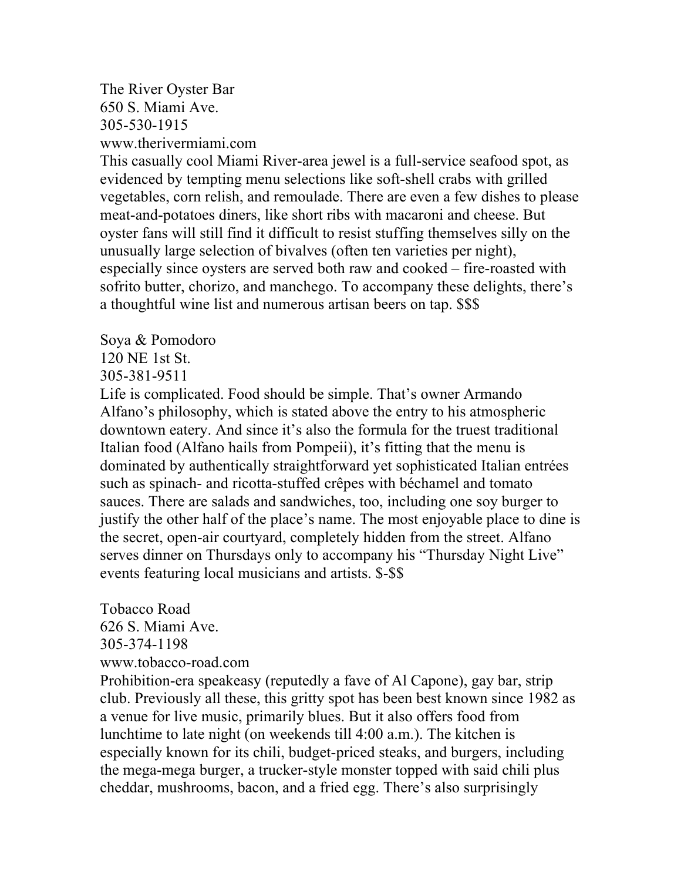The River Oyster Bar
650 S. Miami Ave.
305-530-1915
www.therivermiami.com
This casually cool Miami River-area jewel is a full-service seafood spot, as evidenced by tempting menu selections like soft-shell crabs with grilled vegetables, corn relish, and remoulade. There are even a few dishes to please meat-and-potatoes diners, like short ribs with macaroni and cheese. But oyster fans will still find it difficult to resist stuffing themselves silly on the unusually large selection of bivalves (often ten varieties per night), especially since oysters are served both raw and cooked – fire-roasted with sofrito butter, chorizo, and manchego. To accompany these delights, there's a thoughtful wine list and numerous artisan beers on tap. $$$

Soya & Pomodoro
120 NE 1st St.
305-381-9511
Life is complicated. Food should be simple. That's owner Armando Alfano's philosophy, which is stated above the entry to his atmospheric downtown eatery. And since it's also the formula for the truest traditional Italian food (Alfano hails from Pompeii), it's fitting that the menu is dominated by authentically straightforward yet sophisticated Italian entrées such as spinach- and ricotta-stuffed crêpes with béchamel and tomato sauces. There are salads and sandwiches, too, including one soy burger to justify the other half of the place's name. The most enjoyable place to dine is the secret, open-air courtyard, completely hidden from the street. Alfano serves dinner on Thursdays only to accompany his "Thursday Night Live" events featuring local musicians and artists. $-$$

Tobacco Road
626 S. Miami Ave.
305-374-1198
www.tobacco-road.com
Prohibition-era speakeasy (reputedly a fave of Al Capone), gay bar, strip club. Previously all these, this gritty spot has been best known since 1982 as a venue for live music, primarily blues. But it also offers food from lunchtime to late night (on weekends till 4:00 a.m.). The kitchen is especially known for its chili, budget-priced steaks, and burgers, including the mega-mega burger, a trucker-style monster topped with said chili plus cheddar, mushrooms, bacon, and a fried egg. There's also surprisingly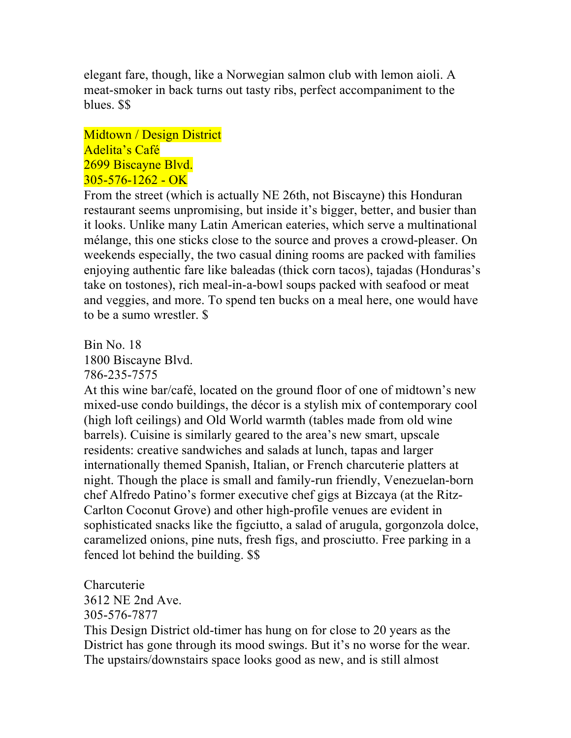elegant fare, though, like a Norwegian salmon club with lemon aioli. A meat-smoker in back turns out tasty ribs, perfect accompaniment to the blues. $$

Midtown / Design District
Adelita's Café
2699 Biscayne Blvd.
305-576-1262 - OK

From the street (which is actually NE 26th, not Biscayne) this Honduran restaurant seems unpromising, but inside it's bigger, better, and busier than it looks. Unlike many Latin American eateries, which serve a multinational mélange, this one sticks close to the source and proves a crowd-pleaser. On weekends especially, the two casual dining rooms are packed with families enjoying authentic fare like baleadas (thick corn tacos), tajadas (Honduras's take on tostones), rich meal-in-a-bowl soups packed with seafood or meat and veggies, and more. To spend ten bucks on a meal here, one would have to be a sumo wrestler. $

Bin No. 18
1800 Biscayne Blvd.
786-235-7575

At this wine bar/café, located on the ground floor of one of midtown's new mixed-use condo buildings, the décor is a stylish mix of contemporary cool (high loft ceilings) and Old World warmth (tables made from old wine barrels). Cuisine is similarly geared to the area's new smart, upscale residents: creative sandwiches and salads at lunch, tapas and larger internationally themed Spanish, Italian, or French charcuterie platters at night. Though the place is small and family-run friendly, Venezuelan-born chef Alfredo Patino's former executive chef gigs at Bizcaya (at the Ritz-Carlton Coconut Grove) and other high-profile venues are evident in sophisticated snacks like the figciutto, a salad of arugula, gorgonzola dolce, caramelized onions, pine nuts, fresh figs, and prosciutto. Free parking in a fenced lot behind the building. $$

Charcuterie
3612 NE 2nd Ave.
305-576-7877

This Design District old-timer has hung on for close to 20 years as the District has gone through its mood swings. But it's no worse for the wear. The upstairs/downstairs space looks good as new, and is still almost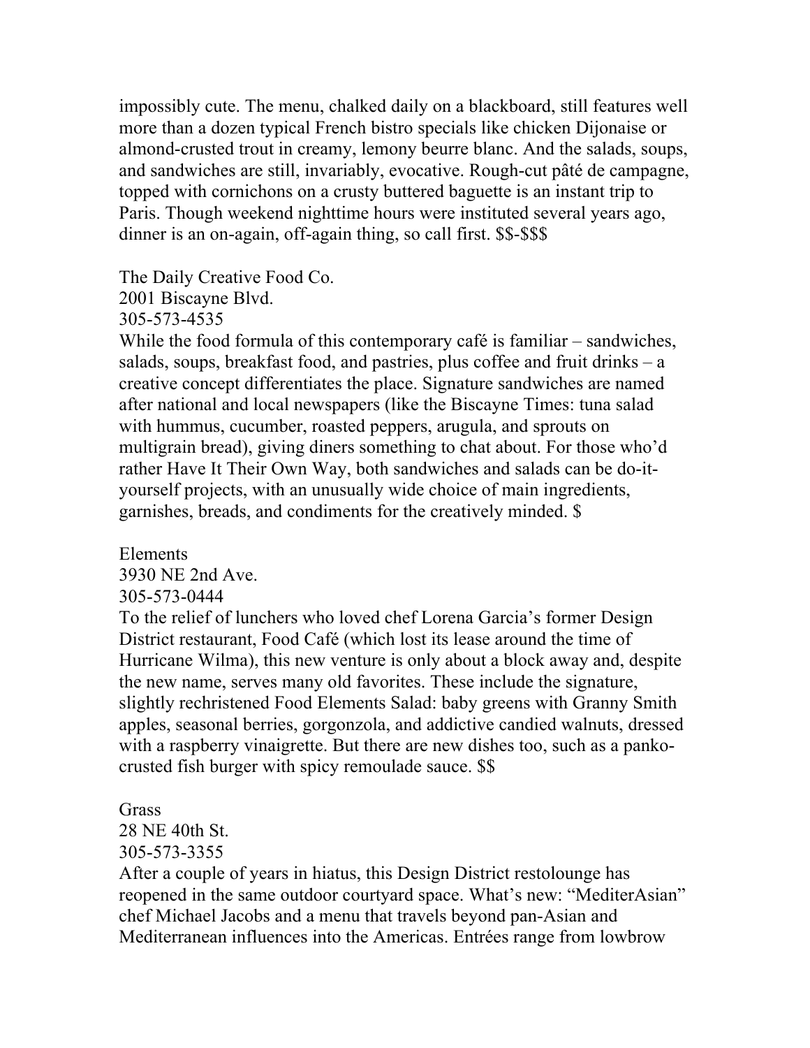impossibly cute. The menu, chalked daily on a blackboard, still features well more than a dozen typical French bistro specials like chicken Dijonaise or almond-crusted trout in creamy, lemony beurre blanc. And the salads, soups, and sandwiches are still, invariably, evocative. Rough-cut pâté de campagne, topped with cornichons on a crusty buttered baguette is an instant trip to Paris. Though weekend nighttime hours were instituted several years ago, dinner is an on-again, off-again thing, so call first. $$-$$$

The Daily Creative Food Co.
2001 Biscayne Blvd.
305-573-4535
While the food formula of this contemporary café is familiar – sandwiches, salads, soups, breakfast food, and pastries, plus coffee and fruit drinks – a creative concept differentiates the place. Signature sandwiches are named after national and local newspapers (like the Biscayne Times: tuna salad with hummus, cucumber, roasted peppers, arugula, and sprouts on multigrain bread), giving diners something to chat about. For those who'd rather Have It Their Own Way, both sandwiches and salads can be do-it-yourself projects, with an unusually wide choice of main ingredients, garnishes, breads, and condiments for the creatively minded. $

Elements
3930 NE 2nd Ave.
305-573-0444
To the relief of lunchers who loved chef Lorena Garcia's former Design District restaurant, Food Café (which lost its lease around the time of Hurricane Wilma), this new venture is only about a block away and, despite the new name, serves many old favorites. These include the signature, slightly rechristened Food Elements Salad: baby greens with Granny Smith apples, seasonal berries, gorgonzola, and addictive candied walnuts, dressed with a raspberry vinaigrette. But there are new dishes too, such as a panko-crusted fish burger with spicy remoulade sauce. $$

Grass
28 NE 40th St.
305-573-3355
After a couple of years in hiatus, this Design District restolounge has reopened in the same outdoor courtyard space. What's new: "MediterAsian" chef Michael Jacobs and a menu that travels beyond pan-Asian and Mediterranean influences into the Americas. Entrées range from lowbrow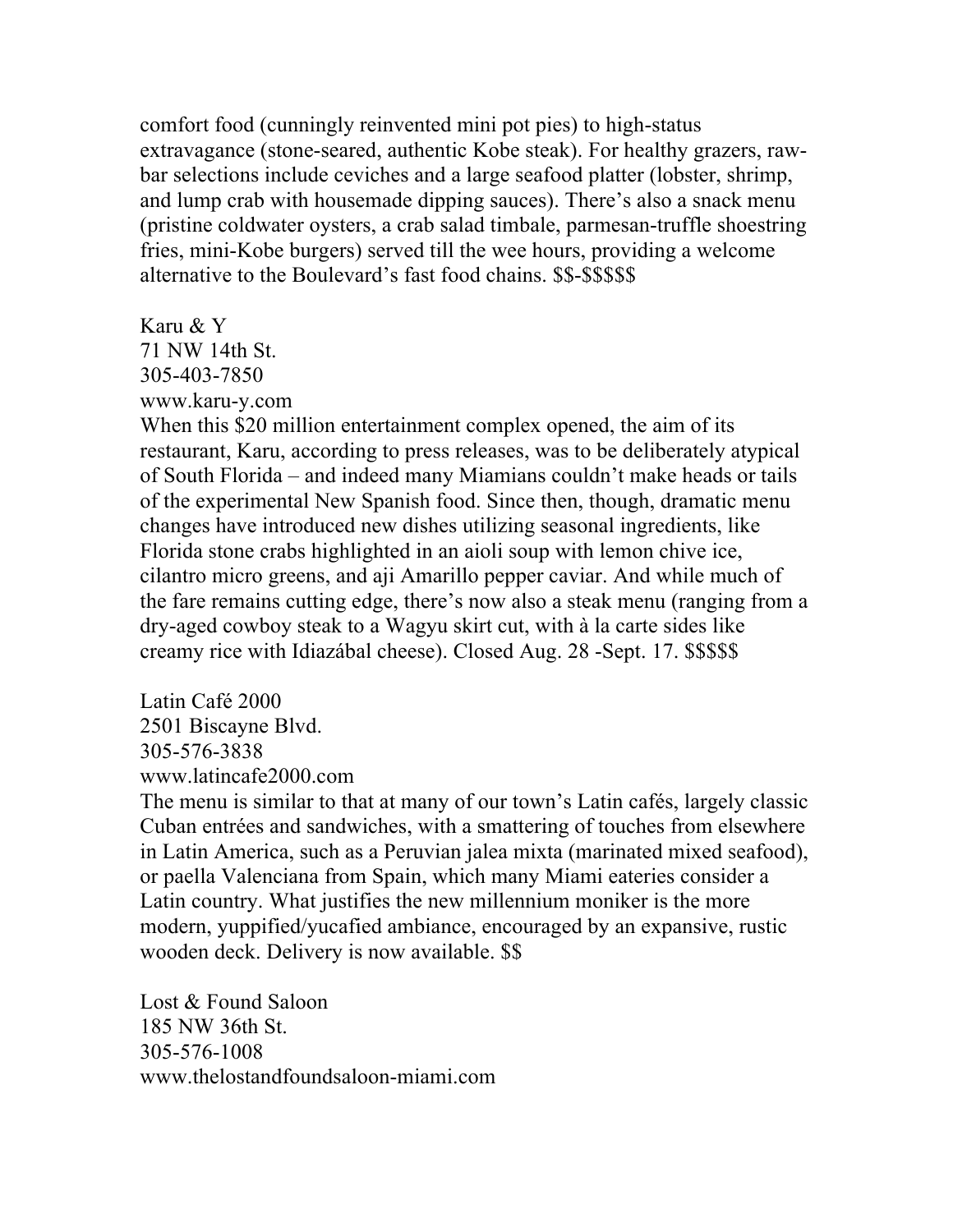comfort food (cunningly reinvented mini pot pies) to high-status extravagance (stone-seared, authentic Kobe steak). For healthy grazers, raw-bar selections include ceviches and a large seafood platter (lobster, shrimp, and lump crab with housemade dipping sauces). There's also a snack menu (pristine coldwater oysters, a crab salad timbale, parmesan-truffle shoestring fries, mini-Kobe burgers) served till the wee hours, providing a welcome alternative to the Boulevard's fast food chains. $$-$$$$$

Karu & Y
71 NW 14th St.
305-403-7850
www.karu-y.com
When this $20 million entertainment complex opened, the aim of its restaurant, Karu, according to press releases, was to be deliberately atypical of South Florida – and indeed many Miamians couldn't make heads or tails of the experimental New Spanish food. Since then, though, dramatic menu changes have introduced new dishes utilizing seasonal ingredients, like Florida stone crabs highlighted in an aioli soup with lemon chive ice, cilantro micro greens, and aji Amarillo pepper caviar. And while much of the fare remains cutting edge, there's now also a steak menu (ranging from a dry-aged cowboy steak to a Wagyu skirt cut, with à la carte sides like creamy rice with Idiazábal cheese). Closed Aug. 28 -Sept. 17. $$$$$

Latin Café 2000
2501 Biscayne Blvd.
305-576-3838
www.latincafe2000.com
The menu is similar to that at many of our town's Latin cafés, largely classic Cuban entrées and sandwiches, with a smattering of touches from elsewhere in Latin America, such as a Peruvian jalea mixta (marinated mixed seafood), or paella Valenciana from Spain, which many Miami eateries consider a Latin country. What justifies the new millennium moniker is the more modern, yuppified/yucafied ambiance, encouraged by an expansive, rustic wooden deck. Delivery is now available. $$

Lost & Found Saloon
185 NW 36th St.
305-576-1008
www.thelostandfoundsaloon-miami.com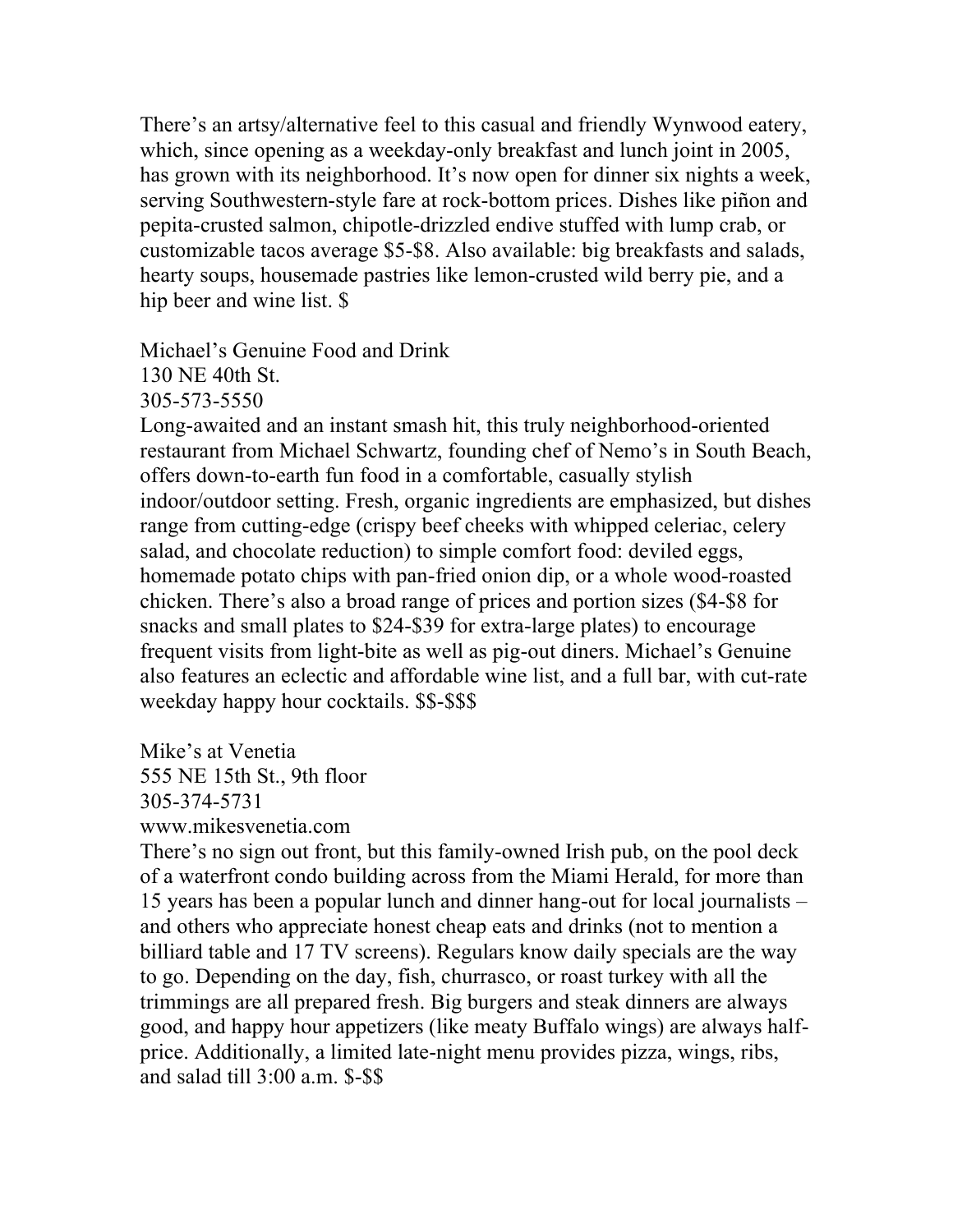There's an artsy/alternative feel to this casual and friendly Wynwood eatery, which, since opening as a weekday-only breakfast and lunch joint in 2005, has grown with its neighborhood. It's now open for dinner six nights a week, serving Southwestern-style fare at rock-bottom prices. Dishes like piñon and pepita-crusted salmon, chipotle-drizzled endive stuffed with lump crab, or customizable tacos average $5-$8. Also available: big breakfasts and salads, hearty soups, housemade pastries like lemon-crusted wild berry pie, and a hip beer and wine list. $

Michael's Genuine Food and Drink
130 NE 40th St.
305-573-5550
Long-awaited and an instant smash hit, this truly neighborhood-oriented restaurant from Michael Schwartz, founding chef of Nemo's in South Beach, offers down-to-earth fun food in a comfortable, casually stylish indoor/outdoor setting. Fresh, organic ingredients are emphasized, but dishes range from cutting-edge (crispy beef cheeks with whipped celeriac, celery salad, and chocolate reduction) to simple comfort food: deviled eggs, homemade potato chips with pan-fried onion dip, or a whole wood-roasted chicken. There's also a broad range of prices and portion sizes ($4-$8 for snacks and small plates to $24-$39 for extra-large plates) to encourage frequent visits from light-bite as well as pig-out diners. Michael's Genuine also features an eclectic and affordable wine list, and a full bar, with cut-rate weekday happy hour cocktails. $$-$$$

Mike's at Venetia
555 NE 15th St., 9th floor
305-374-5731
www.mikesvenetia.com
There's no sign out front, but this family-owned Irish pub, on the pool deck of a waterfront condo building across from the Miami Herald, for more than 15 years has been a popular lunch and dinner hang-out for local journalists – and others who appreciate honest cheap eats and drinks (not to mention a billiard table and 17 TV screens). Regulars know daily specials are the way to go. Depending on the day, fish, churrasco, or roast turkey with all the trimmings are all prepared fresh. Big burgers and steak dinners are always good, and happy hour appetizers (like meaty Buffalo wings) are always half-price. Additionally, a limited late-night menu provides pizza, wings, ribs, and salad till 3:00 a.m. $-$$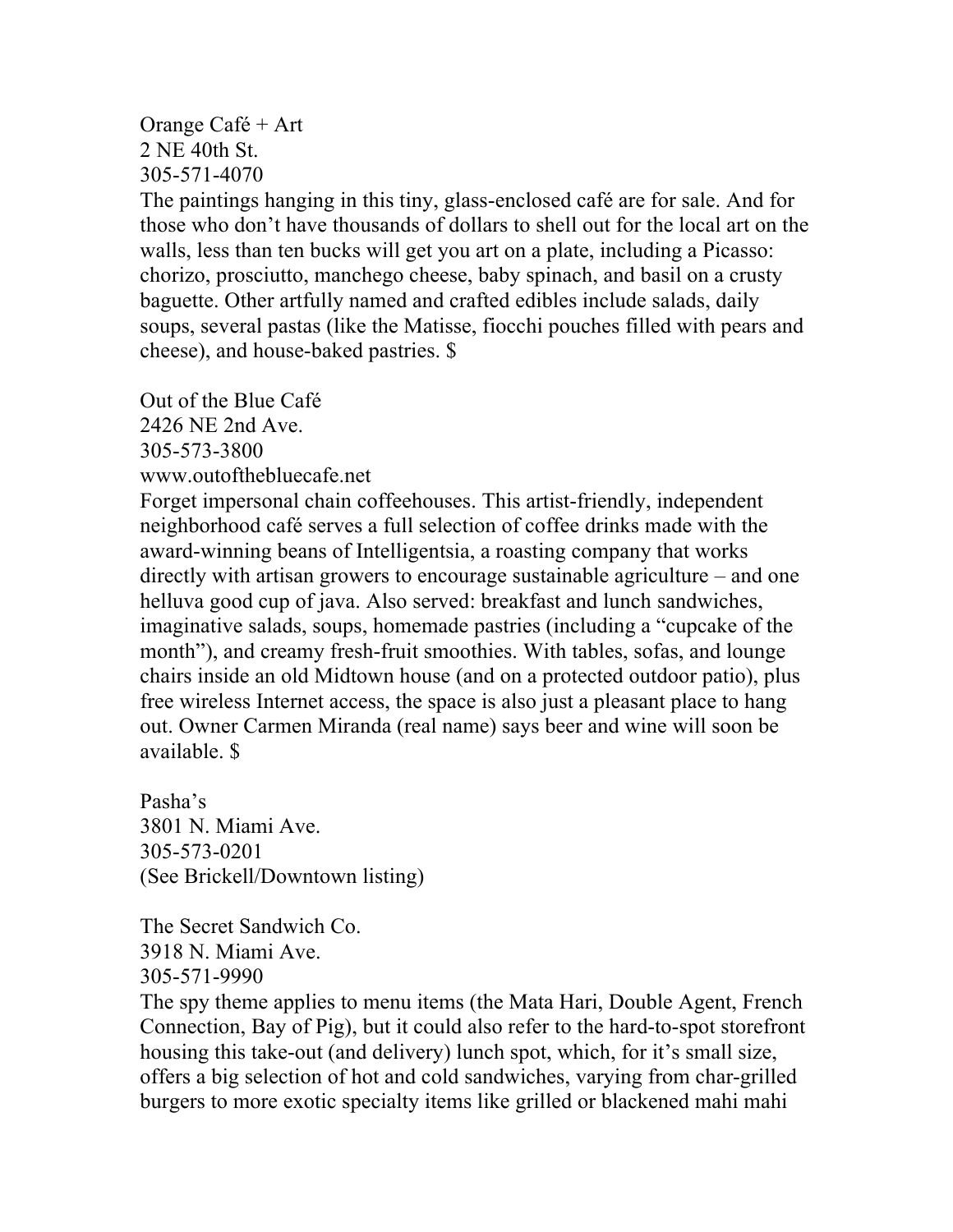Orange Café + Art
2 NE 40th St.
305-571-4070
The paintings hanging in this tiny, glass-enclosed café are for sale. And for those who don't have thousands of dollars to shell out for the local art on the walls, less than ten bucks will get you art on a plate, including a Picasso: chorizo, prosciutto, manchego cheese, baby spinach, and basil on a crusty baguette. Other artfully named and crafted edibles include salads, daily soups, several pastas (like the Matisse, fiocchi pouches filled with pears and cheese), and house-baked pastries. $

Out of the Blue Café
2426 NE 2nd Ave.
305-573-3800
www.outofthebluecafe.net
Forget impersonal chain coffeehouses. This artist-friendly, independent neighborhood café serves a full selection of coffee drinks made with the award-winning beans of Intelligentsia, a roasting company that works directly with artisan growers to encourage sustainable agriculture – and one helluva good cup of java. Also served: breakfast and lunch sandwiches, imaginative salads, soups, homemade pastries (including a "cupcake of the month"), and creamy fresh-fruit smoothies. With tables, sofas, and lounge chairs inside an old Midtown house (and on a protected outdoor patio), plus free wireless Internet access, the space is also just a pleasant place to hang out. Owner Carmen Miranda (real name) says beer and wine will soon be available. $

Pasha's
3801 N. Miami Ave.
305-573-0201
(See Brickell/Downtown listing)

The Secret Sandwich Co.
3918 N. Miami Ave.
305-571-9990
The spy theme applies to menu items (the Mata Hari, Double Agent, French Connection, Bay of Pig), but it could also refer to the hard-to-spot storefront housing this take-out (and delivery) lunch spot, which, for it's small size, offers a big selection of hot and cold sandwiches, varying from char-grilled burgers to more exotic specialty items like grilled or blackened mahi mahi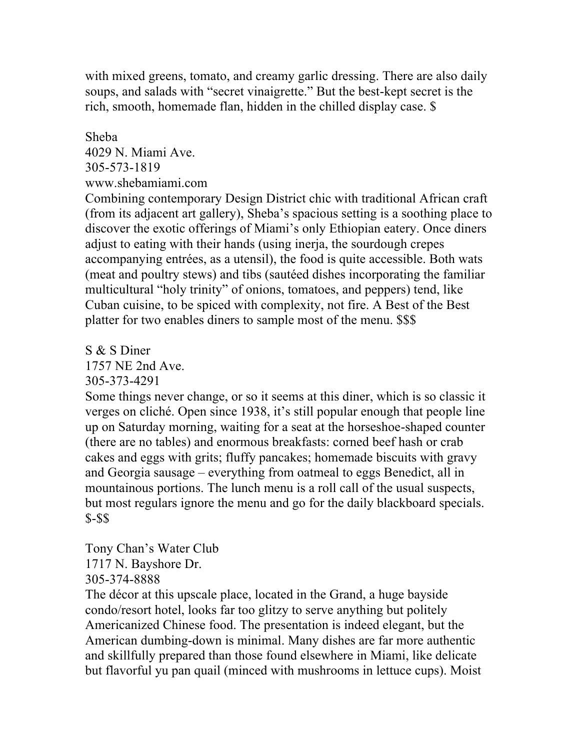with mixed greens, tomato, and creamy garlic dressing. There are also daily soups, and salads with "secret vinaigrette." But the best-kept secret is the rich, smooth, homemade flan, hidden in the chilled display case. $

Sheba
4029 N. Miami Ave.
305-573-1819
www.shebamiami.com
Combining contemporary Design District chic with traditional African craft (from its adjacent art gallery), Sheba's spacious setting is a soothing place to discover the exotic offerings of Miami's only Ethiopian eatery. Once diners adjust to eating with their hands (using inerja, the sourdough crepes accompanying entrées, as a utensil), the food is quite accessible. Both wats (meat and poultry stews) and tibs (sautéed dishes incorporating the familiar multicultural "holy trinity" of onions, tomatoes, and peppers) tend, like Cuban cuisine, to be spiced with complexity, not fire. A Best of the Best platter for two enables diners to sample most of the menu. $$$

S & S Diner
1757 NE 2nd Ave.
305-373-4291
Some things never change, or so it seems at this diner, which is so classic it verges on cliché. Open since 1938, it's still popular enough that people line up on Saturday morning, waiting for a seat at the horseshoe-shaped counter (there are no tables) and enormous breakfasts: corned beef hash or crab cakes and eggs with grits; fluffy pancakes; homemade biscuits with gravy and Georgia sausage – everything from oatmeal to eggs Benedict, all in mountainous portions. The lunch menu is a roll call of the usual suspects, but most regulars ignore the menu and go for the daily blackboard specials. $-$$

Tony Chan's Water Club
1717 N. Bayshore Dr.
305-374-8888
The décor at this upscale place, located in the Grand, a huge bayside condo/resort hotel, looks far too glitzy to serve anything but politely Americanized Chinese food. The presentation is indeed elegant, but the American dumbing-down is minimal. Many dishes are far more authentic and skillfully prepared than those found elsewhere in Miami, like delicate but flavorful yu pan quail (minced with mushrooms in lettuce cups). Moist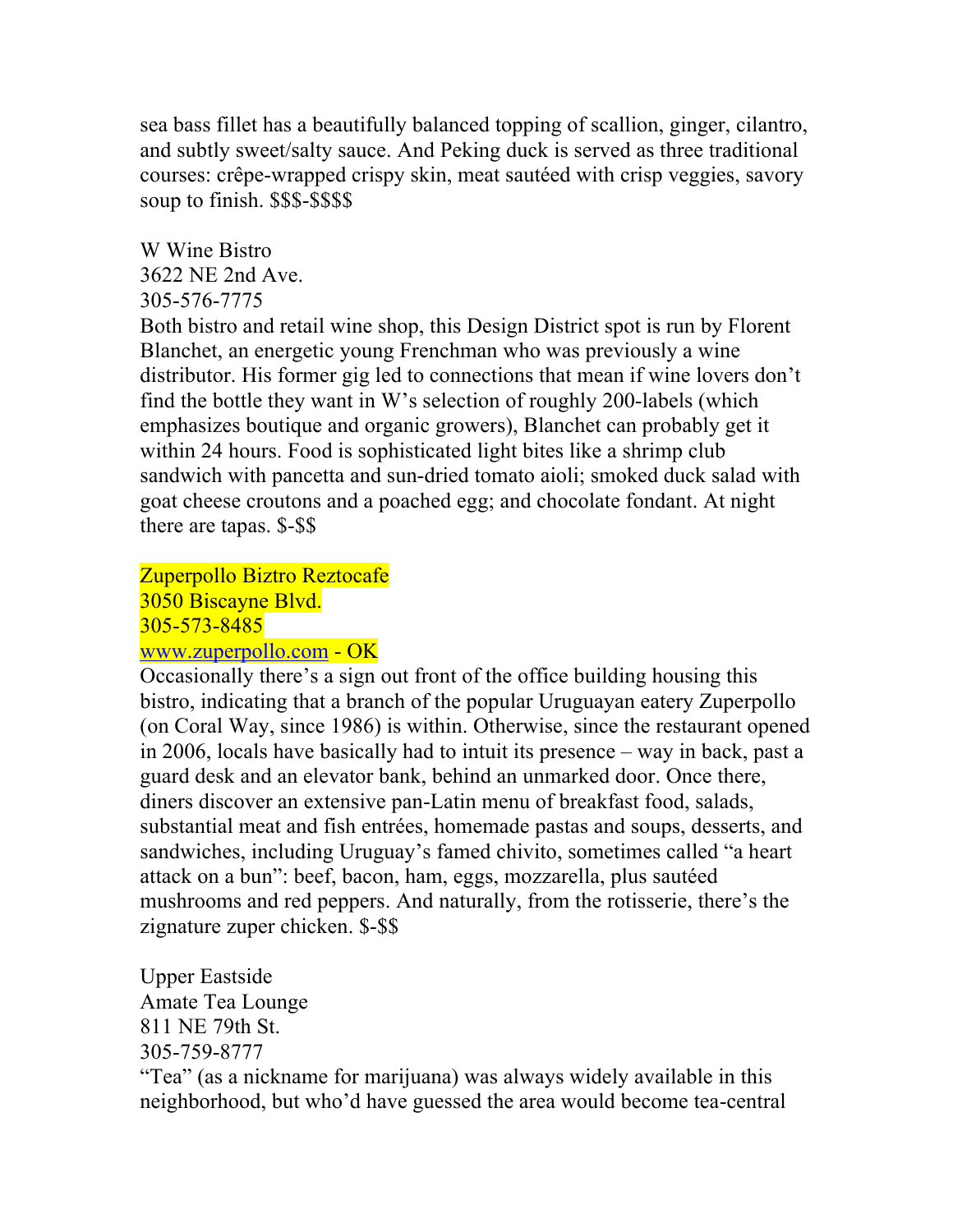sea bass fillet has a beautifully balanced topping of scallion, ginger, cilantro, and subtly sweet/salty sauce. And Peking duck is served as three traditional courses: crêpe-wrapped crispy skin, meat sautéed with crisp veggies, savory soup to finish. $$$-$$$$

W Wine Bistro
3622 NE 2nd Ave.
305-576-7775
Both bistro and retail wine shop, this Design District spot is run by Florent Blanchet, an energetic young Frenchman who was previously a wine distributor. His former gig led to connections that mean if wine lovers don't find the bottle they want in W's selection of roughly 200-labels (which emphasizes boutique and organic growers), Blanchet can probably get it within 24 hours. Food is sophisticated light bites like a shrimp club sandwich with pancetta and sun-dried tomato aioli; smoked duck salad with goat cheese croutons and a poached egg; and chocolate fondant. At night there are tapas. $-$$

Zuperpollo Biztro Reztocafe
3050 Biscayne Blvd.
305-573-8485
www.zuperpollo.com - OK
Occasionally there's a sign out front of the office building housing this bistro, indicating that a branch of the popular Uruguayan eatery Zuperpollo (on Coral Way, since 1986) is within. Otherwise, since the restaurant opened in 2006, locals have basically had to intuit its presence – way in back, past a guard desk and an elevator bank, behind an unmarked door. Once there, diners discover an extensive pan-Latin menu of breakfast food, salads, substantial meat and fish entrées, homemade pastas and soups, desserts, and sandwiches, including Uruguay's famed chivito, sometimes called "a heart attack on a bun": beef, bacon, ham, eggs, mozzarella, plus sautéed mushrooms and red peppers. And naturally, from the rotisserie, there's the zignature zuper chicken. $-$$

Upper Eastside
Amate Tea Lounge
811 NE 79th St.
305-759-8777
"Tea" (as a nickname for marijuana) was always widely available in this neighborhood, but who'd have guessed the area would become tea-central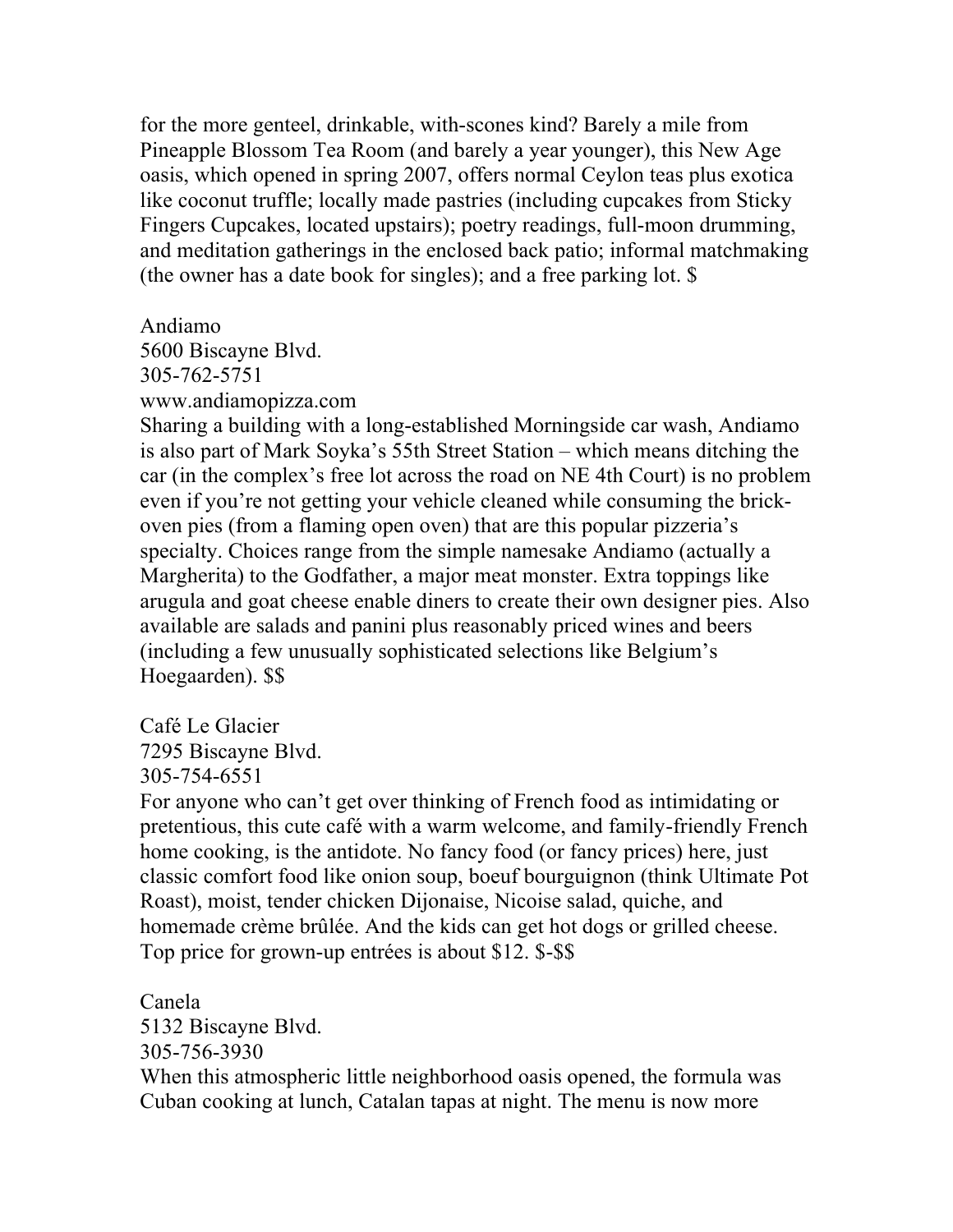for the more genteel, drinkable, with-scones kind? Barely a mile from Pineapple Blossom Tea Room (and barely a year younger), this New Age oasis, which opened in spring 2007, offers normal Ceylon teas plus exotica like coconut truffle; locally made pastries (including cupcakes from Sticky Fingers Cupcakes, located upstairs); poetry readings, full-moon drumming, and meditation gatherings in the enclosed back patio; informal matchmaking (the owner has a date book for singles); and a free parking lot. $

Andiamo
5600 Biscayne Blvd.
305-762-5751
www.andiamopizza.com
Sharing a building with a long-established Morningside car wash, Andiamo is also part of Mark Soyka's 55th Street Station – which means ditching the car (in the complex's free lot across the road on NE 4th Court) is no problem even if you're not getting your vehicle cleaned while consuming the brick-oven pies (from a flaming open oven) that are this popular pizzeria's specialty. Choices range from the simple namesake Andiamo (actually a Margherita) to the Godfather, a major meat monster. Extra toppings like arugula and goat cheese enable diners to create their own designer pies. Also available are salads and panini plus reasonably priced wines and beers (including a few unusually sophisticated selections like Belgium's Hoegaarden). $$

Café Le Glacier
7295 Biscayne Blvd.
305-754-6551
For anyone who can't get over thinking of French food as intimidating or pretentious, this cute café with a warm welcome, and family-friendly French home cooking, is the antidote. No fancy food (or fancy prices) here, just classic comfort food like onion soup, boeuf bourguignon (think Ultimate Pot Roast), moist, tender chicken Dijonaise, Nicoise salad, quiche, and homemade crème brûlée. And the kids can get hot dogs or grilled cheese. Top price for grown-up entrées is about $12. $-$$

Canela
5132 Biscayne Blvd.
305-756-3930
When this atmospheric little neighborhood oasis opened, the formula was Cuban cooking at lunch, Catalan tapas at night. The menu is now more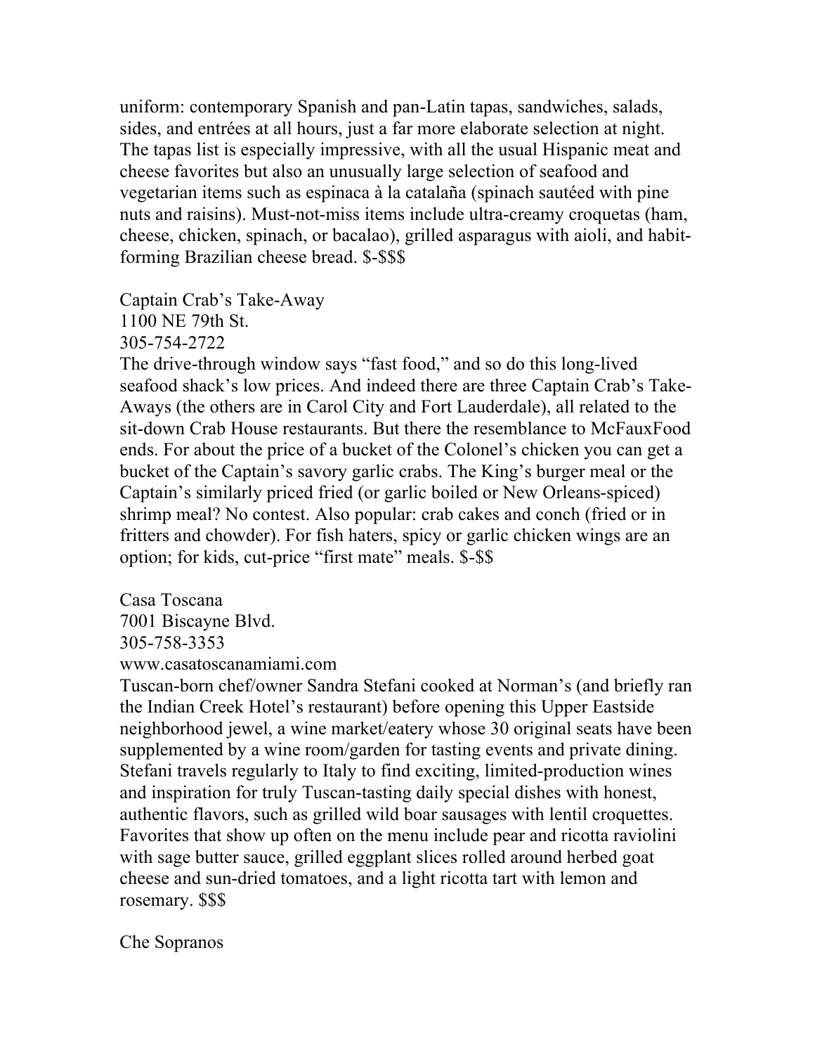uniform: contemporary Spanish and pan-Latin tapas, sandwiches, salads, sides, and entrées at all hours, just a far more elaborate selection at night. The tapas list is especially impressive, with all the usual Hispanic meat and cheese favorites but also an unusually large selection of seafood and vegetarian items such as espinaca à la catalaña (spinach sautéed with pine nuts and raisins). Must-not-miss items include ultra-creamy croquetas (ham, cheese, chicken, spinach, or bacalao), grilled asparagus with aioli, and habit-forming Brazilian cheese bread. $-$$$

Captain Crab's Take-Away
1100 NE 79th St.
305-754-2722
The drive-through window says "fast food," and so do this long-lived seafood shack's low prices. And indeed there are three Captain Crab's Take-Aways (the others are in Carol City and Fort Lauderdale), all related to the sit-down Crab House restaurants. But there the resemblance to McFauxFood ends. For about the price of a bucket of the Colonel's chicken you can get a bucket of the Captain's savory garlic crabs. The King's burger meal or the Captain's similarly priced fried (or garlic boiled or New Orleans-spiced) shrimp meal? No contest. Also popular: crab cakes and conch (fried or in fritters and chowder). For fish haters, spicy or garlic chicken wings are an option; for kids, cut-price "first mate" meals. $-$$

Casa Toscana
7001 Biscayne Blvd.
305-758-3353
www.casatoscanamiami.com
Tuscan-born chef/owner Sandra Stefani cooked at Norman's (and briefly ran the Indian Creek Hotel's restaurant) before opening this Upper Eastside neighborhood jewel, a wine market/eatery whose 30 original seats have been supplemented by a wine room/garden for tasting events and private dining. Stefani travels regularly to Italy to find exciting, limited-production wines and inspiration for truly Tuscan-tasting daily special dishes with honest, authentic flavors, such as grilled wild boar sausages with lentil croquettes. Favorites that show up often on the menu include pear and ricotta raviolini with sage butter sauce, grilled eggplant slices rolled around herbed goat cheese and sun-dried tomatoes, and a light ricotta tart with lemon and rosemary. $$$

Che Sopranos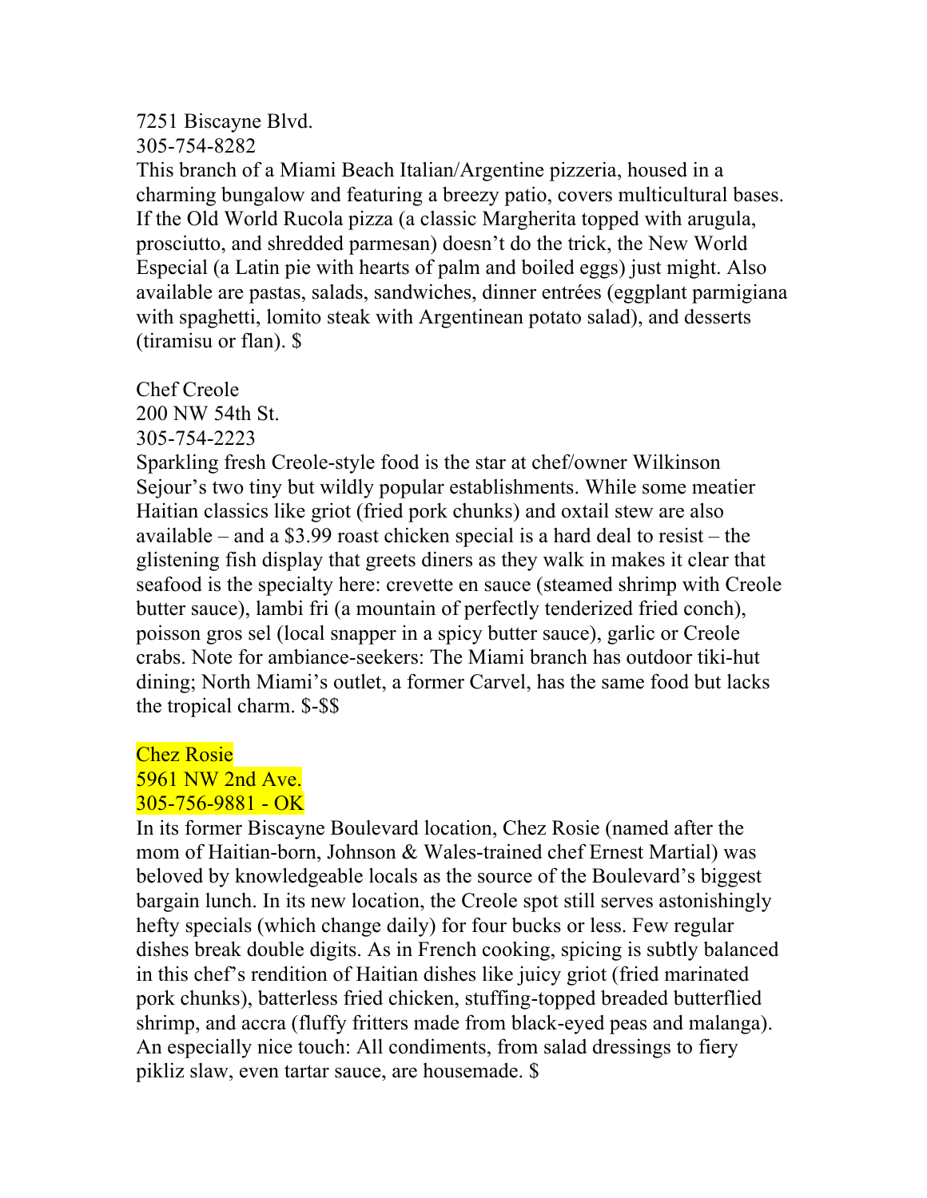7251 Biscayne Blvd.
305-754-8282
This branch of a Miami Beach Italian/Argentine pizzeria, housed in a charming bungalow and featuring a breezy patio, covers multicultural bases. If the Old World Rucola pizza (a classic Margherita topped with arugula, prosciutto, and shredded parmesan) doesn't do the trick, the New World Especial (a Latin pie with hearts of palm and boiled eggs) just might. Also available are pastas, salads, sandwiches, dinner entrées (eggplant parmigiana with spaghetti, lomito steak with Argentinean potato salad), and desserts (tiramisu or flan). $

Chef Creole
200 NW 54th St.
305-754-2223
Sparkling fresh Creole-style food is the star at chef/owner Wilkinson Sejour's two tiny but wildly popular establishments. While some meatier Haitian classics like griot (fried pork chunks) and oxtail stew are also available – and a $3.99 roast chicken special is a hard deal to resist – the glistening fish display that greets diners as they walk in makes it clear that seafood is the specialty here: crevette en sauce (steamed shrimp with Creole butter sauce), lambi fri (a mountain of perfectly tenderized fried conch), poisson gros sel (local snapper in a spicy butter sauce), garlic or Creole crabs. Note for ambiance-seekers: The Miami branch has outdoor tiki-hut dining; North Miami's outlet, a former Carvel, has the same food but lacks the tropical charm. $-$$

Chez Rosie
5961 NW 2nd Ave.
305-756-9881 - OK
In its former Biscayne Boulevard location, Chez Rosie (named after the mom of Haitian-born, Johnson & Wales-trained chef Ernest Martial) was beloved by knowledgeable locals as the source of the Boulevard's biggest bargain lunch. In its new location, the Creole spot still serves astonishingly hefty specials (which change daily) for four bucks or less. Few regular dishes break double digits. As in French cooking, spicing is subtly balanced in this chef's rendition of Haitian dishes like juicy griot (fried marinated pork chunks), batterless fried chicken, stuffing-topped breaded butterflied shrimp, and accra (fluffy fritters made from black-eyed peas and malanga). An especially nice touch: All condiments, from salad dressings to fiery pikliz slaw, even tartar sauce, are housemade. $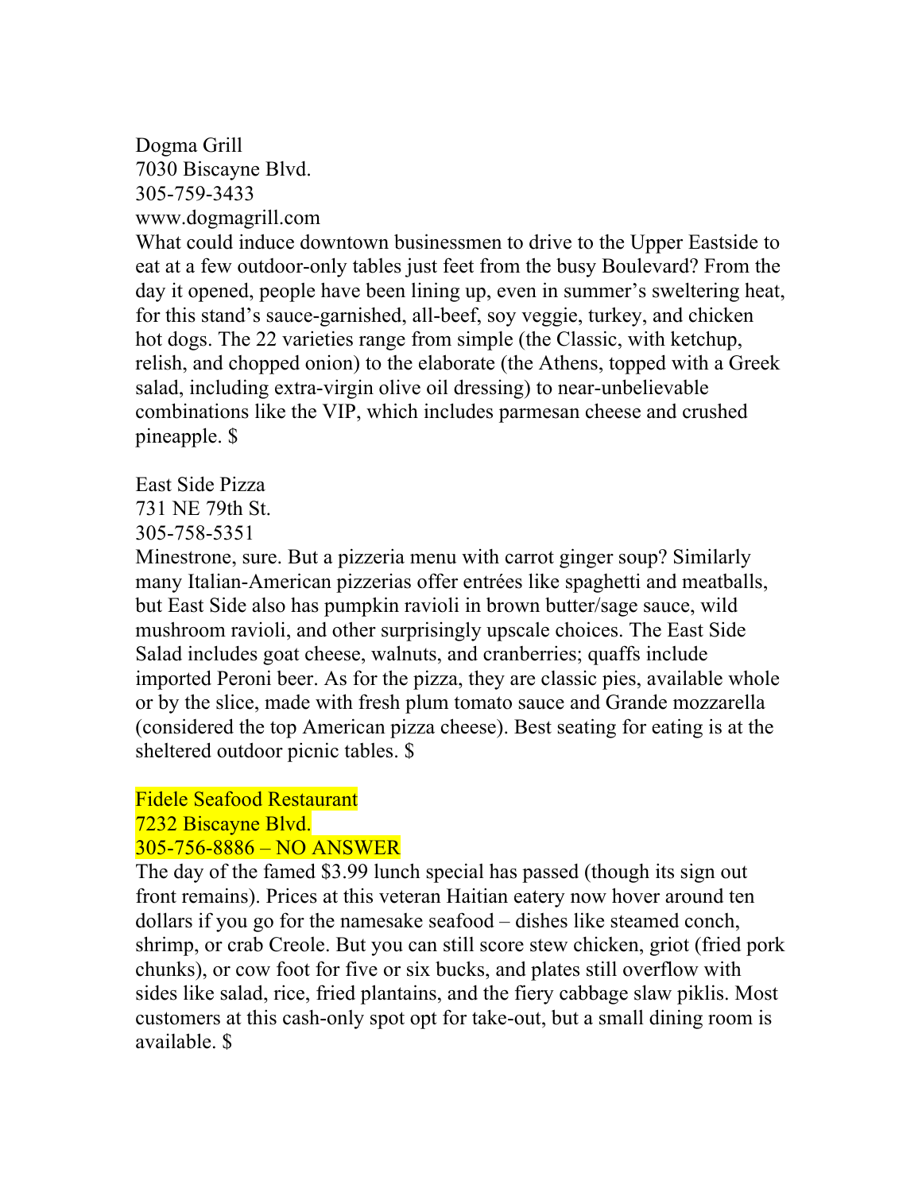Dogma Grill
7030 Biscayne Blvd.
305-759-3433
www.dogmagrill.com
What could induce downtown businessmen to drive to the Upper Eastside to eat at a few outdoor-only tables just feet from the busy Boulevard? From the day it opened, people have been lining up, even in summer's sweltering heat, for this stand's sauce-garnished, all-beef, soy veggie, turkey, and chicken hot dogs. The 22 varieties range from simple (the Classic, with ketchup, relish, and chopped onion) to the elaborate (the Athens, topped with a Greek salad, including extra-virgin olive oil dressing) to near-unbelievable combinations like the VIP, which includes parmesan cheese and crushed pineapple. $

East Side Pizza
731 NE 79th St.
305-758-5351
Minestrone, sure. But a pizzeria menu with carrot ginger soup? Similarly many Italian-American pizzerias offer entrées like spaghetti and meatballs, but East Side also has pumpkin ravioli in brown butter/sage sauce, wild mushroom ravioli, and other surprisingly upscale choices. The East Side Salad includes goat cheese, walnuts, and cranberries; quaffs include imported Peroni beer. As for the pizza, they are classic pies, available whole or by the slice, made with fresh plum tomato sauce and Grande mozzarella (considered the top American pizza cheese). Best seating for eating is at the sheltered outdoor picnic tables. $

Fidele Seafood Restaurant
7232 Biscayne Blvd.
305-756-8886 – NO ANSWER
The day of the famed $3.99 lunch special has passed (though its sign out front remains). Prices at this veteran Haitian eatery now hover around ten dollars if you go for the namesake seafood – dishes like steamed conch, shrimp, or crab Creole. But you can still score stew chicken, griot (fried pork chunks), or cow foot for five or six bucks, and plates still overflow with sides like salad, rice, fried plantains, and the fiery cabbage slaw piklis. Most customers at this cash-only spot opt for take-out, but a small dining room is available. $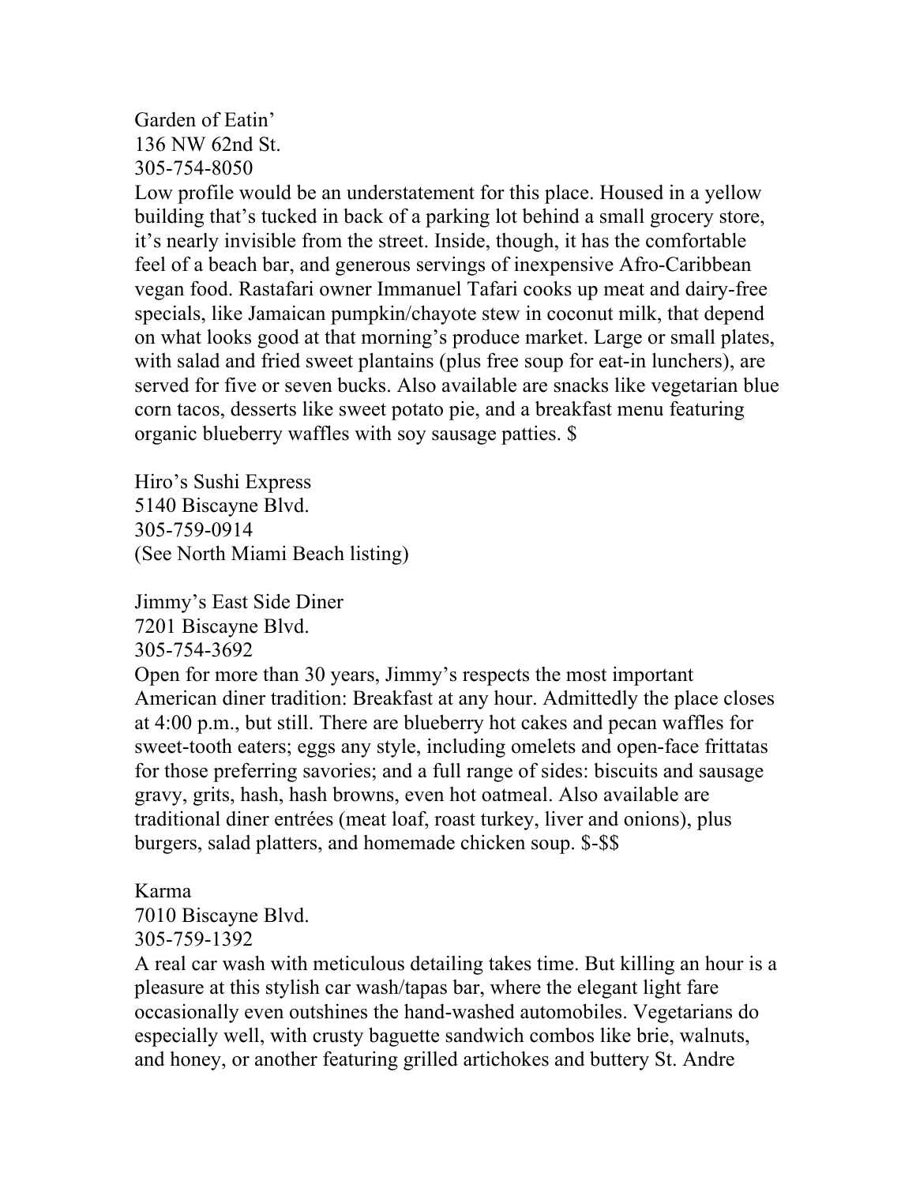Garden of Eatin'
136 NW 62nd St.
305-754-8050

Low profile would be an understatement for this place. Housed in a yellow building that's tucked in back of a parking lot behind a small grocery store, it's nearly invisible from the street. Inside, though, it has the comfortable feel of a beach bar, and generous servings of inexpensive Afro-Caribbean vegan food. Rastafari owner Immanuel Tafari cooks up meat and dairy-free specials, like Jamaican pumpkin/chayote stew in coconut milk, that depend on what looks good at that morning's produce market. Large or small plates, with salad and fried sweet plantains (plus free soup for eat-in lunchers), are served for five or seven bucks. Also available are snacks like vegetarian blue corn tacos, desserts like sweet potato pie, and a breakfast menu featuring organic blueberry waffles with soy sausage patties. $

Hiro's Sushi Express
5140 Biscayne Blvd.
305-759-0914
(See North Miami Beach listing)

Jimmy's East Side Diner
7201 Biscayne Blvd.
305-754-3692

Open for more than 30 years, Jimmy's respects the most important American diner tradition: Breakfast at any hour. Admittedly the place closes at 4:00 p.m., but still. There are blueberry hot cakes and pecan waffles for sweet-tooth eaters; eggs any style, including omelets and open-face frittatas for those preferring savories; and a full range of sides: biscuits and sausage gravy, grits, hash, hash browns, even hot oatmeal. Also available are traditional diner entrées (meat loaf, roast turkey, liver and onions), plus burgers, salad platters, and homemade chicken soup. $-$$

Karma
7010 Biscayne Blvd.
305-759-1392

A real car wash with meticulous detailing takes time. But killing an hour is a pleasure at this stylish car wash/tapas bar, where the elegant light fare occasionally even outshines the hand-washed automobiles. Vegetarians do especially well, with crusty baguette sandwich combos like brie, walnuts, and honey, or another featuring grilled artichokes and buttery St. Andre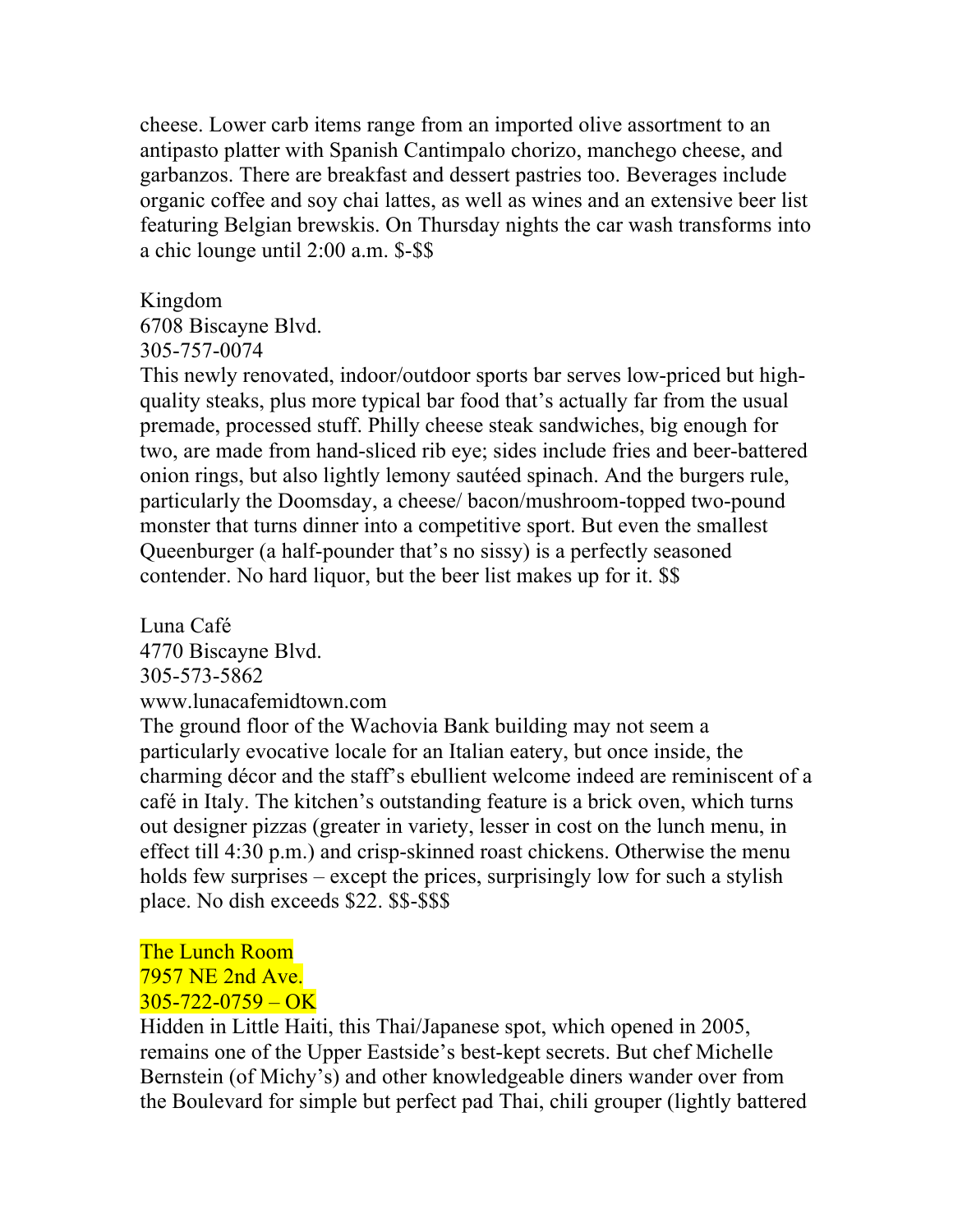cheese. Lower carb items range from an imported olive assortment to an antipasto platter with Spanish Cantimpalo chorizo, manchego cheese, and garbanzos. There are breakfast and dessert pastries too. Beverages include organic coffee and soy chai lattes, as well as wines and an extensive beer list featuring Belgian brewskis. On Thursday nights the car wash transforms into a chic lounge until 2:00 a.m. $-$$

Kingdom
6708 Biscayne Blvd.
305-757-0074
This newly renovated, indoor/outdoor sports bar serves low-priced but high-quality steaks, plus more typical bar food that's actually far from the usual premade, processed stuff. Philly cheese steak sandwiches, big enough for two, are made from hand-sliced rib eye; sides include fries and beer-battered onion rings, but also lightly lemony sautéed spinach. And the burgers rule, particularly the Doomsday, a cheese/ bacon/mushroom-topped two-pound monster that turns dinner into a competitive sport. But even the smallest Queenburger (a half-pounder that's no sissy) is a perfectly seasoned contender. No hard liquor, but the beer list makes up for it. $$

Luna Café
4770 Biscayne Blvd.
305-573-5862
www.lunacafemidtown.com
The ground floor of the Wachovia Bank building may not seem a particularly evocative locale for an Italian eatery, but once inside, the charming décor and the staff's ebullient welcome indeed are reminiscent of a café in Italy. The kitchen's outstanding feature is a brick oven, which turns out designer pizzas (greater in variety, lesser in cost on the lunch menu, in effect till 4:30 p.m.) and crisp-skinned roast chickens. Otherwise the menu holds few surprises – except the prices, surprisingly low for such a stylish place. No dish exceeds $22. $$-$$$

The Lunch Room
7957 NE 2nd Ave.
305-722-0759 – OK
Hidden in Little Haiti, this Thai/Japanese spot, which opened in 2005, remains one of the Upper Eastside's best-kept secrets. But chef Michelle Bernstein (of Michy's) and other knowledgeable diners wander over from the Boulevard for simple but perfect pad Thai, chili grouper (lightly battered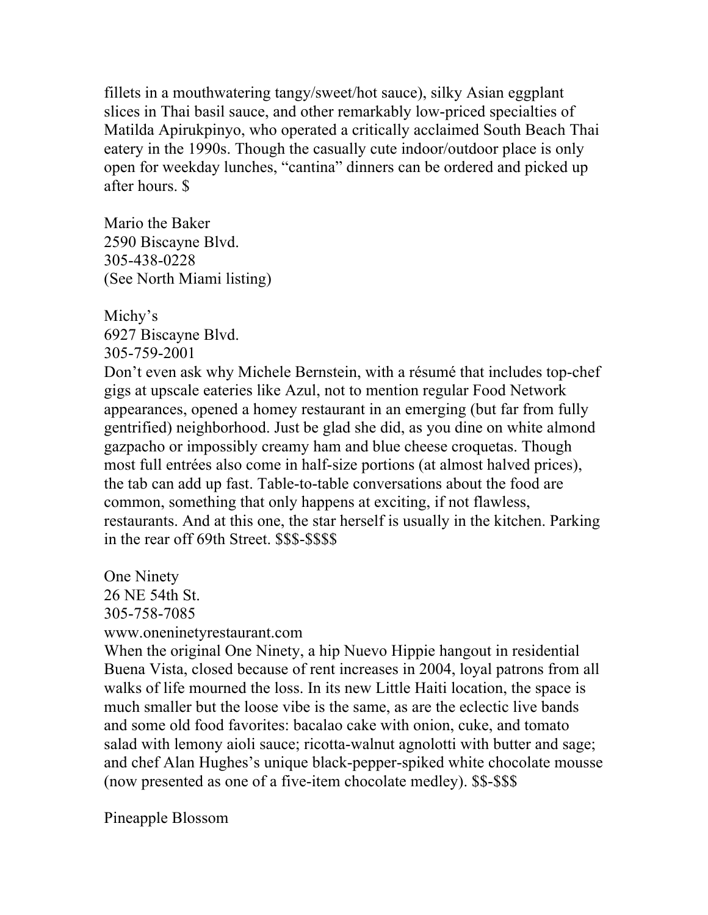fillets in a mouthwatering tangy/sweet/hot sauce), silky Asian eggplant slices in Thai basil sauce, and other remarkably low-priced specialties of Matilda Apirukpinyo, who operated a critically acclaimed South Beach Thai eatery in the 1990s. Though the casually cute indoor/outdoor place is only open for weekday lunches, "cantina" dinners can be ordered and picked up after hours. $

Mario the Baker
2590 Biscayne Blvd.
305-438-0228
(See North Miami listing)

Michy's
6927 Biscayne Blvd.
305-759-2001
Don't even ask why Michele Bernstein, with a résumé that includes top-chef gigs at upscale eateries like Azul, not to mention regular Food Network appearances, opened a homey restaurant in an emerging (but far from fully gentrified) neighborhood. Just be glad she did, as you dine on white almond gazpacho or impossibly creamy ham and blue cheese croquetas. Though most full entrées also come in half-size portions (at almost halved prices), the tab can add up fast. Table-to-table conversations about the food are common, something that only happens at exciting, if not flawless, restaurants. And at this one, the star herself is usually in the kitchen. Parking in the rear off 69th Street. $$$-$$$$

One Ninety
26 NE 54th St.
305-758-7085
www.oneninetyrestaurant.com
When the original One Ninety, a hip Nuevo Hippie hangout in residential Buena Vista, closed because of rent increases in 2004, loyal patrons from all walks of life mourned the loss. In its new Little Haiti location, the space is much smaller but the loose vibe is the same, as are the eclectic live bands and some old food favorites: bacalao cake with onion, cuke, and tomato salad with lemony aioli sauce; ricotta-walnut agnolotti with butter and sage; and chef Alan Hughes's unique black-pepper-spiked white chocolate mousse (now presented as one of a five-item chocolate medley). $$-$$$

Pineapple Blossom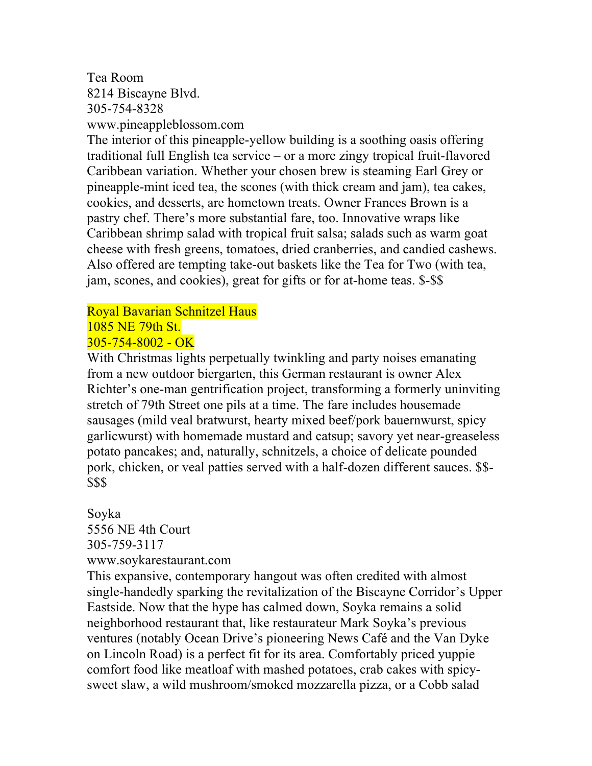Tea Room
8214 Biscayne Blvd.
305-754-8328
www.pineappleblossom.com
The interior of this pineapple-yellow building is a soothing oasis offering traditional full English tea service – or a more zingy tropical fruit-flavored Caribbean variation. Whether your chosen brew is steaming Earl Grey or pineapple-mint iced tea, the scones (with thick cream and jam), tea cakes, cookies, and desserts, are hometown treats. Owner Frances Brown is a pastry chef. There's more substantial fare, too. Innovative wraps like Caribbean shrimp salad with tropical fruit salsa; salads such as warm goat cheese with fresh greens, tomatoes, dried cranberries, and candied cashews. Also offered are tempting take-out baskets like the Tea for Two (with tea, jam, scones, and cookies), great for gifts or for at-home teas. $-$$

Royal Bavarian Schnitzel Haus
1085 NE 79th St.
305-754-8002 - OK
With Christmas lights perpetually twinkling and party noises emanating from a new outdoor biergarten, this German restaurant is owner Alex Richter's one-man gentrification project, transforming a formerly uninviting stretch of 79th Street one pils at a time. The fare includes housemade sausages (mild veal bratwurst, hearty mixed beef/pork bauernwurst, spicy garlicwurst) with homemade mustard and catsup; savory yet near-greaseless potato pancakes; and, naturally, schnitzels, a choice of delicate pounded pork, chicken, or veal patties served with a half-dozen different sauces. $$-$$$

Soyka
5556 NE 4th Court
305-759-3117
www.soykarestaurant.com
This expansive, contemporary hangout was often credited with almost single-handedly sparking the revitalization of the Biscayne Corridor's Upper Eastside. Now that the hype has calmed down, Soyka remains a solid neighborhood restaurant that, like restaurateur Mark Soyka's previous ventures (notably Ocean Drive's pioneering News Café and the Van Dyke on Lincoln Road) is a perfect fit for its area. Comfortably priced yuppie comfort food like meatloaf with mashed potatoes, crab cakes with spicy-sweet slaw, a wild mushroom/smoked mozzarella pizza, or a Cobb salad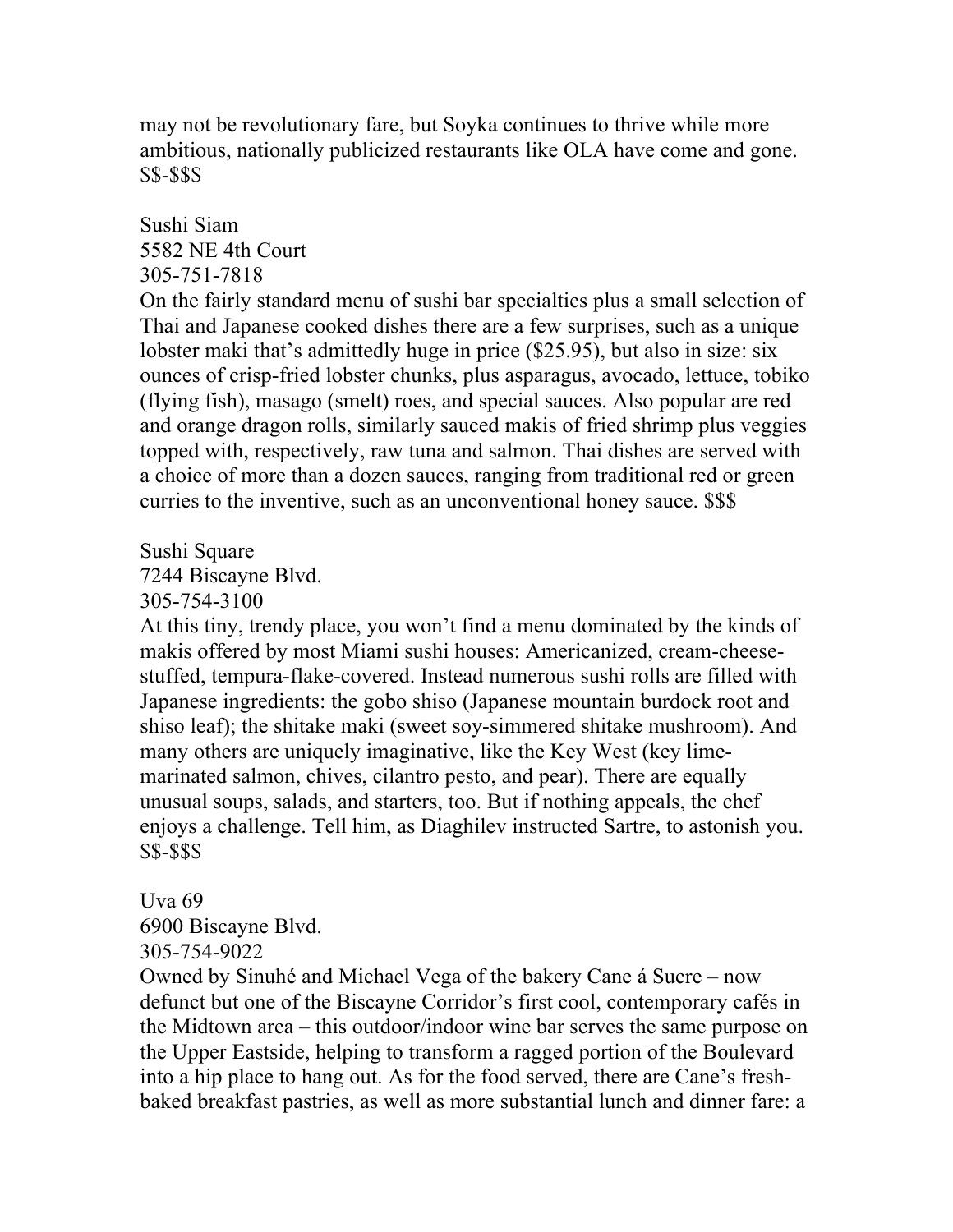may not be revolutionary fare, but Soyka continues to thrive while more ambitious, nationally publicized restaurants like OLA have come and gone. $$-$$$

Sushi Siam
5582 NE 4th Court
305-751-7818
On the fairly standard menu of sushi bar specialties plus a small selection of Thai and Japanese cooked dishes there are a few surprises, such as a unique lobster maki that's admittedly huge in price ($25.95), but also in size: six ounces of crisp-fried lobster chunks, plus asparagus, avocado, lettuce, tobiko (flying fish), masago (smelt) roes, and special sauces. Also popular are red and orange dragon rolls, similarly sauced makis of fried shrimp plus veggies topped with, respectively, raw tuna and salmon. Thai dishes are served with a choice of more than a dozen sauces, ranging from traditional red or green curries to the inventive, such as an unconventional honey sauce. $$$

Sushi Square
7244 Biscayne Blvd.
305-754-3100
At this tiny, trendy place, you won't find a menu dominated by the kinds of makis offered by most Miami sushi houses: Americanized, cream-cheese-stuffed, tempura-flake-covered. Instead numerous sushi rolls are filled with Japanese ingredients: the gobo shiso (Japanese mountain burdock root and shiso leaf); the shitake maki (sweet soy-simmered shitake mushroom). And many others are uniquely imaginative, like the Key West (key lime-marinated salmon, chives, cilantro pesto, and pear). There are equally unusual soups, salads, and starters, too. But if nothing appeals, the chef enjoys a challenge. Tell him, as Diaghilev instructed Sartre, to astonish you. $$-$$$

Uva 69
6900 Biscayne Blvd.
305-754-9022
Owned by Sinuhé and Michael Vega of the bakery Cane á Sucre – now defunct but one of the Biscayne Corridor's first cool, contemporary cafés in the Midtown area – this outdoor/indoor wine bar serves the same purpose on the Upper Eastside, helping to transform a ragged portion of the Boulevard into a hip place to hang out. As for the food served, there are Cane's fresh-baked breakfast pastries, as well as more substantial lunch and dinner fare: a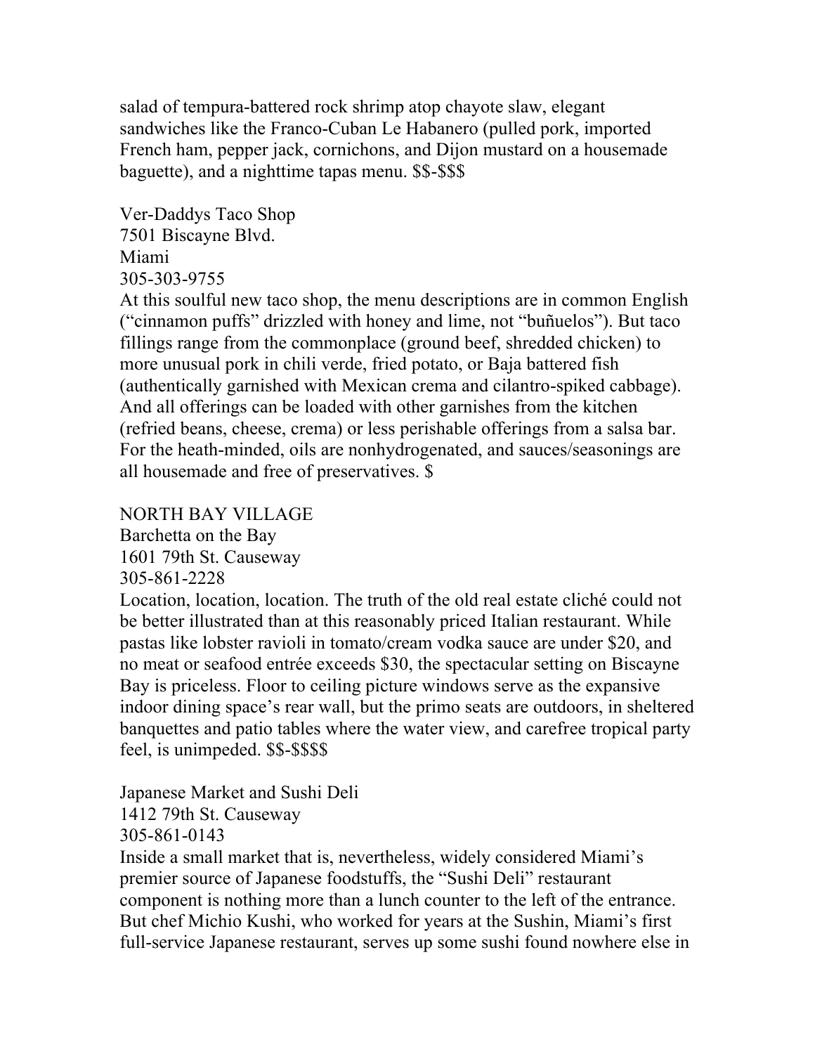salad of tempura-battered rock shrimp atop chayote slaw, elegant sandwiches like the Franco-Cuban Le Habanero (pulled pork, imported French ham, pepper jack, cornichons, and Dijon mustard on a housemade baguette), and a nighttime tapas menu. $$-$$$

Ver-Daddys Taco Shop
7501 Biscayne Blvd.
Miami
305-303-9755
At this soulful new taco shop, the menu descriptions are in common English ("cinnamon puffs" drizzled with honey and lime, not "buñuelos"). But taco fillings range from the commonplace (ground beef, shredded chicken) to more unusual pork in chili verde, fried potato, or Baja battered fish (authentically garnished with Mexican crema and cilantro-spiked cabbage). And all offerings can be loaded with other garnishes from the kitchen (refried beans, cheese, crema) or less perishable offerings from a salsa bar. For the heath-minded, oils are nonhydrogenated, and sauces/seasonings are all housemade and free of preservatives. $

NORTH BAY VILLAGE

Barchetta on the Bay
1601 79th St. Causeway
305-861-2228
Location, location, location. The truth of the old real estate cliché could not be better illustrated than at this reasonably priced Italian restaurant. While pastas like lobster ravioli in tomato/cream vodka sauce are under $20, and no meat or seafood entrée exceeds $30, the spectacular setting on Biscayne Bay is priceless. Floor to ceiling picture windows serve as the expansive indoor dining space's rear wall, but the primo seats are outdoors, in sheltered banquettes and patio tables where the water view, and carefree tropical party feel, is unimpeded. $$-$$$$

Japanese Market and Sushi Deli
1412 79th St. Causeway
305-861-0143
Inside a small market that is, nevertheless, widely considered Miami's premier source of Japanese foodstuffs, the "Sushi Deli" restaurant component is nothing more than a lunch counter to the left of the entrance. But chef Michio Kushi, who worked for years at the Sushin, Miami's first full-service Japanese restaurant, serves up some sushi found nowhere else in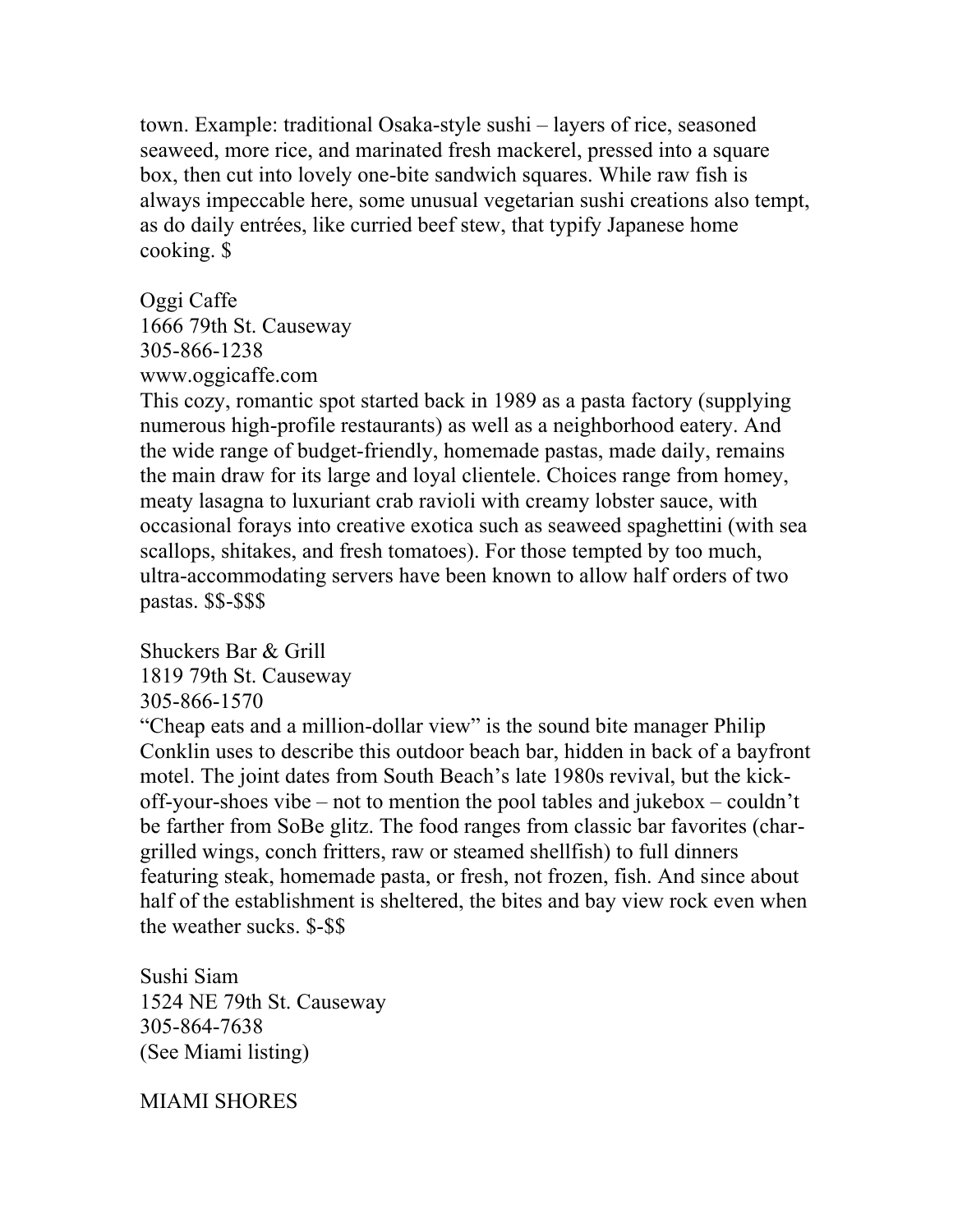town. Example: traditional Osaka-style sushi – layers of rice, seasoned seaweed, more rice, and marinated fresh mackerel, pressed into a square box, then cut into lovely one-bite sandwich squares. While raw fish is always impeccable here, some unusual vegetarian sushi creations also tempt, as do daily entrées, like curried beef stew, that typify Japanese home cooking. $

Oggi Caffe
1666 79th St. Causeway
305-866-1238
www.oggicaffe.com
This cozy, romantic spot started back in 1989 as a pasta factory (supplying numerous high-profile restaurants) as well as a neighborhood eatery. And the wide range of budget-friendly, homemade pastas, made daily, remains the main draw for its large and loyal clientele. Choices range from homey, meaty lasagna to luxuriant crab ravioli with creamy lobster sauce, with occasional forays into creative exotica such as seaweed spaghettini (with sea scallops, shitakes, and fresh tomatoes). For those tempted by too much, ultra-accommodating servers have been known to allow half orders of two pastas. $$-$$$

Shuckers Bar & Grill
1819 79th St. Causeway
305-866-1570
"Cheap eats and a million-dollar view" is the sound bite manager Philip Conklin uses to describe this outdoor beach bar, hidden in back of a bayfront motel. The joint dates from South Beach's late 1980s revival, but the kick-off-your-shoes vibe – not to mention the pool tables and jukebox – couldn't be farther from SoBe glitz. The food ranges from classic bar favorites (char-grilled wings, conch fritters, raw or steamed shellfish) to full dinners featuring steak, homemade pasta, or fresh, not frozen, fish. And since about half of the establishment is sheltered, the bites and bay view rock even when the weather sucks. $-$$

Sushi Siam
1524 NE 79th St. Causeway
305-864-7638
(See Miami listing)

MIAMI SHORES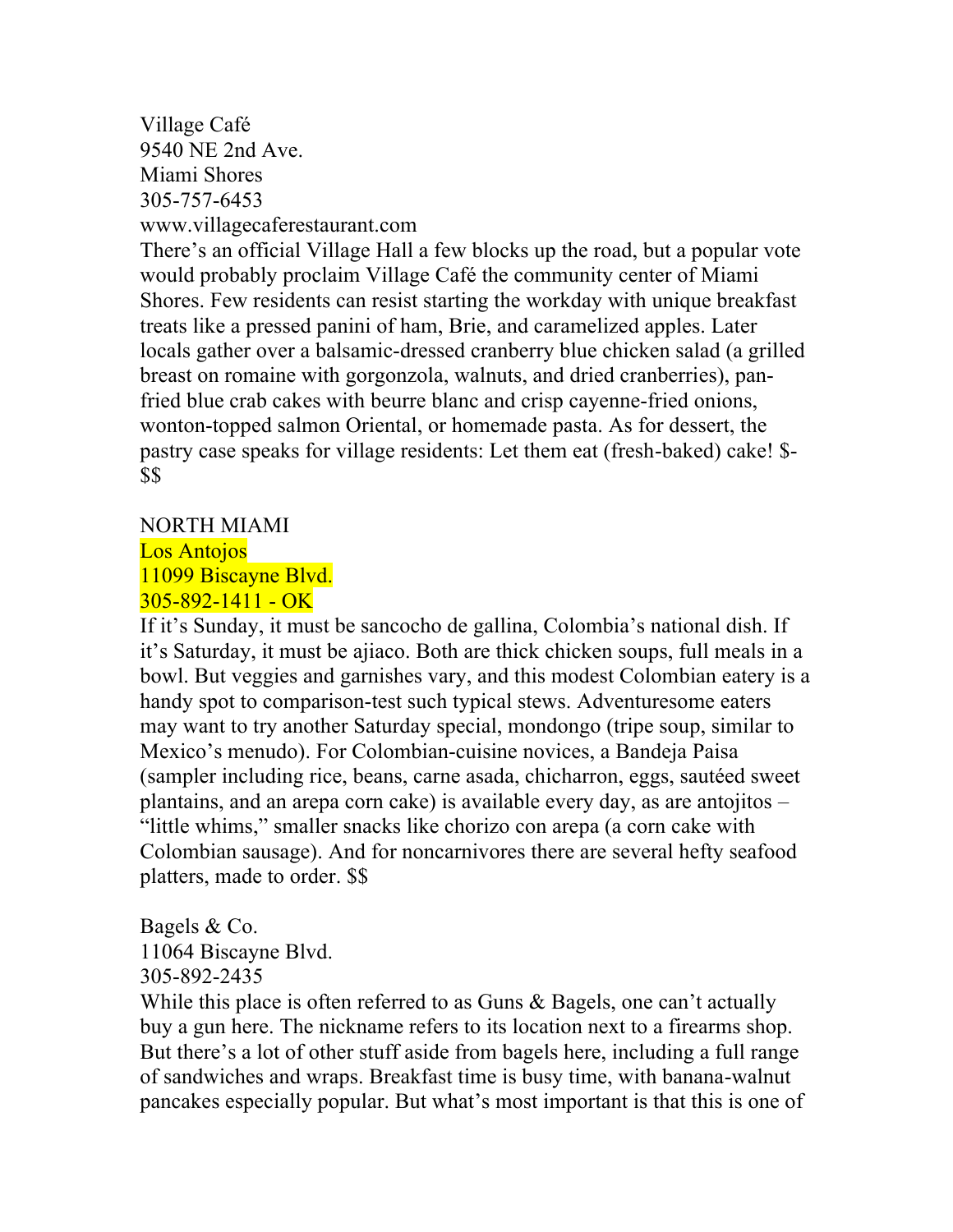Village Café
9540 NE 2nd Ave.
Miami Shores
305-757-6453
www.villagecaferestaurant.com
There's an official Village Hall a few blocks up the road, but a popular vote would probably proclaim Village Café the community center of Miami Shores. Few residents can resist starting the workday with unique breakfast treats like a pressed panini of ham, Brie, and caramelized apples. Later locals gather over a balsamic-dressed cranberry blue chicken salad (a grilled breast on romaine with gorgonzola, walnuts, and dried cranberries), pan-fried blue crab cakes with beurre blanc and crisp cayenne-fried onions, wonton-topped salmon Oriental, or homemade pasta. As for dessert, the pastry case speaks for village residents: Let them eat (fresh-baked) cake! $-$$

NORTH MIAMI
Los Antojos
11099 Biscayne Blvd.
305-892-1411 - OK
If it's Sunday, it must be sancocho de gallina, Colombia's national dish. If it's Saturday, it must be ajiaco. Both are thick chicken soups, full meals in a bowl. But veggies and garnishes vary, and this modest Colombian eatery is a handy spot to comparison-test such typical stews. Adventuresome eaters may want to try another Saturday special, mondongo (tripe soup, similar to Mexico's menudo). For Colombian-cuisine novices, a Bandeja Paisa (sampler including rice, beans, carne asada, chicharron, eggs, sautéed sweet plantains, and an arepa corn cake) is available every day, as are antojitos – "little whims," smaller snacks like chorizo con arepa (a corn cake with Colombian sausage). And for noncarnivores there are several hefty seafood platters, made to order. $$

Bagels & Co.
11064 Biscayne Blvd.
305-892-2435
While this place is often referred to as Guns & Bagels, one can't actually buy a gun here. The nickname refers to its location next to a firearms shop. But there's a lot of other stuff aside from bagels here, including a full range of sandwiches and wraps. Breakfast time is busy time, with banana-walnut pancakes especially popular. But what's most important is that this is one of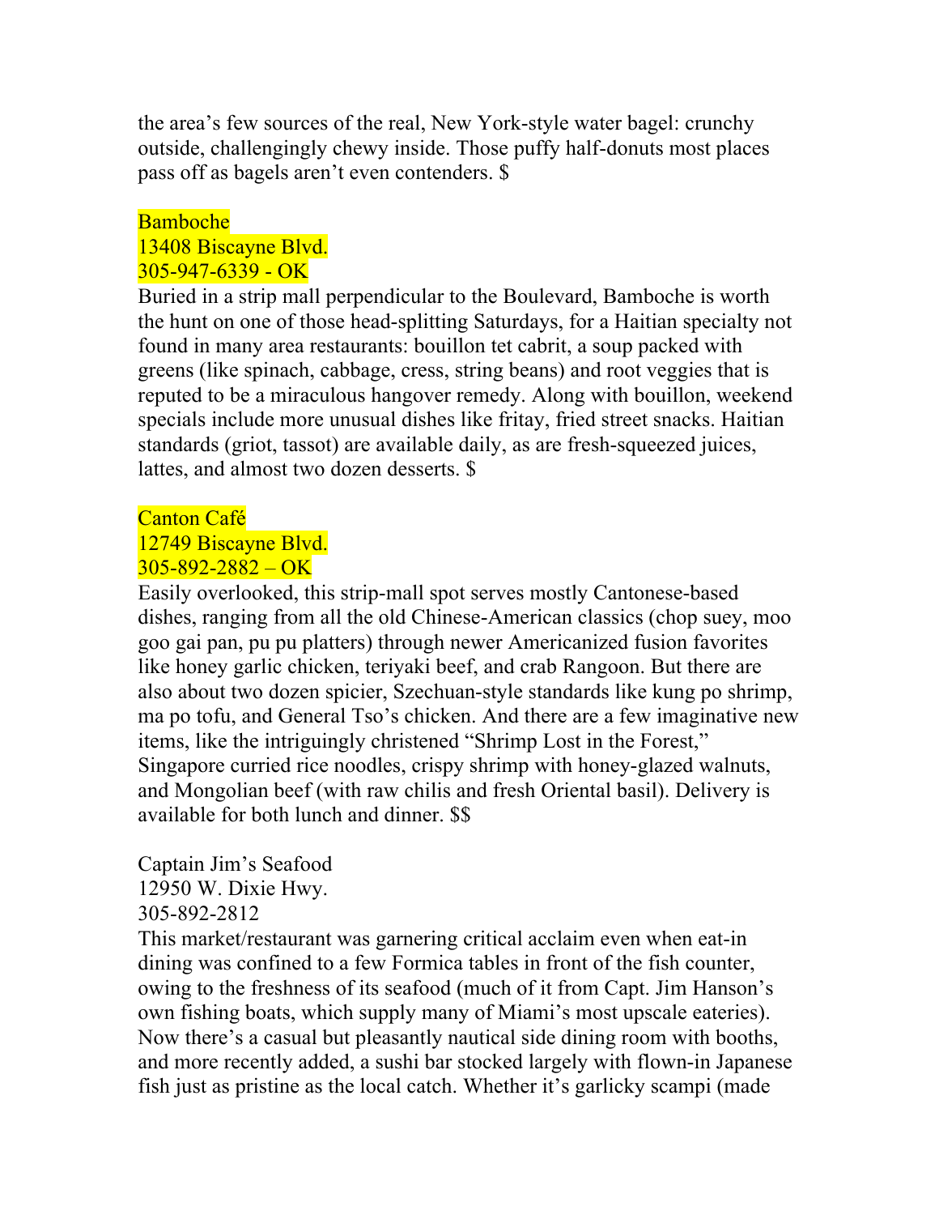the area's few sources of the real, New York-style water bagel: crunchy outside, challengingly chewy inside. Those puffy half-donuts most places pass off as bagels aren't even contenders. $

Bamboche
13408 Biscayne Blvd.
305-947-6339 - OK

Buried in a strip mall perpendicular to the Boulevard, Bamboche is worth the hunt on one of those head-splitting Saturdays, for a Haitian specialty not found in many area restaurants: bouillon tet cabrit, a soup packed with greens (like spinach, cabbage, cress, string beans) and root veggies that is reputed to be a miraculous hangover remedy. Along with bouillon, weekend specials include more unusual dishes like fritay, fried street snacks. Haitian standards (griot, tassot) are available daily, as are fresh-squeezed juices, lattes, and almost two dozen desserts. $

Canton Café
12749 Biscayne Blvd.
305-892-2882 – OK

Easily overlooked, this strip-mall spot serves mostly Cantonese-based dishes, ranging from all the old Chinese-American classics (chop suey, moo goo gai pan, pu pu platters) through newer Americanized fusion favorites like honey garlic chicken, teriyaki beef, and crab Rangoon. But there are also about two dozen spicier, Szechuan-style standards like kung po shrimp, ma po tofu, and General Tso's chicken. And there are a few imaginative new items, like the intriguingly christened "Shrimp Lost in the Forest," Singapore curried rice noodles, crispy shrimp with honey-glazed walnuts, and Mongolian beef (with raw chilis and fresh Oriental basil). Delivery is available for both lunch and dinner. $$

Captain Jim's Seafood
12950 W. Dixie Hwy.
305-892-2812

This market/restaurant was garnering critical acclaim even when eat-in dining was confined to a few Formica tables in front of the fish counter, owing to the freshness of its seafood (much of it from Capt. Jim Hanson's own fishing boats, which supply many of Miami's most upscale eateries). Now there's a casual but pleasantly nautical side dining room with booths, and more recently added, a sushi bar stocked largely with flown-in Japanese fish just as pristine as the local catch. Whether it's garlicky scampi (made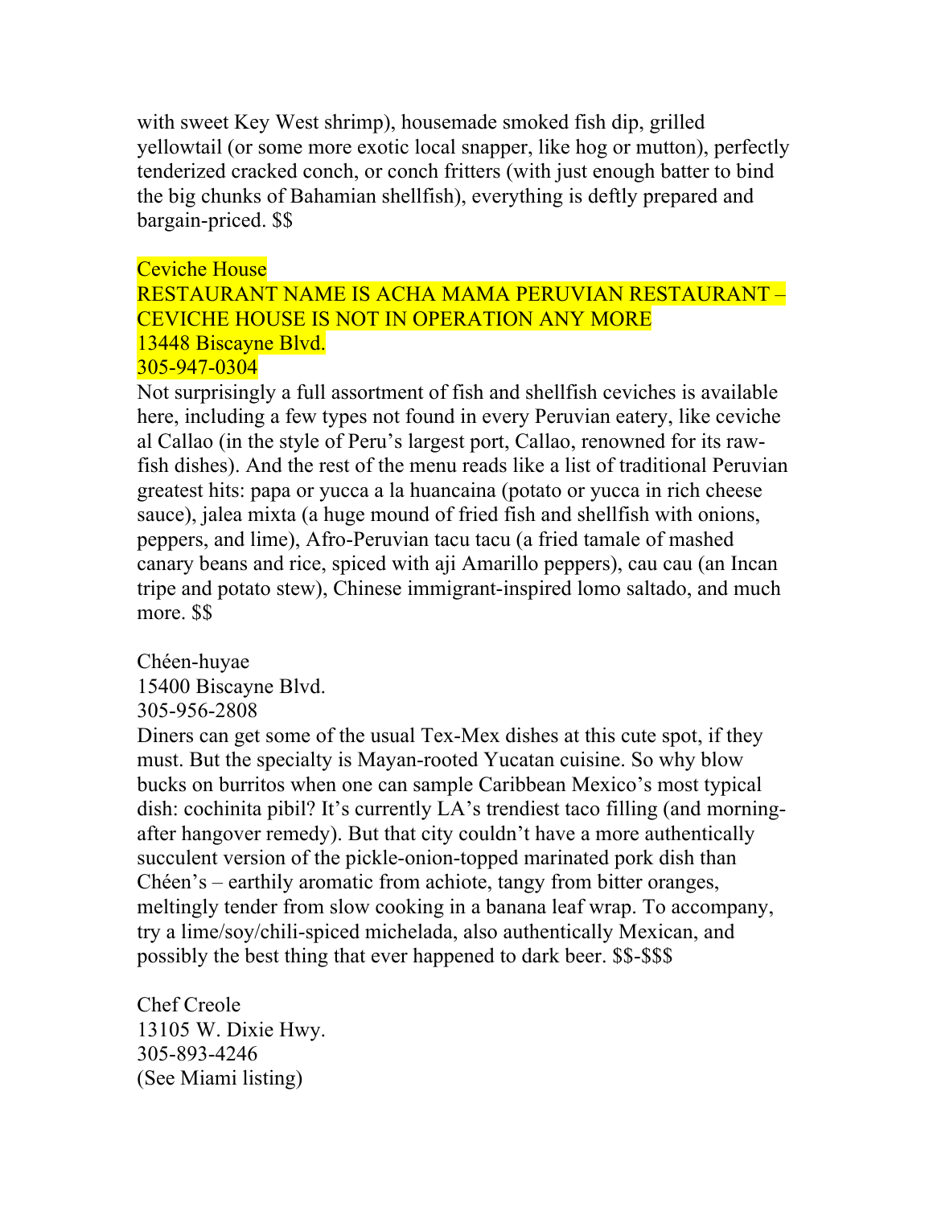with sweet Key West shrimp), housemade smoked fish dip, grilled yellowtail (or some more exotic local snapper, like hog or mutton), perfectly tenderized cracked conch, or conch fritters (with just enough batter to bind the big chunks of Bahamian shellfish), everything is deftly prepared and bargain-priced. $$

Ceviche House
RESTAURANT NAME IS ACHA MAMA PERUVIAN RESTAURANT – CEVICHE HOUSE IS NOT IN OPERATION ANY MORE
13448 Biscayne Blvd.
305-947-0304
Not surprisingly a full assortment of fish and shellfish ceviches is available here, including a few types not found in every Peruvian eatery, like ceviche al Callao (in the style of Peru's largest port, Callao, renowned for its raw-fish dishes). And the rest of the menu reads like a list of traditional Peruvian greatest hits: papa or yucca a la huancaina (potato or yucca in rich cheese sauce), jalea mixta (a huge mound of fried fish and shellfish with onions, peppers, and lime), Afro-Peruvian tacu tacu (a fried tamale of mashed canary beans and rice, spiced with aji Amarillo peppers), cau cau (an Incan tripe and potato stew), Chinese immigrant-inspired lomo saltado, and much more. $$

Chéen-huyae
15400 Biscayne Blvd.
305-956-2808
Diners can get some of the usual Tex-Mex dishes at this cute spot, if they must. But the specialty is Mayan-rooted Yucatan cuisine. So why blow bucks on burritos when one can sample Caribbean Mexico's most typical dish: cochinita pibil? It's currently LA's trendiest taco filling (and morning-after hangover remedy). But that city couldn't have a more authentically succulent version of the pickle-onion-topped marinated pork dish than Chéen's – earthily aromatic from achiote, tangy from bitter oranges, meltingly tender from slow cooking in a banana leaf wrap. To accompany, try a lime/soy/chili-spiced michelada, also authentically Mexican, and possibly the best thing that ever happened to dark beer. $$-$$$

Chef Creole
13105 W. Dixie Hwy.
305-893-4246
(See Miami listing)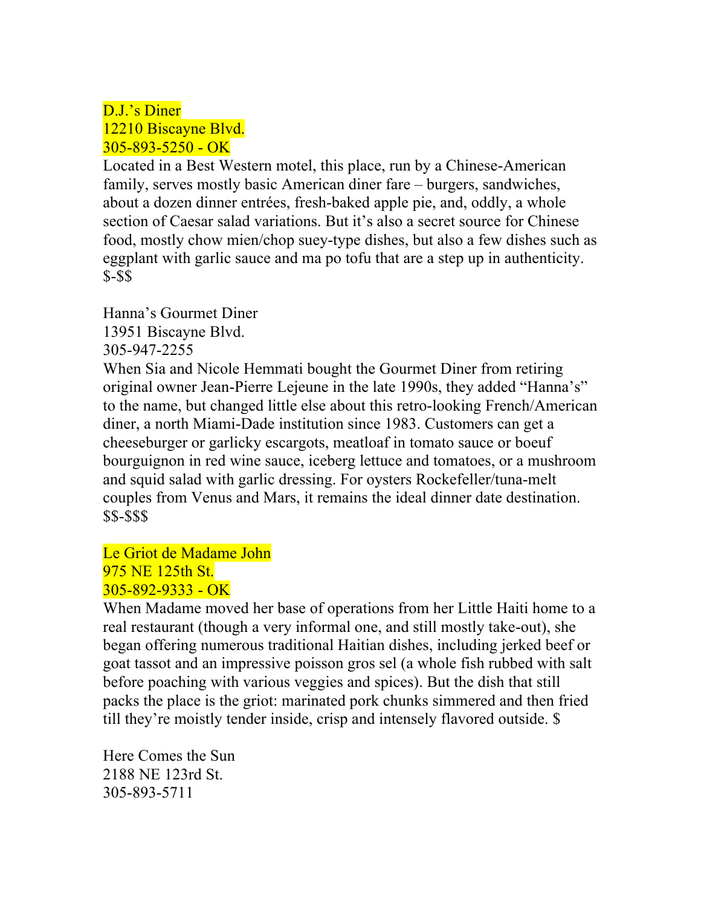D.J.'s Diner
12210 Biscayne Blvd.
305-893-5250 - OK
Located in a Best Western motel, this place, run by a Chinese-American family, serves mostly basic American diner fare – burgers, sandwiches, about a dozen dinner entrées, fresh-baked apple pie, and, oddly, a whole section of Caesar salad variations. But it's also a secret source for Chinese food, mostly chow mien/chop suey-type dishes, but also a few dishes such as eggplant with garlic sauce and ma po tofu that are a step up in authenticity. $-$$

Hanna's Gourmet Diner
13951 Biscayne Blvd.
305-947-2255
When Sia and Nicole Hemmati bought the Gourmet Diner from retiring original owner Jean-Pierre Lejeune in the late 1990s, they added "Hanna's" to the name, but changed little else about this retro-looking French/American diner, a north Miami-Dade institution since 1983. Customers can get a cheeseburger or garlicky escargots, meatloaf in tomato sauce or boeuf bourguignon in red wine sauce, iceberg lettuce and tomatoes, or a mushroom and squid salad with garlic dressing. For oysters Rockefeller/tuna-melt couples from Venus and Mars, it remains the ideal dinner date destination. $$-$$$

Le Griot de Madame John
975 NE 125th St.
305-892-9333 - OK
When Madame moved her base of operations from her Little Haiti home to a real restaurant (though a very informal one, and still mostly take-out), she began offering numerous traditional Haitian dishes, including jerked beef or goat tassot and an impressive poisson gros sel (a whole fish rubbed with salt before poaching with various veggies and spices). But the dish that still packs the place is the griot: marinated pork chunks simmered and then fried till they're moistly tender inside, crisp and intensely flavored outside. $

Here Comes the Sun
2188 NE 123rd St.
305-893-5711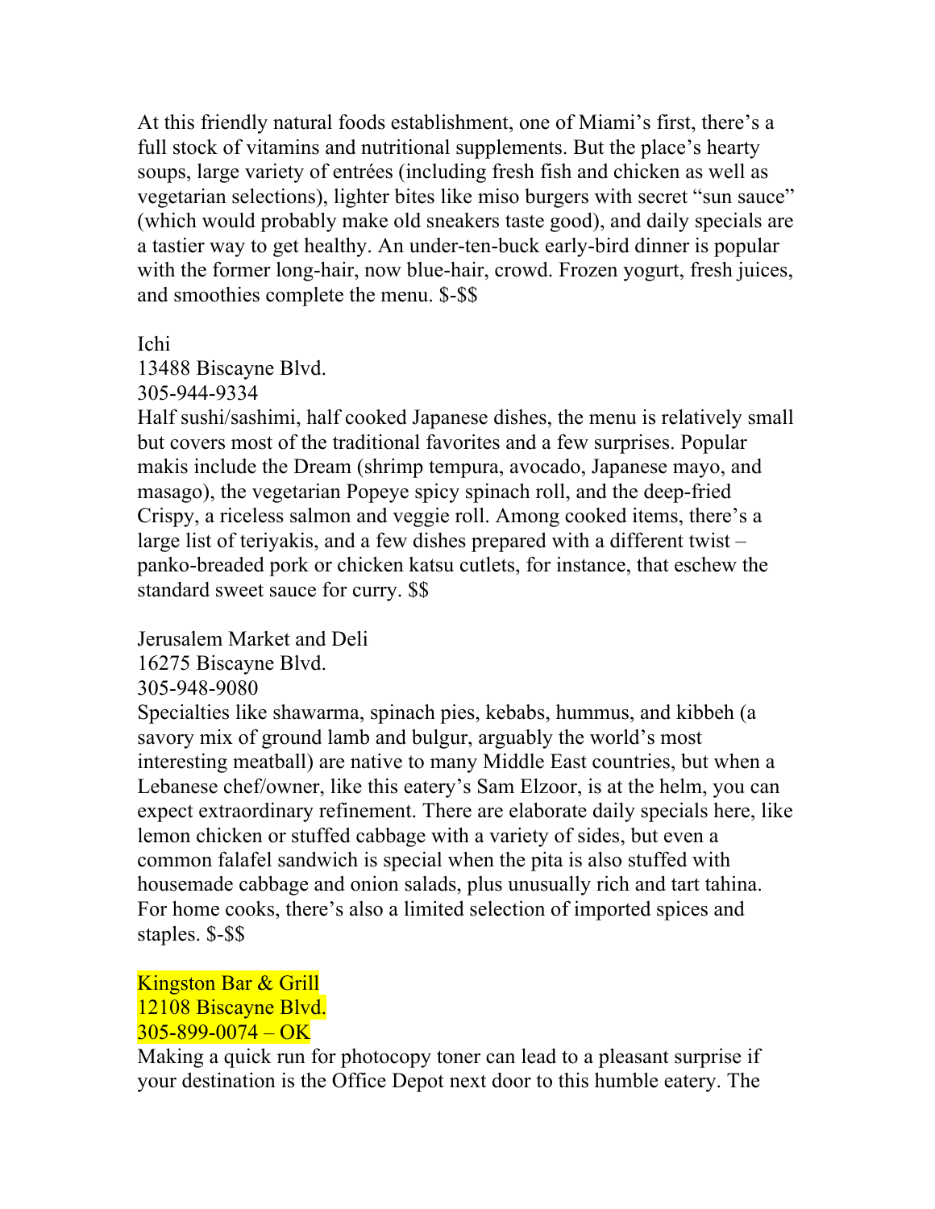At this friendly natural foods establishment, one of Miami's first, there's a full stock of vitamins and nutritional supplements. But the place's hearty soups, large variety of entrées (including fresh fish and chicken as well as vegetarian selections), lighter bites like miso burgers with secret "sun sauce" (which would probably make old sneakers taste good), and daily specials are a tastier way to get healthy. An under-ten-buck early-bird dinner is popular with the former long-hair, now blue-hair, crowd. Frozen yogurt, fresh juices, and smoothies complete the menu. $-$$

Ichi
13488 Biscayne Blvd.
305-944-9334
Half sushi/sashimi, half cooked Japanese dishes, the menu is relatively small but covers most of the traditional favorites and a few surprises. Popular makis include the Dream (shrimp tempura, avocado, Japanese mayo, and masago), the vegetarian Popeye spicy spinach roll, and the deep-fried Crispy, a riceless salmon and veggie roll. Among cooked items, there's a large list of teriyakis, and a few dishes prepared with a different twist – panko-breaded pork or chicken katsu cutlets, for instance, that eschew the standard sweet sauce for curry. $$

Jerusalem Market and Deli
16275 Biscayne Blvd.
305-948-9080
Specialties like shawarma, spinach pies, kebabs, hummus, and kibbeh (a savory mix of ground lamb and bulgur, arguably the world's most interesting meatball) are native to many Middle East countries, but when a Lebanese chef/owner, like this eatery's Sam Elzoor, is at the helm, you can expect extraordinary refinement. There are elaborate daily specials here, like lemon chicken or stuffed cabbage with a variety of sides, but even a common falafel sandwich is special when the pita is also stuffed with housemade cabbage and onion salads, plus unusually rich and tart tahina. For home cooks, there's also a limited selection of imported spices and staples. $-$$

Kingston Bar & Grill
12108 Biscayne Blvd.
305-899-0074 – OK
Making a quick run for photocopy toner can lead to a pleasant surprise if your destination is the Office Depot next door to this humble eatery. The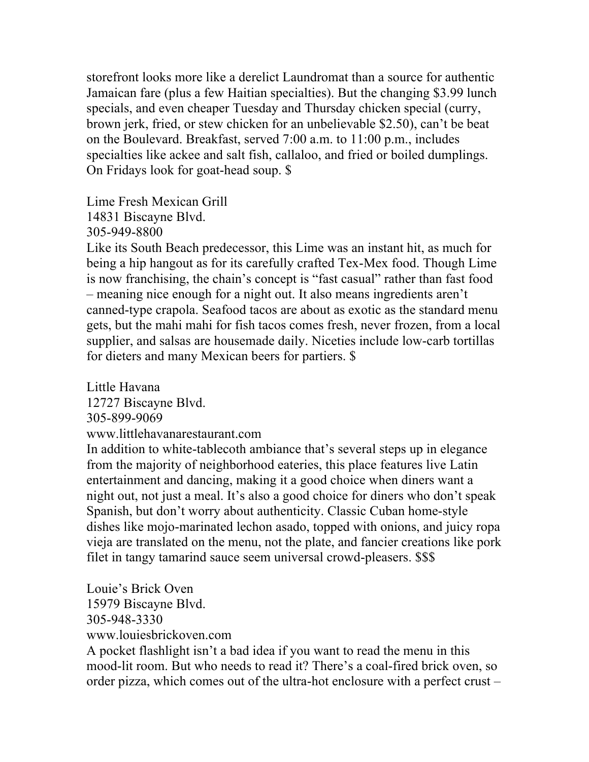storefront looks more like a derelict Laundromat than a source for authentic Jamaican fare (plus a few Haitian specialties). But the changing $3.99 lunch specials, and even cheaper Tuesday and Thursday chicken special (curry, brown jerk, fried, or stew chicken for an unbelievable $2.50), can't be beat on the Boulevard. Breakfast, served 7:00 a.m. to 11:00 p.m., includes specialties like ackee and salt fish, callaloo, and fried or boiled dumplings. On Fridays look for goat-head soup. $

Lime Fresh Mexican Grill
14831 Biscayne Blvd.
305-949-8800
Like its South Beach predecessor, this Lime was an instant hit, as much for being a hip hangout as for its carefully crafted Tex-Mex food. Though Lime is now franchising, the chain's concept is "fast casual" rather than fast food – meaning nice enough for a night out. It also means ingredients aren't canned-type crapola. Seafood tacos are about as exotic as the standard menu gets, but the mahi mahi for fish tacos comes fresh, never frozen, from a local supplier, and salsas are housemade daily. Niceties include low-carb tortillas for dieters and many Mexican beers for partiers. $

Little Havana
12727 Biscayne Blvd.
305-899-9069
www.littlehavanarestaurant.com
In addition to white-tablecoth ambiance that's several steps up in elegance from the majority of neighborhood eateries, this place features live Latin entertainment and dancing, making it a good choice when diners want a night out, not just a meal. It's also a good choice for diners who don't speak Spanish, but don't worry about authenticity. Classic Cuban home-style dishes like mojo-marinated lechon asado, topped with onions, and juicy ropa vieja are translated on the menu, not the plate, and fancier creations like pork filet in tangy tamarind sauce seem universal crowd-pleasers. $$$

Louie's Brick Oven
15979 Biscayne Blvd.
305-948-3330
www.louiesbrickoven.com
A pocket flashlight isn't a bad idea if you want to read the menu in this mood-lit room. But who needs to read it? There's a coal-fired brick oven, so order pizza, which comes out of the ultra-hot enclosure with a perfect crust –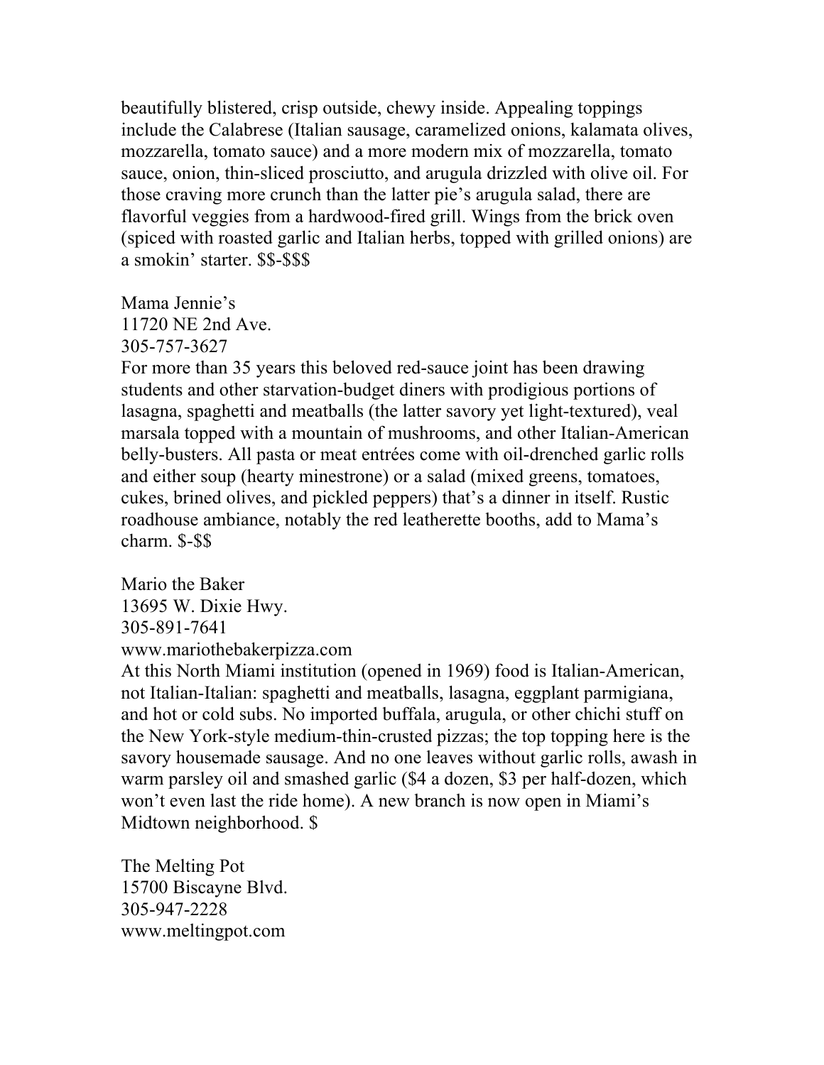beautifully blistered, crisp outside, chewy inside. Appealing toppings include the Calabrese (Italian sausage, caramelized onions, kalamata olives, mozzarella, tomato sauce) and a more modern mix of mozzarella, tomato sauce, onion, thin-sliced prosciutto, and arugula drizzled with olive oil. For those craving more crunch than the latter pie's arugula salad, there are flavorful veggies from a hardwood-fired grill. Wings from the brick oven (spiced with roasted garlic and Italian herbs, topped with grilled onions) are a smokin' starter. $$-$$$

Mama Jennie's
11720 NE 2nd Ave.
305-757-3627
For more than 35 years this beloved red-sauce joint has been drawing students and other starvation-budget diners with prodigious portions of lasagna, spaghetti and meatballs (the latter savory yet light-textured), veal marsala topped with a mountain of mushrooms, and other Italian-American belly-busters. All pasta or meat entrées come with oil-drenched garlic rolls and either soup (hearty minestrone) or a salad (mixed greens, tomatoes, cukes, brined olives, and pickled peppers) that's a dinner in itself. Rustic roadhouse ambiance, notably the red leatherette booths, add to Mama's charm. $-$$

Mario the Baker
13695 W. Dixie Hwy.
305-891-7641
www.mariothebakerpizza.com
At this North Miami institution (opened in 1969) food is Italian-American, not Italian-Italian: spaghetti and meatballs, lasagna, eggplant parmigiana, and hot or cold subs. No imported buffala, arugula, or other chichi stuff on the New York-style medium-thin-crusted pizzas; the top topping here is the savory housemade sausage. And no one leaves without garlic rolls, awash in warm parsley oil and smashed garlic ($4 a dozen, $3 per half-dozen, which won't even last the ride home). A new branch is now open in Miami's Midtown neighborhood. $

The Melting Pot
15700 Biscayne Blvd.
305-947-2228
www.meltingpot.com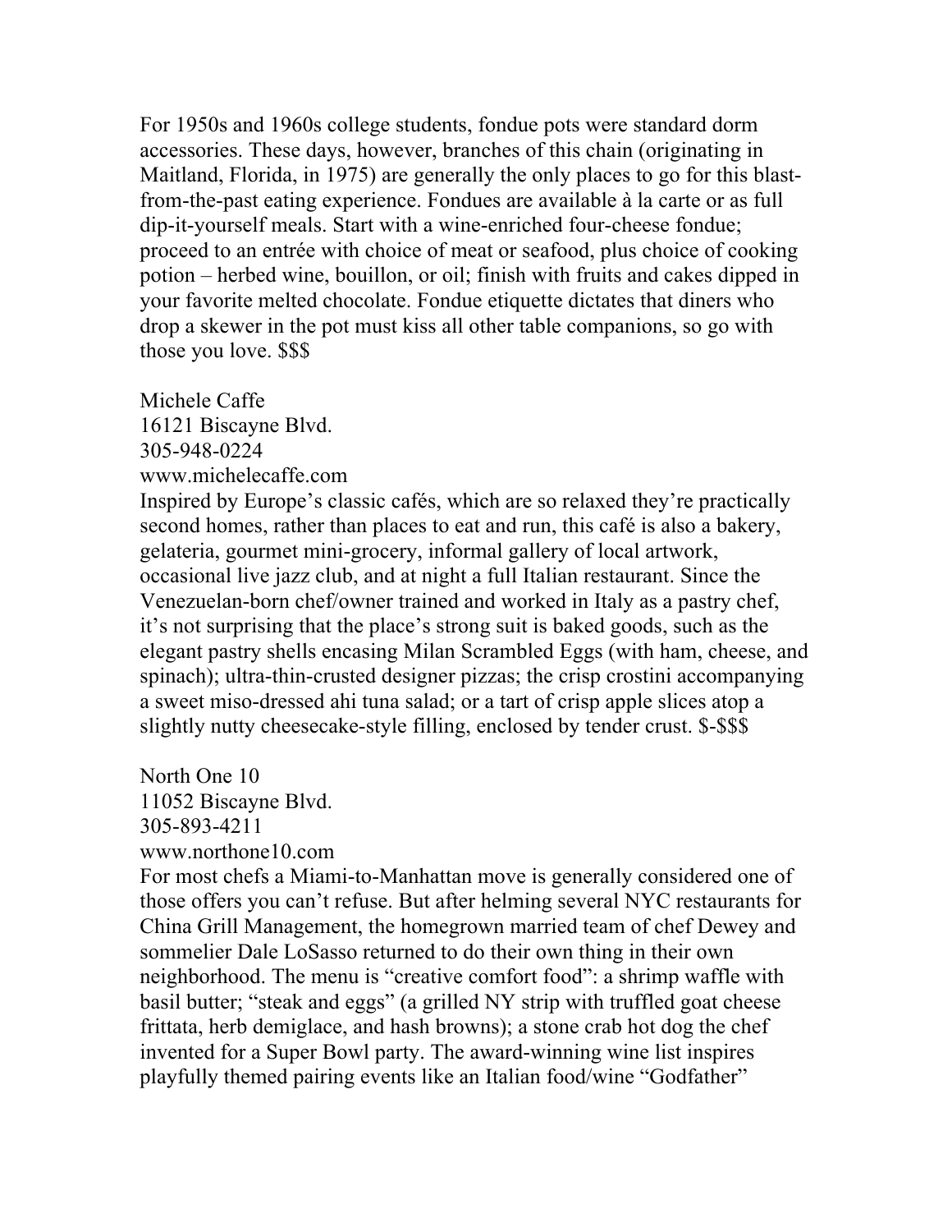For 1950s and 1960s college students, fondue pots were standard dorm accessories. These days, however, branches of this chain (originating in Maitland, Florida, in 1975) are generally the only places to go for this blast-from-the-past eating experience. Fondues are available à la carte or as full dip-it-yourself meals. Start with a wine-enriched four-cheese fondue; proceed to an entrée with choice of meat or seafood, plus choice of cooking potion – herbed wine, bouillon, or oil; finish with fruits and cakes dipped in your favorite melted chocolate. Fondue etiquette dictates that diners who drop a skewer in the pot must kiss all other table companions, so go with those you love. $$$

Michele Caffe
16121 Biscayne Blvd.
305-948-0224
www.michelecaffe.com
Inspired by Europe's classic cafés, which are so relaxed they're practically second homes, rather than places to eat and run, this café is also a bakery, gelateria, gourmet mini-grocery, informal gallery of local artwork, occasional live jazz club, and at night a full Italian restaurant. Since the Venezuelan-born chef/owner trained and worked in Italy as a pastry chef, it's not surprising that the place's strong suit is baked goods, such as the elegant pastry shells encasing Milan Scrambled Eggs (with ham, cheese, and spinach); ultra-thin-crusted designer pizzas; the crisp crostini accompanying a sweet miso-dressed ahi tuna salad; or a tart of crisp apple slices atop a slightly nutty cheesecake-style filling, enclosed by tender crust. $-$$$

North One 10
11052 Biscayne Blvd.
305-893-4211
www.northone10.com
For most chefs a Miami-to-Manhattan move is generally considered one of those offers you can't refuse. But after helming several NYC restaurants for China Grill Management, the homegrown married team of chef Dewey and sommelier Dale LoSasso returned to do their own thing in their own neighborhood. The menu is "creative comfort food": a shrimp waffle with basil butter; "steak and eggs" (a grilled NY strip with truffled goat cheese frittata, herb demiglace, and hash browns); a stone crab hot dog the chef invented for a Super Bowl party. The award-winning wine list inspires playfully themed pairing events like an Italian food/wine "Godfather"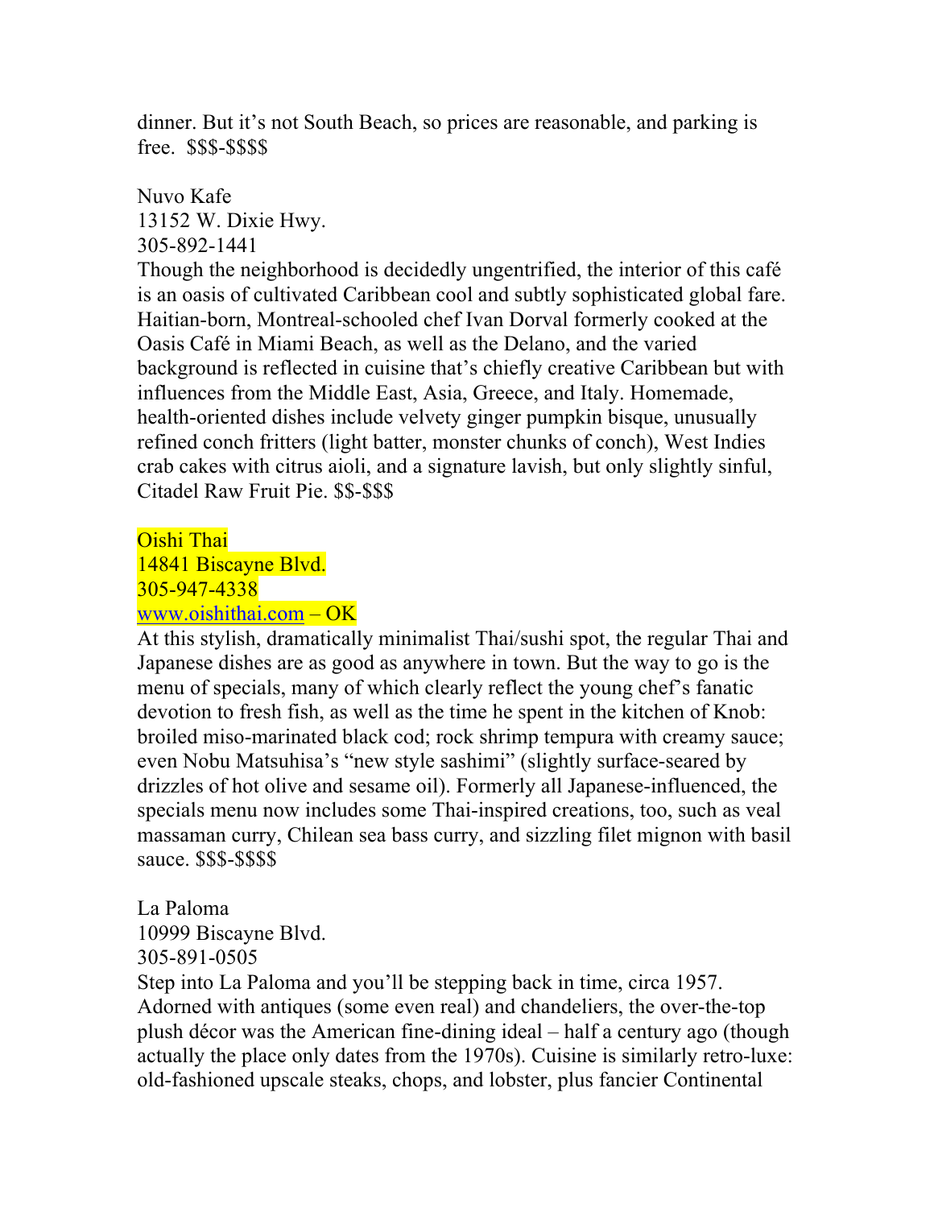dinner. But it's not South Beach, so prices are reasonable, and parking is free.  $$$-$$$$

Nuvo Kafe
13152 W. Dixie Hwy.
305-892-1441
Though the neighborhood is decidedly ungentrified, the interior of this café is an oasis of cultivated Caribbean cool and subtly sophisticated global fare. Haitian-born, Montreal-schooled chef Ivan Dorval formerly cooked at the Oasis Café in Miami Beach, as well as the Delano, and the varied background is reflected in cuisine that's chiefly creative Caribbean but with influences from the Middle East, Asia, Greece, and Italy. Homemade, health-oriented dishes include velvety ginger pumpkin bisque, unusually refined conch fritters (light batter, monster chunks of conch), West Indies crab cakes with citrus aioli, and a signature lavish, but only slightly sinful, Citadel Raw Fruit Pie. $$-$$$

Oishi Thai
14841 Biscayne Blvd.
305-947-4338
www.oishithai.com – OK
At this stylish, dramatically minimalist Thai/sushi spot, the regular Thai and Japanese dishes are as good as anywhere in town. But the way to go is the menu of specials, many of which clearly reflect the young chef's fanatic devotion to fresh fish, as well as the time he spent in the kitchen of Knob: broiled miso-marinated black cod; rock shrimp tempura with creamy sauce; even Nobu Matsuhisa's "new style sashimi" (slightly surface-seared by drizzles of hot olive and sesame oil). Formerly all Japanese-influenced, the specials menu now includes some Thai-inspired creations, too, such as veal massaman curry, Chilean sea bass curry, and sizzling filet mignon with basil sauce. $$$-$$$$

La Paloma
10999 Biscayne Blvd.
305-891-0505
Step into La Paloma and you'll be stepping back in time, circa 1957. Adorned with antiques (some even real) and chandeliers, the over-the-top plush décor was the American fine-dining ideal – half a century ago (though actually the place only dates from the 1970s). Cuisine is similarly retro-luxe: old-fashioned upscale steaks, chops, and lobster, plus fancier Continental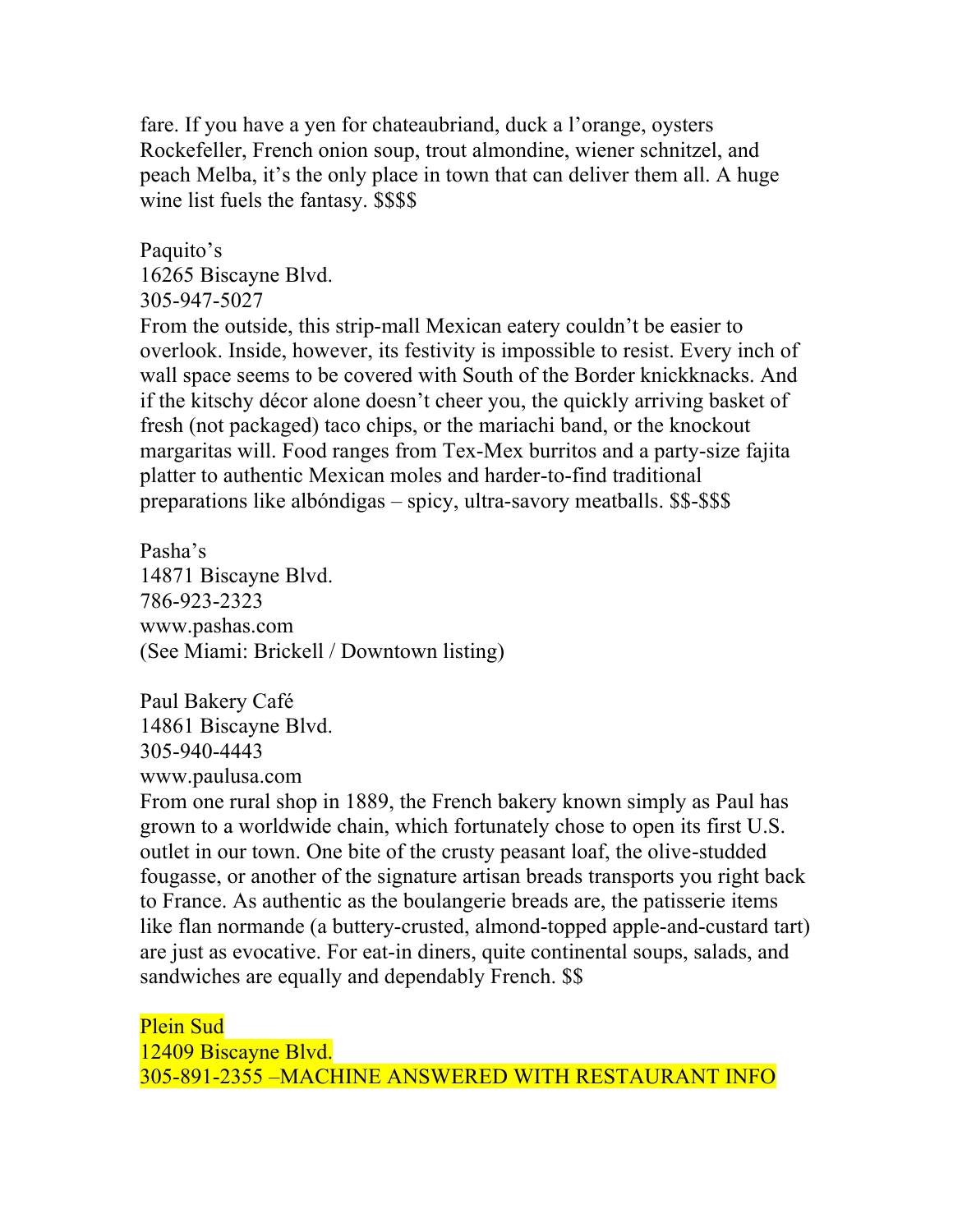fare. If you have a yen for chateaubriand, duck a l'orange, oysters Rockefeller, French onion soup, trout almondine, wiener schnitzel, and peach Melba, it's the only place in town that can deliver them all. A huge wine list fuels the fantasy. $$$$

Paquito's
16265 Biscayne Blvd.
305-947-5027
From the outside, this strip-mall Mexican eatery couldn't be easier to overlook. Inside, however, its festivity is impossible to resist. Every inch of wall space seems to be covered with South of the Border knickknacks. And if the kitschy décor alone doesn't cheer you, the quickly arriving basket of fresh (not packaged) taco chips, or the mariachi band, or the knockout margaritas will. Food ranges from Tex-Mex burritos and a party-size fajita platter to authentic Mexican moles and harder-to-find traditional preparations like albóndigas – spicy, ultra-savory meatballs. $$-$$$

Pasha's
14871 Biscayne Blvd.
786-923-2323
www.pashas.com
(See Miami: Brickell / Downtown listing)

Paul Bakery Café
14861 Biscayne Blvd.
305-940-4443
www.paulusa.com
From one rural shop in 1889, the French bakery known simply as Paul has grown to a worldwide chain, which fortunately chose to open its first U.S. outlet in our town. One bite of the crusty peasant loaf, the olive-studded fougasse, or another of the signature artisan breads transports you right back to France. As authentic as the boulangerie breads are, the patisserie items like flan normande (a buttery-crusted, almond-topped apple-and-custard tart) are just as evocative. For eat-in diners, quite continental soups, salads, and sandwiches are equally and dependably French. $$

Plein Sud
12409 Biscayne Blvd.
305-891-2355 –MACHINE ANSWERED WITH RESTAURANT INFO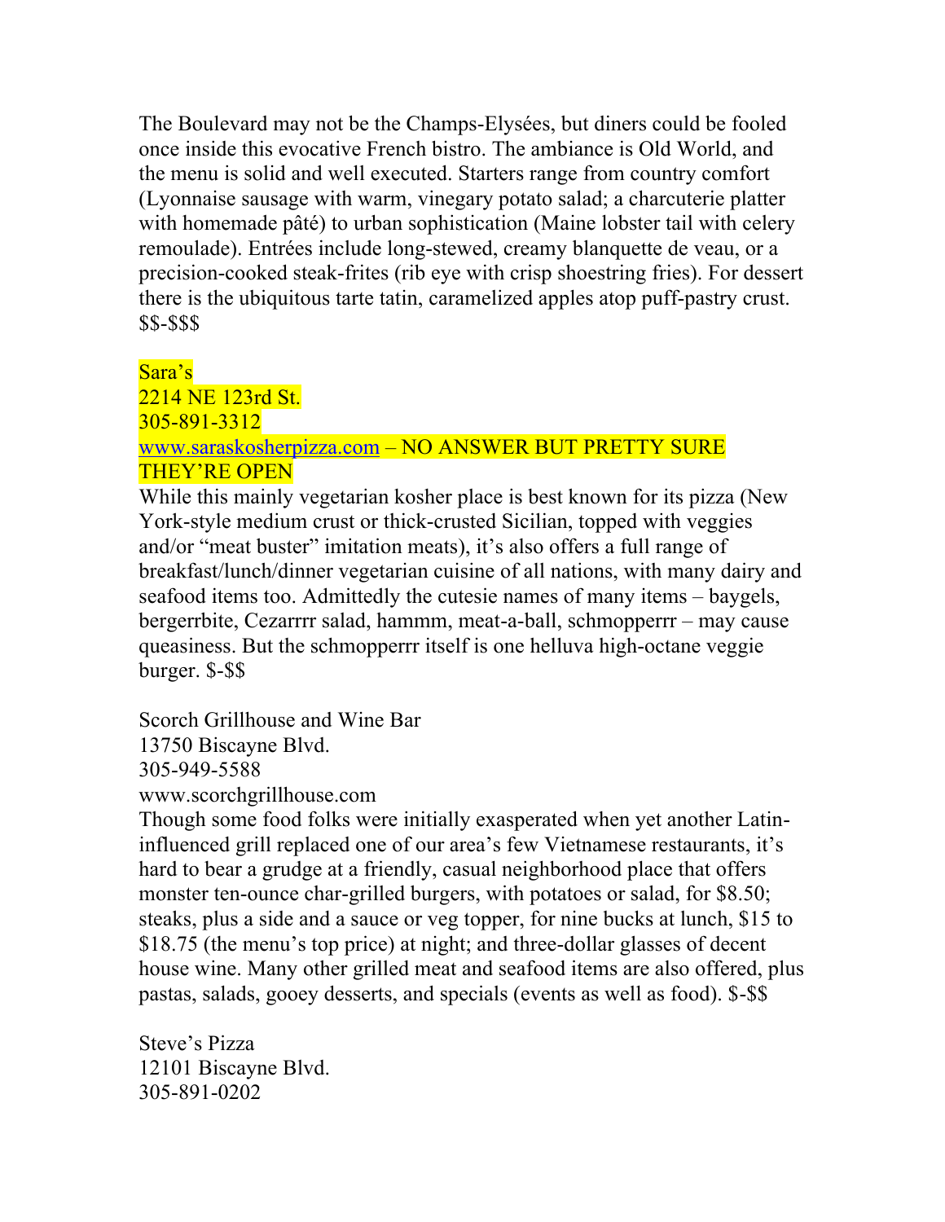The Boulevard may not be the Champs-Elysées, but diners could be fooled once inside this evocative French bistro. The ambiance is Old World, and the menu is solid and well executed. Starters range from country comfort (Lyonnaise sausage with warm, vinegary potato salad; a charcuterie platter with homemade pâté) to urban sophistication (Maine lobster tail with celery remoulade). Entrées include long-stewed, creamy blanquette de veau, or a precision-cooked steak-frites (rib eye with crisp shoestring fries). For dessert there is the ubiquitous tarte tatin, caramelized apples atop puff-pastry crust. $$-$$$

Sara's
2214 NE 123rd St.
305-891-3312
www.saraskosherpizza.com – NO ANSWER BUT PRETTY SURE THEY'RE OPEN
While this mainly vegetarian kosher place is best known for its pizza (New York-style medium crust or thick-crusted Sicilian, topped with veggies and/or "meat buster" imitation meats), it's also offers a full range of breakfast/lunch/dinner vegetarian cuisine of all nations, with many dairy and seafood items too. Admittedly the cutesie names of many items – baygels, bergerrbite, Cezarrrr salad, hammm, meat-a-ball, schmopperrr – may cause queasiness. But the schmopperrr itself is one helluva high-octane veggie burger. $-$$

Scorch Grillhouse and Wine Bar
13750 Biscayne Blvd.
305-949-5588
www.scorchgrillhouse.com
Though some food folks were initially exasperated when yet another Latin-influenced grill replaced one of our area's few Vietnamese restaurants, it's hard to bear a grudge at a friendly, casual neighborhood place that offers monster ten-ounce char-grilled burgers, with potatoes or salad, for $8.50; steaks, plus a side and a sauce or veg topper, for nine bucks at lunch, $15 to $18.75 (the menu's top price) at night; and three-dollar glasses of decent house wine. Many other grilled meat and seafood items are also offered, plus pastas, salads, gooey desserts, and specials (events as well as food). $-$$

Steve's Pizza
12101 Biscayne Blvd.
305-891-0202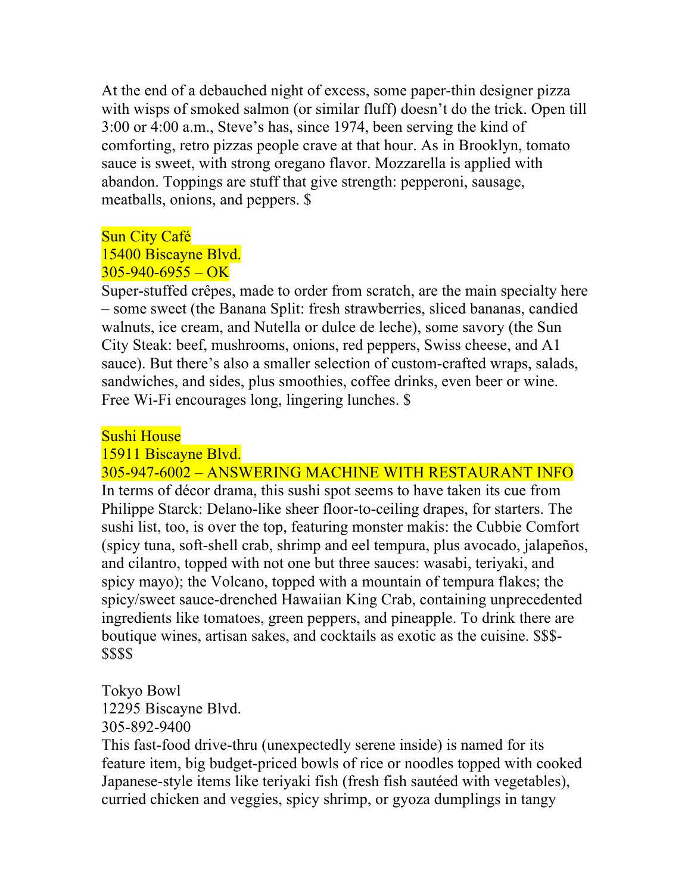At the end of a debauched night of excess, some paper-thin designer pizza with wisps of smoked salmon (or similar fluff) doesn't do the trick. Open till 3:00 or 4:00 a.m., Steve's has, since 1974, been serving the kind of comforting, retro pizzas people crave at that hour. As in Brooklyn, tomato sauce is sweet, with strong oregano flavor. Mozzarella is applied with abandon. Toppings are stuff that give strength: pepperoni, sausage, meatballs, onions, and peppers. $

Sun City Café
15400 Biscayne Blvd.
305-940-6955 – OK
Super-stuffed crêpes, made to order from scratch, are the main specialty here – some sweet (the Banana Split: fresh strawberries, sliced bananas, candied walnuts, ice cream, and Nutella or dulce de leche), some savory (the Sun City Steak: beef, mushrooms, onions, red peppers, Swiss cheese, and A1 sauce). But there's also a smaller selection of custom-crafted wraps, salads, sandwiches, and sides, plus smoothies, coffee drinks, even beer or wine. Free Wi-Fi encourages long, lingering lunches. $

Sushi House
15911 Biscayne Blvd.
305-947-6002 – ANSWERING MACHINE WITH RESTAURANT INFO
In terms of décor drama, this sushi spot seems to have taken its cue from Philippe Starck: Delano-like sheer floor-to-ceiling drapes, for starters. The sushi list, too, is over the top, featuring monster makis: the Cubbie Comfort (spicy tuna, soft-shell crab, shrimp and eel tempura, plus avocado, jalapeños, and cilantro, topped with not one but three sauces: wasabi, teriyaki, and spicy mayo); the Volcano, topped with a mountain of tempura flakes; the spicy/sweet sauce-drenched Hawaiian King Crab, containing unprecedented ingredients like tomatoes, green peppers, and pineapple. To drink there are boutique wines, artisan sakes, and cocktails as exotic as the cuisine. $$$-$$$$

Tokyo Bowl
12295 Biscayne Blvd.
305-892-9400
This fast-food drive-thru (unexpectedly serene inside) is named for its feature item, big budget-priced bowls of rice or noodles topped with cooked Japanese-style items like teriyaki fish (fresh fish sautéed with vegetables), curried chicken and veggies, spicy shrimp, or gyoza dumplings in tangy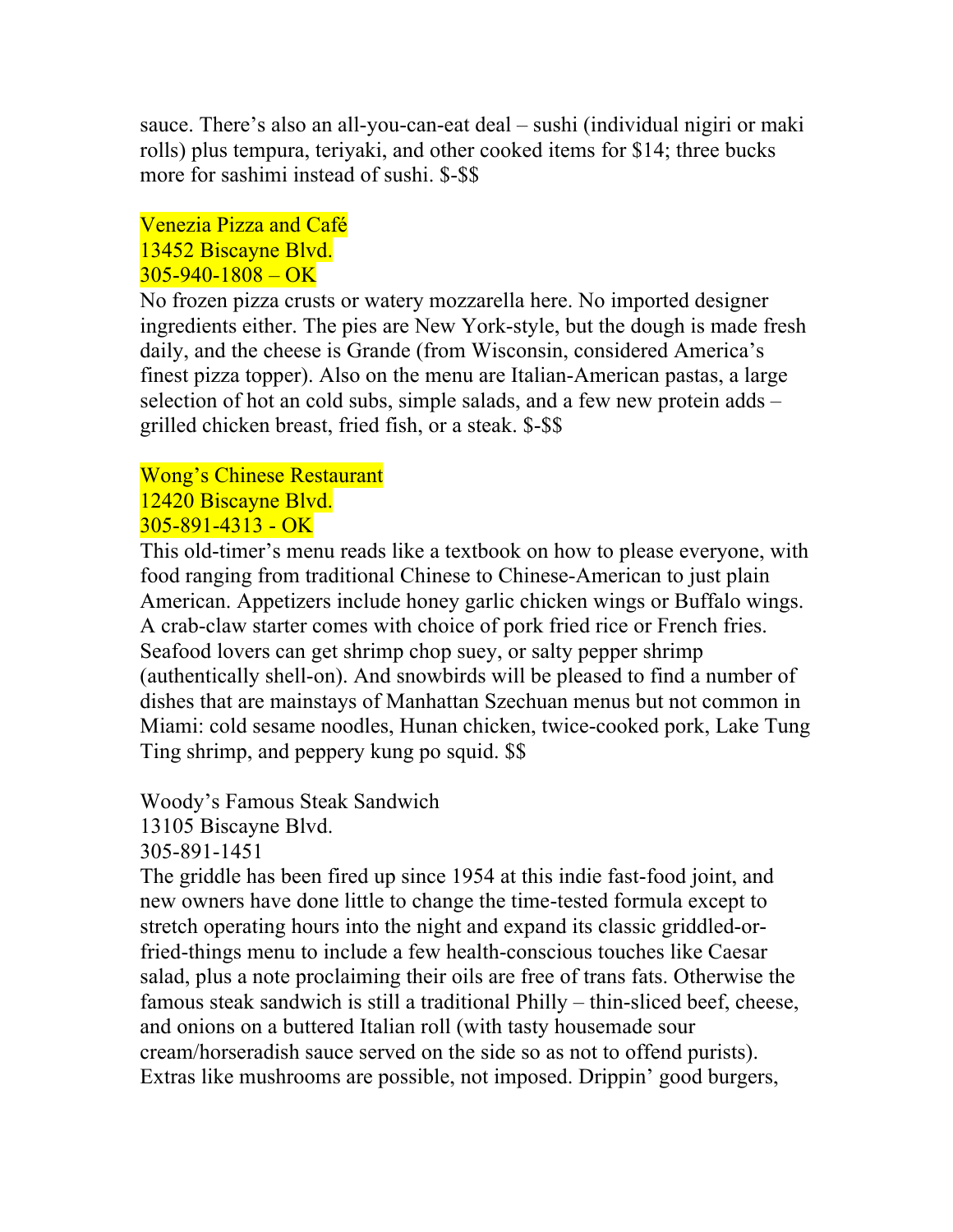sauce. There's also an all-you-can-eat deal – sushi (individual nigiri or maki rolls) plus tempura, teriyaki, and other cooked items for $14; three bucks more for sashimi instead of sushi. $-$$

Venezia Pizza and Café
13452 Biscayne Blvd.
305-940-1808 – OK
No frozen pizza crusts or watery mozzarella here. No imported designer ingredients either. The pies are New York-style, but the dough is made fresh daily, and the cheese is Grande (from Wisconsin, considered America's finest pizza topper). Also on the menu are Italian-American pastas, a large selection of hot an cold subs, simple salads, and a few new protein adds – grilled chicken breast, fried fish, or a steak. $-$$

Wong's Chinese Restaurant
12420 Biscayne Blvd.
305-891-4313 - OK
This old-timer's menu reads like a textbook on how to please everyone, with food ranging from traditional Chinese to Chinese-American to just plain American. Appetizers include honey garlic chicken wings or Buffalo wings. A crab-claw starter comes with choice of pork fried rice or French fries. Seafood lovers can get shrimp chop suey, or salty pepper shrimp (authentically shell-on). And snowbirds will be pleased to find a number of dishes that are mainstays of Manhattan Szechuan menus but not common in Miami: cold sesame noodles, Hunan chicken, twice-cooked pork, Lake Tung Ting shrimp, and peppery kung po squid. $$

Woody's Famous Steak Sandwich
13105 Biscayne Blvd.
305-891-1451
The griddle has been fired up since 1954 at this indie fast-food joint, and new owners have done little to change the time-tested formula except to stretch operating hours into the night and expand its classic griddled-or-fried-things menu to include a few health-conscious touches like Caesar salad, plus a note proclaiming their oils are free of trans fats. Otherwise the famous steak sandwich is still a traditional Philly – thin-sliced beef, cheese, and onions on a buttered Italian roll (with tasty housemade sour cream/horseradish sauce served on the side so as not to offend purists). Extras like mushrooms are possible, not imposed. Drippin' good burgers,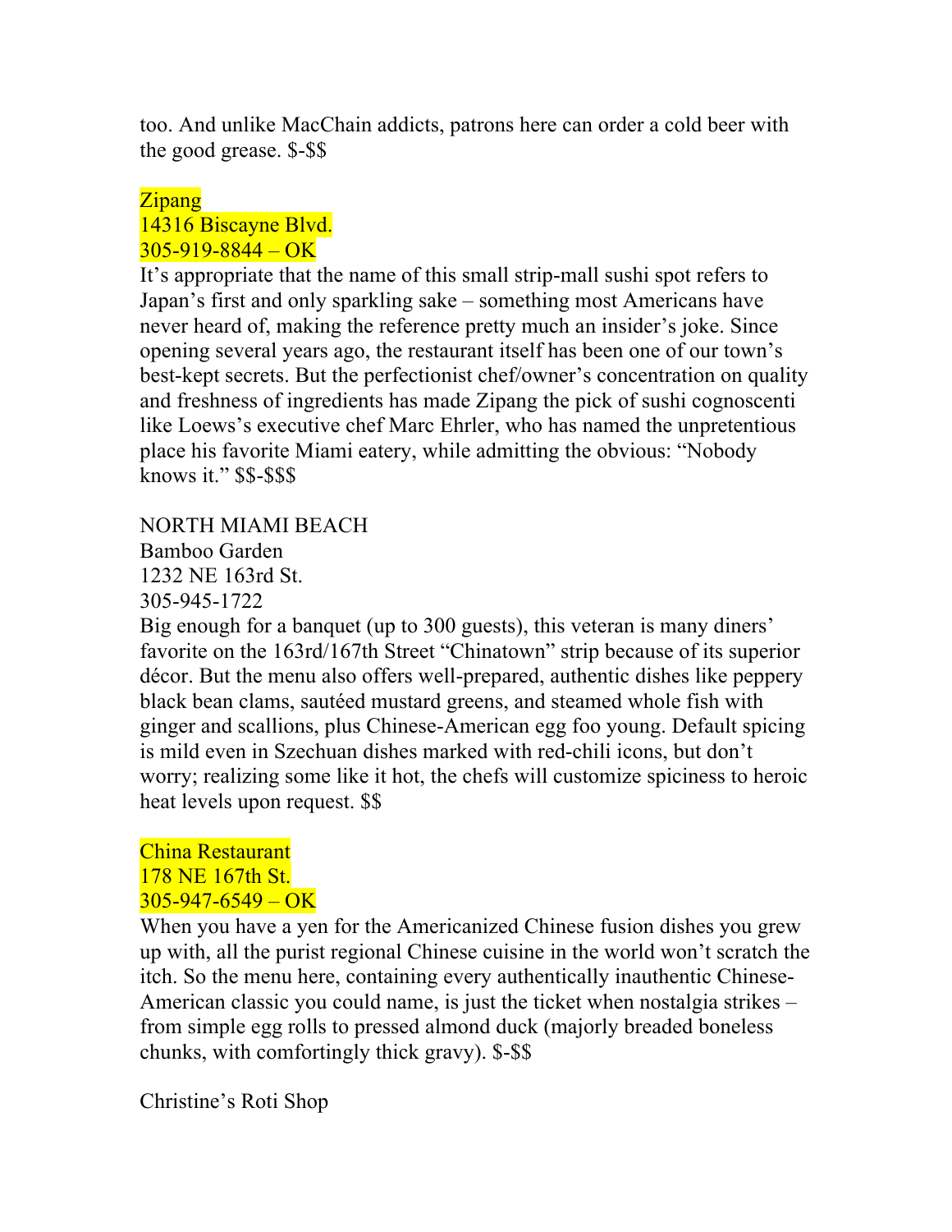too. And unlike MacChain addicts, patrons here can order a cold beer with the good grease. $-$$

Zipang
14316 Biscayne Blvd.
305-919-8844 – OK
It's appropriate that the name of this small strip-mall sushi spot refers to Japan's first and only sparkling sake – something most Americans have never heard of, making the reference pretty much an insider's joke. Since opening several years ago, the restaurant itself has been one of our town's best-kept secrets. But the perfectionist chef/owner's concentration on quality and freshness of ingredients has made Zipang the pick of sushi cognoscenti like Loews's executive chef Marc Ehrler, who has named the unpretentious place his favorite Miami eatery, while admitting the obvious: "Nobody knows it." $$-$$$

NORTH MIAMI BEACH

Bamboo Garden
1232 NE 163rd St.
305-945-1722
Big enough for a banquet (up to 300 guests), this veteran is many diners' favorite on the 163rd/167th Street "Chinatown" strip because of its superior décor. But the menu also offers well-prepared, authentic dishes like peppery black bean clams, sautéed mustard greens, and steamed whole fish with ginger and scallions, plus Chinese-American egg foo young. Default spicing is mild even in Szechuan dishes marked with red-chili icons, but don't worry; realizing some like it hot, the chefs will customize spiciness to heroic heat levels upon request. $$

China Restaurant
178 NE 167th St.
305-947-6549 – OK
When you have a yen for the Americanized Chinese fusion dishes you grew up with, all the purist regional Chinese cuisine in the world won't scratch the itch. So the menu here, containing every authentically inauthentic Chinese-American classic you could name, is just the ticket when nostalgia strikes – from simple egg rolls to pressed almond duck (majorly breaded boneless chunks, with comfortingly thick gravy). $-$$

Christine's Roti Shop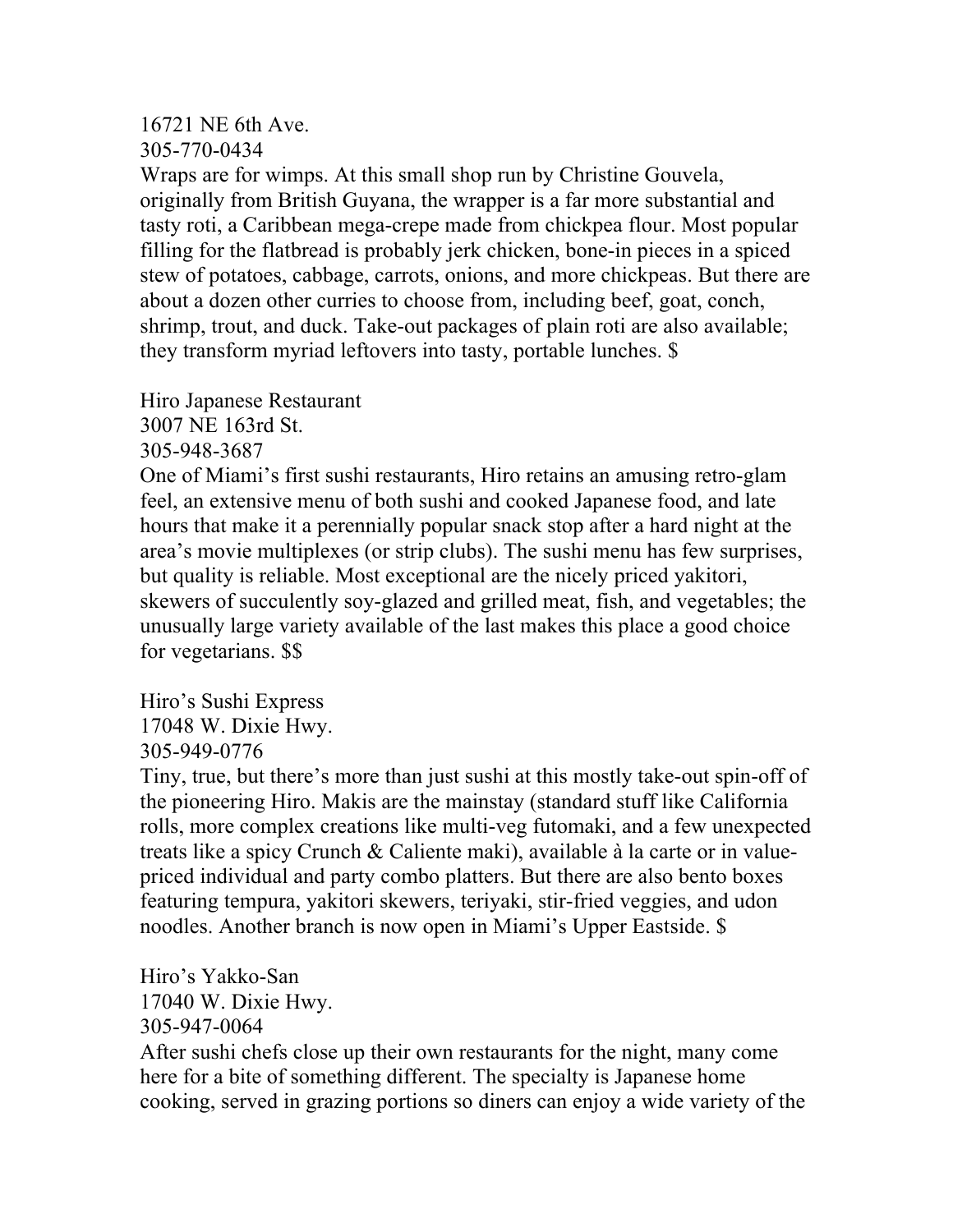16721 NE 6th Ave.
305-770-0434
Wraps are for wimps. At this small shop run by Christine Gouvela, originally from British Guyana, the wrapper is a far more substantial and tasty roti, a Caribbean mega-crepe made from chickpea flour. Most popular filling for the flatbread is probably jerk chicken, bone-in pieces in a spiced stew of potatoes, cabbage, carrots, onions, and more chickpeas. But there are about a dozen other curries to choose from, including beef, goat, conch, shrimp, trout, and duck. Take-out packages of plain roti are also available; they transform myriad leftovers into tasty, portable lunches. $

Hiro Japanese Restaurant
3007 NE 163rd St.
305-948-3687
One of Miami's first sushi restaurants, Hiro retains an amusing retro-glam feel, an extensive menu of both sushi and cooked Japanese food, and late hours that make it a perennially popular snack stop after a hard night at the area's movie multiplexes (or strip clubs). The sushi menu has few surprises, but quality is reliable. Most exceptional are the nicely priced yakitori, skewers of succulently soy-glazed and grilled meat, fish, and vegetables; the unusually large variety available of the last makes this place a good choice for vegetarians. $$

Hiro's Sushi Express
17048 W. Dixie Hwy.
305-949-0776
Tiny, true, but there's more than just sushi at this mostly take-out spin-off of the pioneering Hiro. Makis are the mainstay (standard stuff like California rolls, more complex creations like multi-veg futomaki, and a few unexpected treats like a spicy Crunch & Caliente maki), available à la carte or in value-priced individual and party combo platters. But there are also bento boxes featuring tempura, yakitori skewers, teriyaki, stir-fried veggies, and udon noodles. Another branch is now open in Miami's Upper Eastside. $

Hiro's Yakko-San
17040 W. Dixie Hwy.
305-947-0064
After sushi chefs close up their own restaurants for the night, many come here for a bite of something different. The specialty is Japanese home cooking, served in grazing portions so diners can enjoy a wide variety of the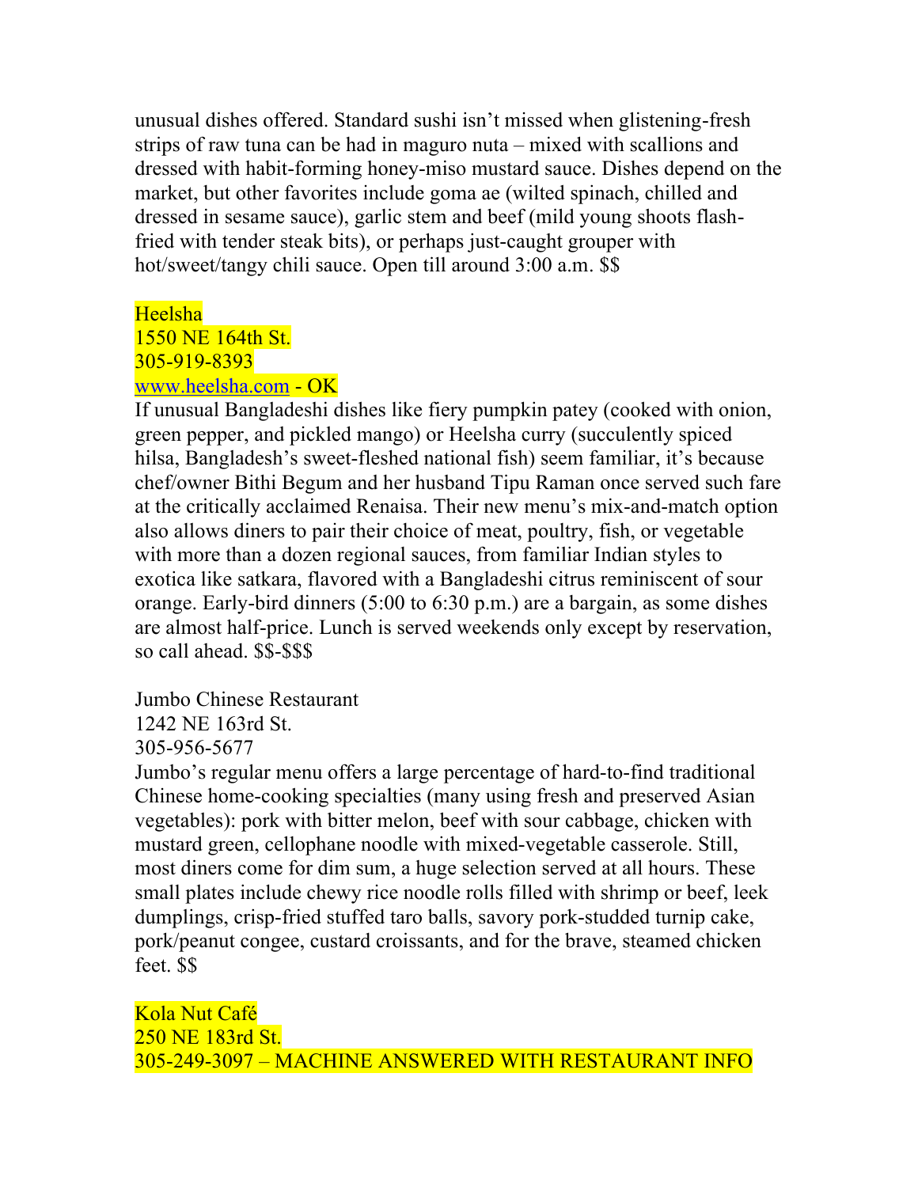unusual dishes offered. Standard sushi isn't missed when glistening-fresh strips of raw tuna can be had in maguro nuta – mixed with scallions and dressed with habit-forming honey-miso mustard sauce. Dishes depend on the market, but other favorites include goma ae (wilted spinach, chilled and dressed in sesame sauce), garlic stem and beef (mild young shoots flash-fried with tender steak bits), or perhaps just-caught grouper with hot/sweet/tangy chili sauce. Open till around 3:00 a.m. $$

Heelsha
1550 NE 164th St.
305-919-8393
www.heelsha.com - OK
If unusual Bangladeshi dishes like fiery pumpkin patey (cooked with onion, green pepper, and pickled mango) or Heelsha curry (succulently spiced hilsa, Bangladesh's sweet-fleshed national fish) seem familiar, it's because chef/owner Bithi Begum and her husband Tipu Raman once served such fare at the critically acclaimed Renaisa. Their new menu's mix-and-match option also allows diners to pair their choice of meat, poultry, fish, or vegetable with more than a dozen regional sauces, from familiar Indian styles to exotica like satkara, flavored with a Bangladeshi citrus reminiscent of sour orange. Early-bird dinners (5:00 to 6:30 p.m.) are a bargain, as some dishes are almost half-price. Lunch is served weekends only except by reservation, so call ahead. $$-$$$

Jumbo Chinese Restaurant
1242 NE 163rd St.
305-956-5677
Jumbo's regular menu offers a large percentage of hard-to-find traditional Chinese home-cooking specialties (many using fresh and preserved Asian vegetables): pork with bitter melon, beef with sour cabbage, chicken with mustard green, cellophane noodle with mixed-vegetable casserole. Still, most diners come for dim sum, a huge selection served at all hours. These small plates include chewy rice noodle rolls filled with shrimp or beef, leek dumplings, crisp-fried stuffed taro balls, savory pork-studded turnip cake, pork/peanut congee, custard croissants, and for the brave, steamed chicken feet. $$

Kola Nut Café
250 NE 183rd St.
305-249-3097 – MACHINE ANSWERED WITH RESTAURANT INFO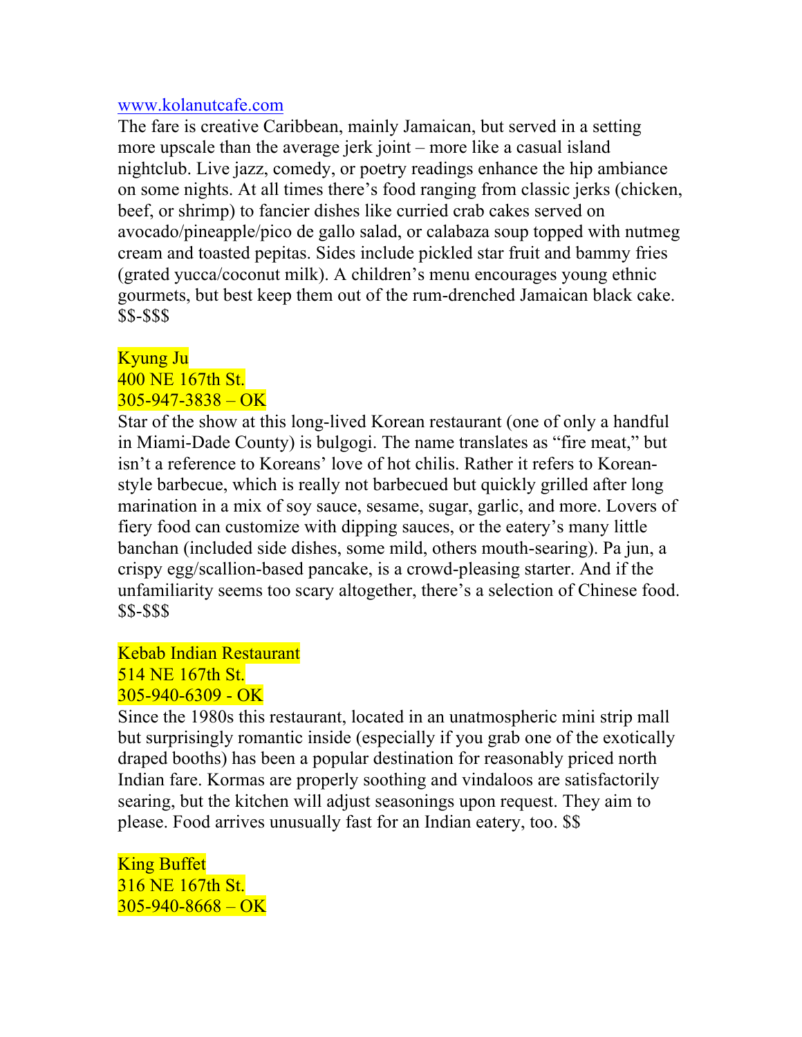www.kolanutcafe.com
The fare is creative Caribbean, mainly Jamaican, but served in a setting more upscale than the average jerk joint – more like a casual island nightclub. Live jazz, comedy, or poetry readings enhance the hip ambiance on some nights. At all times there's food ranging from classic jerks (chicken, beef, or shrimp) to fancier dishes like curried crab cakes served on avocado/pineapple/pico de gallo salad, or calabaza soup topped with nutmeg cream and toasted pepitas. Sides include pickled star fruit and bammy fries (grated yucca/coconut milk). A children's menu encourages young ethnic gourmets, but best keep them out of the rum-drenched Jamaican black cake. $$-$$$

Kyung Ju
400 NE 167th St.
305-947-3838 – OK
Star of the show at this long-lived Korean restaurant (one of only a handful in Miami-Dade County) is bulgogi. The name translates as "fire meat," but isn't a reference to Koreans' love of hot chilis. Rather it refers to Korean-style barbecue, which is really not barbecued but quickly grilled after long marination in a mix of soy sauce, sesame, sugar, garlic, and more. Lovers of fiery food can customize with dipping sauces, or the eatery's many little banchan (included side dishes, some mild, others mouth-searing). Pa jun, a crispy egg/scallion-based pancake, is a crowd-pleasing starter. And if the unfamiliarity seems too scary altogether, there's a selection of Chinese food. $$-$$$

Kebab Indian Restaurant
514 NE 167th St.
305-940-6309 - OK
Since the 1980s this restaurant, located in an unatmospheric mini strip mall but surprisingly romantic inside (especially if you grab one of the exotically draped booths) has been a popular destination for reasonably priced north Indian fare. Kormas are properly soothing and vindaloos are satisfactorily searing, but the kitchen will adjust seasonings upon request. They aim to please. Food arrives unusually fast for an Indian eatery, too. $$

King Buffet
316 NE 167th St.
305-940-8668 – OK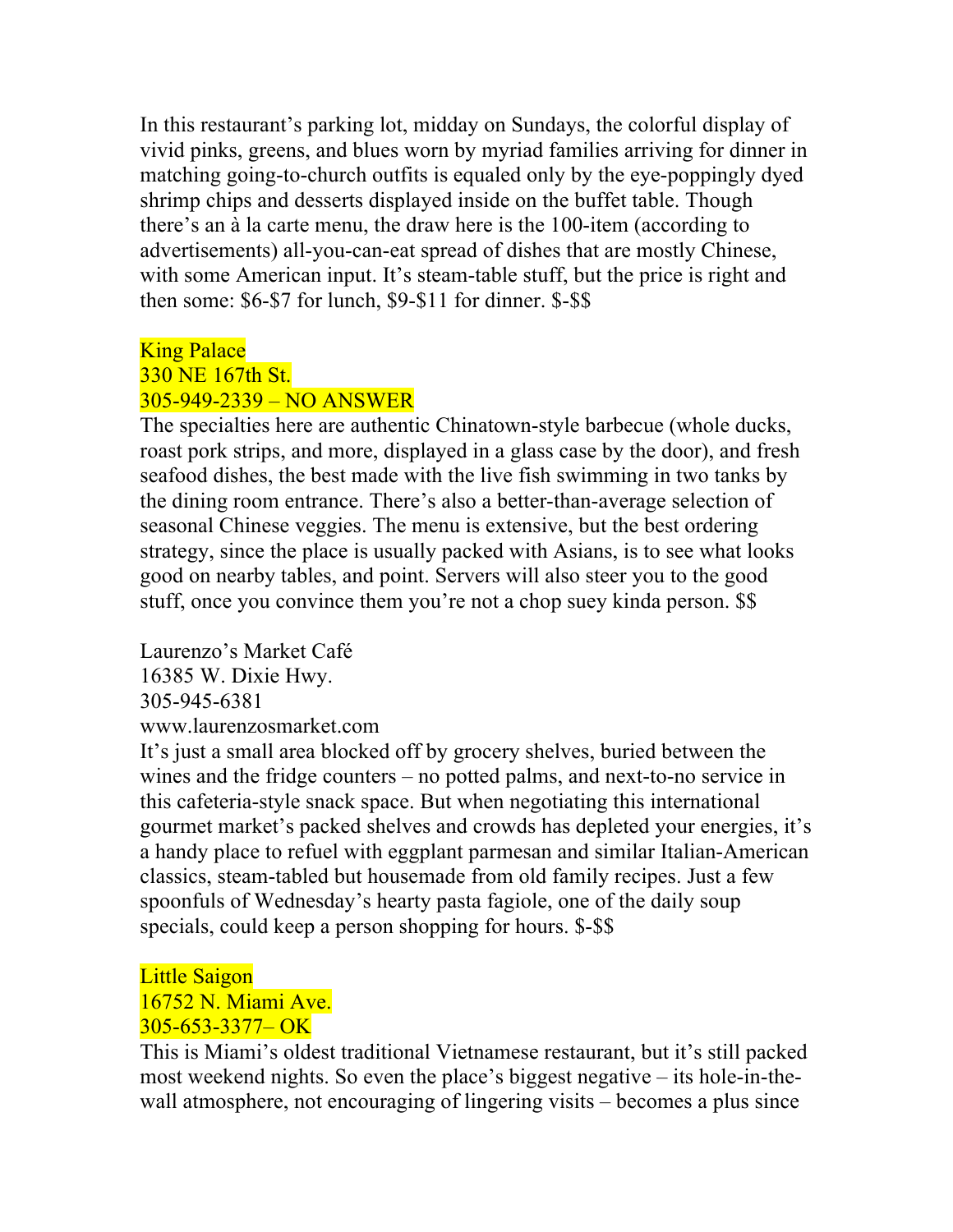In this restaurant's parking lot, midday on Sundays, the colorful display of vivid pinks, greens, and blues worn by myriad families arriving for dinner in matching going-to-church outfits is equaled only by the eye-poppingly dyed shrimp chips and desserts displayed inside on the buffet table. Though there's an à la carte menu, the draw here is the 100-item (according to advertisements) all-you-can-eat spread of dishes that are mostly Chinese, with some American input. It's steam-table stuff, but the price is right and then some: $6-$7 for lunch, $9-$11 for dinner. $-$$

King Palace
330 NE 167th St.
305-949-2339 – NO ANSWER
The specialties here are authentic Chinatown-style barbecue (whole ducks, roast pork strips, and more, displayed in a glass case by the door), and fresh seafood dishes, the best made with the live fish swimming in two tanks by the dining room entrance. There's also a better-than-average selection of seasonal Chinese veggies. The menu is extensive, but the best ordering strategy, since the place is usually packed with Asians, is to see what looks good on nearby tables, and point. Servers will also steer you to the good stuff, once you convince them you're not a chop suey kinda person. $$

Laurenzo's Market Café
16385 W. Dixie Hwy.
305-945-6381
www.laurenzosmarket.com
It's just a small area blocked off by grocery shelves, buried between the wines and the fridge counters – no potted palms, and next-to-no service in this cafeteria-style snack space. But when negotiating this international gourmet market's packed shelves and crowds has depleted your energies, it's a handy place to refuel with eggplant parmesan and similar Italian-American classics, steam-tabled but housemade from old family recipes. Just a few spoonfuls of Wednesday's hearty pasta fagiole, one of the daily soup specials, could keep a person shopping for hours. $-$$

Little Saigon
16752 N. Miami Ave.
305-653-3377– OK
This is Miami's oldest traditional Vietnamese restaurant, but it's still packed most weekend nights. So even the place's biggest negative – its hole-in-the-wall atmosphere, not encouraging of lingering visits – becomes a plus since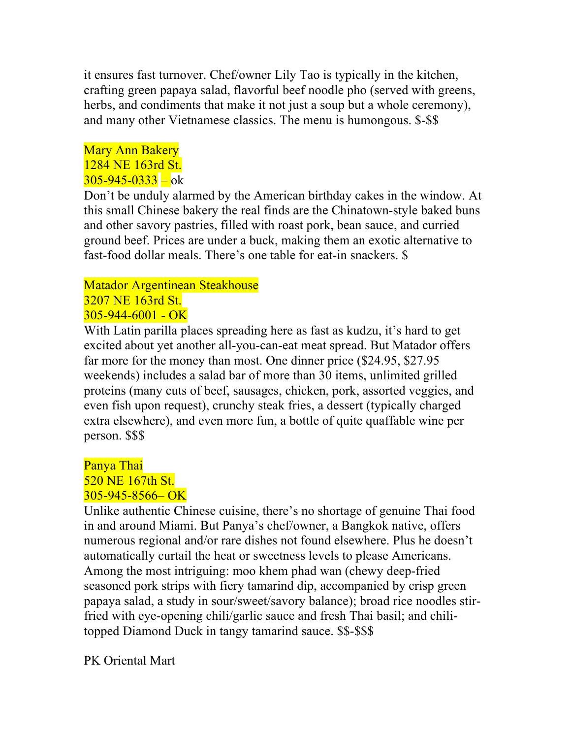it ensures fast turnover. Chef/owner Lily Tao is typically in the kitchen, crafting green papaya salad, flavorful beef noodle pho (served with greens, herbs, and condiments that make it not just a soup but a whole ceremony), and many other Vietnamese classics. The menu is humongous. $-$$

Mary Ann Bakery
1284 NE 163rd St.
305-945-0333 – ok
Don't be unduly alarmed by the American birthday cakes in the window. At this small Chinese bakery the real finds are the Chinatown-style baked buns and other savory pastries, filled with roast pork, bean sauce, and curried ground beef. Prices are under a buck, making them an exotic alternative to fast-food dollar meals. There's one table for eat-in snackers. $

Matador Argentinean Steakhouse
3207 NE 163rd St.
305-944-6001 - OK
With Latin parilla places spreading here as fast as kudzu, it's hard to get excited about yet another all-you-can-eat meat spread. But Matador offers far more for the money than most. One dinner price ($24.95, $27.95 weekends) includes a salad bar of more than 30 items, unlimited grilled proteins (many cuts of beef, sausages, chicken, pork, assorted veggies, and even fish upon request), crunchy steak fries, a dessert (typically charged extra elsewhere), and even more fun, a bottle of quite quaffable wine per person. $$$

Panya Thai
520 NE 167th St.
305-945-8566– OK
Unlike authentic Chinese cuisine, there's no shortage of genuine Thai food in and around Miami. But Panya's chef/owner, a Bangkok native, offers numerous regional and/or rare dishes not found elsewhere. Plus he doesn't automatically curtail the heat or sweetness levels to please Americans. Among the most intriguing: moo khem phad wan (chewy deep-fried seasoned pork strips with fiery tamarind dip, accompanied by crisp green papaya salad, a study in sour/sweet/savory balance); broad rice noodles stir-fried with eye-opening chili/garlic sauce and fresh Thai basil; and chili-topped Diamond Duck in tangy tamarind sauce. $$-$$$

PK Oriental Mart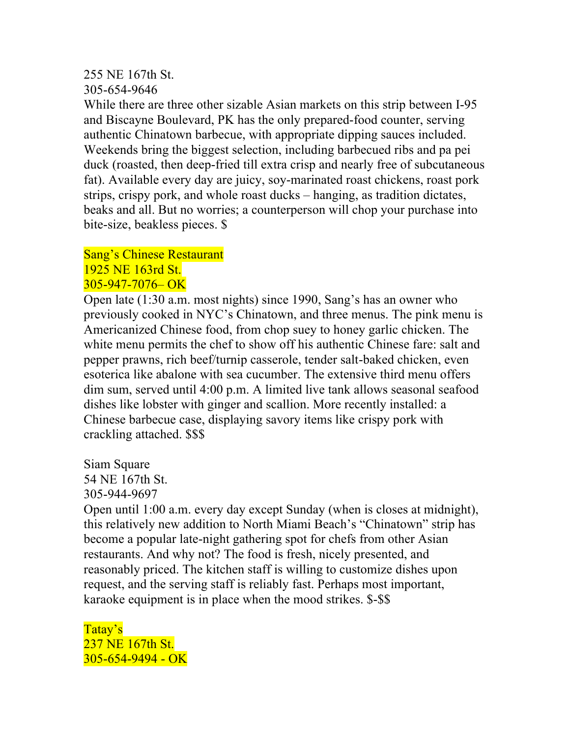255 NE 167th St.
305-654-9646

While there are three other sizable Asian markets on this strip between I-95 and Biscayne Boulevard, PK has the only prepared-food counter, serving authentic Chinatown barbecue, with appropriate dipping sauces included. Weekends bring the biggest selection, including barbecued ribs and pa pei duck (roasted, then deep-fried till extra crisp and nearly free of subcutaneous fat). Available every day are juicy, soy-marinated roast chickens, roast pork strips, crispy pork, and whole roast ducks – hanging, as tradition dictates, beaks and all. But no worries; a counterperson will chop your purchase into bite-size, beakless pieces. $

Sang's Chinese Restaurant
1925 NE 163rd St.
305-947-7076– OK

Open late (1:30 a.m. most nights) since 1990, Sang's has an owner who previously cooked in NYC's Chinatown, and three menus. The pink menu is Americanized Chinese food, from chop suey to honey garlic chicken. The white menu permits the chef to show off his authentic Chinese fare: salt and pepper prawns, rich beef/turnip casserole, tender salt-baked chicken, even esoterica like abalone with sea cucumber. The extensive third menu offers dim sum, served until 4:00 p.m. A limited live tank allows seasonal seafood dishes like lobster with ginger and scallion. More recently installed: a Chinese barbecue case, displaying savory items like crispy pork with crackling attached. $$$

Siam Square
54 NE 167th St.
305-944-9697

Open until 1:00 a.m. every day except Sunday (when is closes at midnight), this relatively new addition to North Miami Beach's "Chinatown" strip has become a popular late-night gathering spot for chefs from other Asian restaurants. And why not? The food is fresh, nicely presented, and reasonably priced. The kitchen staff is willing to customize dishes upon request, and the serving staff is reliably fast. Perhaps most important, karaoke equipment is in place when the mood strikes. $-$$

Tatay's
237 NE 167th St.
305-654-9494 - OK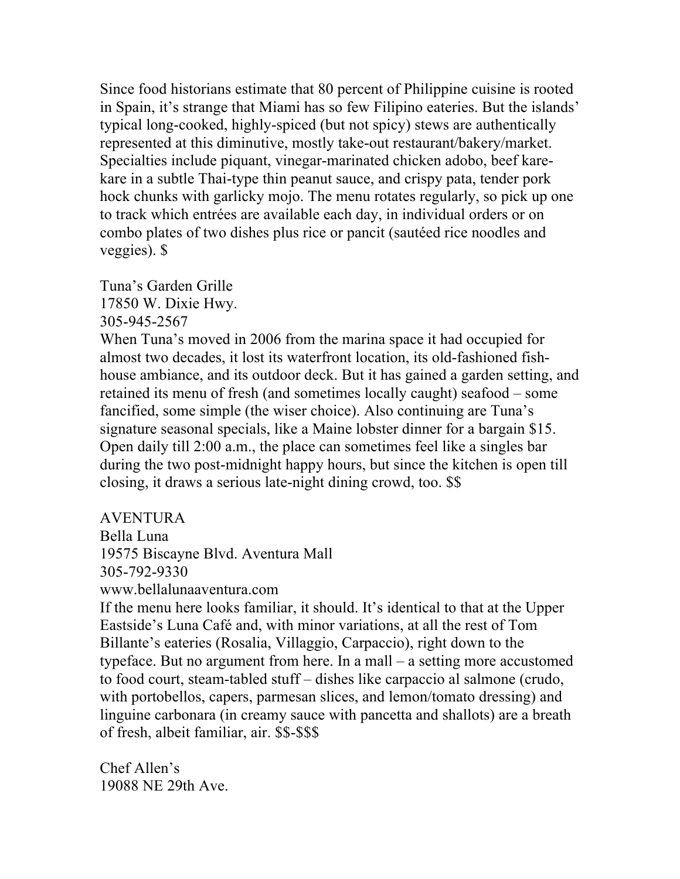Since food historians estimate that 80 percent of Philippine cuisine is rooted in Spain, it's strange that Miami has so few Filipino eateries. But the islands' typical long-cooked, highly-spiced (but not spicy) stews are authentically represented at this diminutive, mostly take-out restaurant/bakery/market. Specialties include piquant, vinegar-marinated chicken adobo, beef kare-kare in a subtle Thai-type thin peanut sauce, and crispy pata, tender pork hock chunks with garlicky mojo. The menu rotates regularly, so pick up one to track which entrées are available each day, in individual orders or on combo plates of two dishes plus rice or pancit (sautéed rice noodles and veggies). $

Tuna's Garden Grille
17850 W. Dixie Hwy.
305-945-2567
When Tuna's moved in 2006 from the marina space it had occupied for almost two decades, it lost its waterfront location, its old-fashioned fish-house ambiance, and its outdoor deck. But it has gained a garden setting, and retained its menu of fresh (and sometimes locally caught) seafood – some fancified, some simple (the wiser choice). Also continuing are Tuna's signature seasonal specials, like a Maine lobster dinner for a bargain $15. Open daily till 2:00 a.m., the place can sometimes feel like a singles bar during the two post-midnight happy hours, but since the kitchen is open till closing, it draws a serious late-night dining crowd, too. $$

AVENTURA
Bella Luna
19575 Biscayne Blvd. Aventura Mall
305-792-9330
www.bellalunaaventura.com
If the menu here looks familiar, it should. It's identical to that at the Upper Eastside's Luna Café and, with minor variations, at all the rest of Tom Billante's eateries (Rosalia, Villaggio, Carpaccio), right down to the typeface. But no argument from here. In a mall – a setting more accustomed to food court, steam-tabled stuff – dishes like carpaccio al salmone (crudo, with portobellos, capers, parmesan slices, and lemon/tomato dressing) and linguine carbonara (in creamy sauce with pancetta and shallots) are a breath of fresh, albeit familiar, air. $$-$$$

Chef Allen's
19088 NE 29th Ave.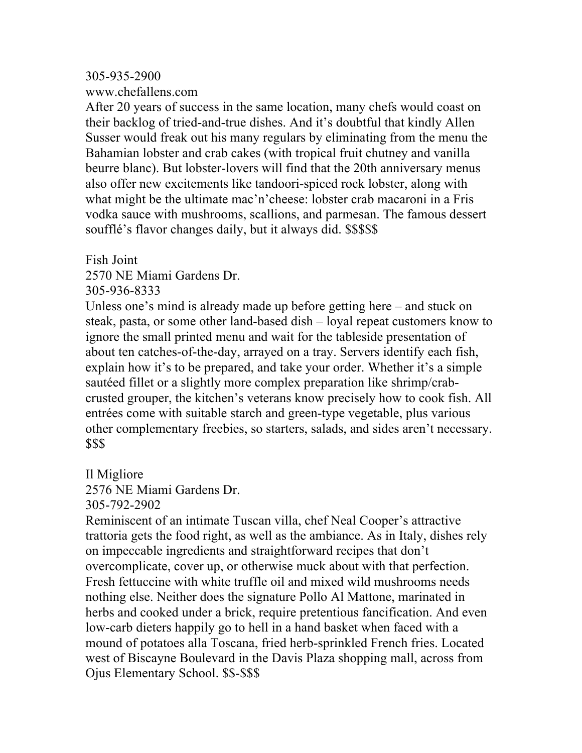305-935-2900
www.chefallens.com
After 20 years of success in the same location, many chefs would coast on their backlog of tried-and-true dishes. And it's doubtful that kindly Allen Susser would freak out his many regulars by eliminating from the menu the Bahamian lobster and crab cakes (with tropical fruit chutney and vanilla beurre blanc). But lobster-lovers will find that the 20th anniversary menus also offer new excitements like tandoori-spiced rock lobster, along with what might be the ultimate mac'n'cheese: lobster crab macaroni in a Fris vodka sauce with mushrooms, scallions, and parmesan. The famous dessert soufflé's flavor changes daily, but it always did. $$$$$

Fish Joint
2570 NE Miami Gardens Dr.
305-936-8333
Unless one's mind is already made up before getting here – and stuck on steak, pasta, or some other land-based dish – loyal repeat customers know to ignore the small printed menu and wait for the tableside presentation of about ten catches-of-the-day, arrayed on a tray. Servers identify each fish, explain how it's to be prepared, and take your order. Whether it's a simple sautéed fillet or a slightly more complex preparation like shrimp/crab-crusted grouper, the kitchen's veterans know precisely how to cook fish. All entrées come with suitable starch and green-type vegetable, plus various other complementary freebies, so starters, salads, and sides aren't necessary. $$$

Il Migliore
2576 NE Miami Gardens Dr.
305-792-2902
Reminiscent of an intimate Tuscan villa, chef Neal Cooper's attractive trattoria gets the food right, as well as the ambiance. As in Italy, dishes rely on impeccable ingredients and straightforward recipes that don't overcomplicate, cover up, or otherwise muck about with that perfection. Fresh fettuccine with white truffle oil and mixed wild mushrooms needs nothing else. Neither does the signature Pollo Al Mattone, marinated in herbs and cooked under a brick, require pretentious fancification. And even low-carb dieters happily go to hell in a hand basket when faced with a mound of potatoes alla Toscana, fried herb-sprinkled French fries. Located west of Biscayne Boulevard in the Davis Plaza shopping mall, across from Ojus Elementary School. $$-$$$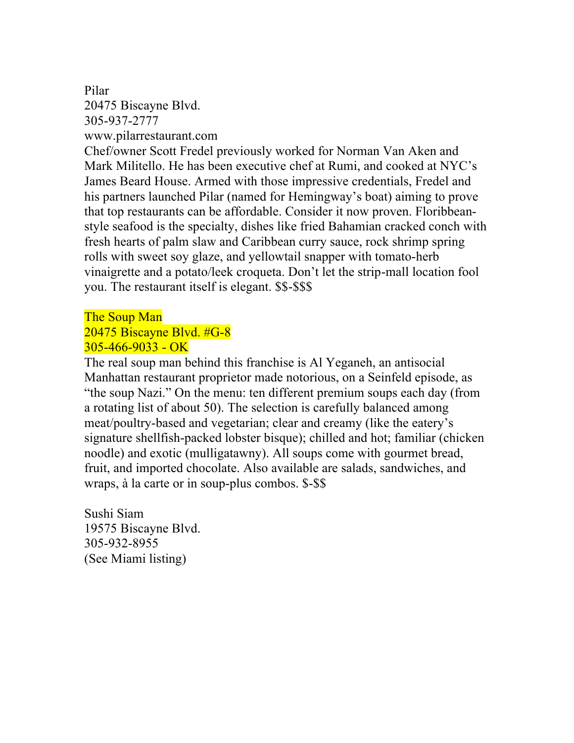Pilar
20475 Biscayne Blvd.
305-937-2777
www.pilarrestaurant.com
Chef/owner Scott Fredel previously worked for Norman Van Aken and Mark Militello. He has been executive chef at Rumi, and cooked at NYC's James Beard House. Armed with those impressive credentials, Fredel and his partners launched Pilar (named for Hemingway's boat) aiming to prove that top restaurants can be affordable. Consider it now proven. Floribbean-style seafood is the specialty, dishes like fried Bahamian cracked conch with fresh hearts of palm slaw and Caribbean curry sauce, rock shrimp spring rolls with sweet soy glaze, and yellowtail snapper with tomato-herb vinaigrette and a potato/leek croqueta. Don't let the strip-mall location fool you. The restaurant itself is elegant. $$-$$$

The Soup Man
20475 Biscayne Blvd. #G-8
305-466-9033 - OK
The real soup man behind this franchise is Al Yeganeh, an antisocial Manhattan restaurant proprietor made notorious, on a Seinfeld episode, as "the soup Nazi." On the menu: ten different premium soups each day (from a rotating list of about 50). The selection is carefully balanced among meat/poultry-based and vegetarian; clear and creamy (like the eatery's signature shellfish-packed lobster bisque); chilled and hot; familiar (chicken noodle) and exotic (mulligatawny). All soups come with gourmet bread, fruit, and imported chocolate. Also available are salads, sandwiches, and wraps, à la carte or in soup-plus combos. $-$$

Sushi Siam
19575 Biscayne Blvd.
305-932-8955
(See Miami listing)